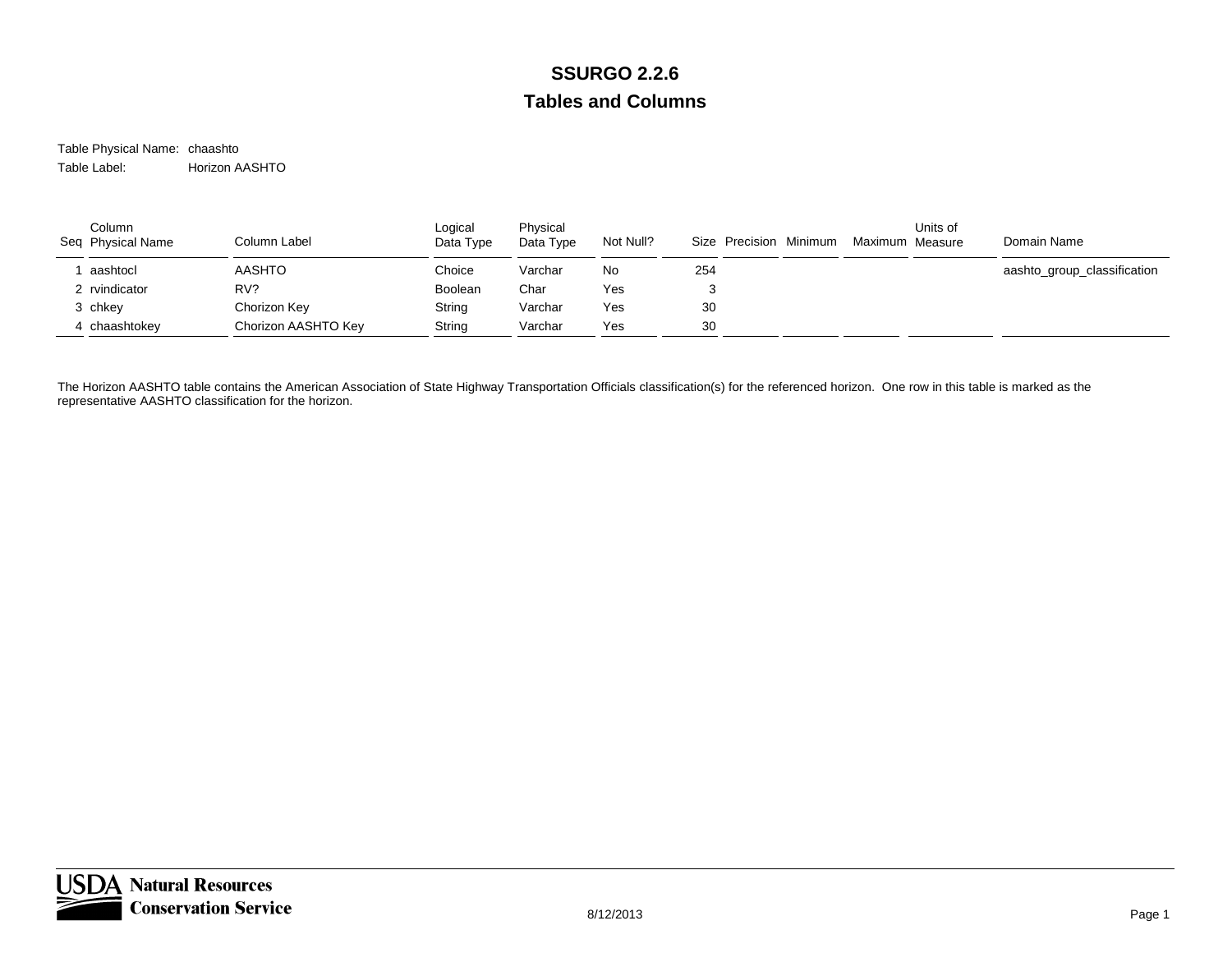# SSURGO 2.2.6

## Tables and Columns

Table Physical Name: chaashto

Table Label: Horizon AASHTO

| Seq | Column Physical Name | Column Label | Logical Data Type | Physical Data Type | Not Null? | Size | Precision | Minimum | Maximum | Units of Measure | Domain Name |
|---|---|---|---|---|---|---|---|---|---|---|---|
| 1 | aashtocl | AASHTO | Choice | Varchar | No | 254 | | | | | aashto_group_classification |
| 2 | rvindicator | RV? | Boolean | Char | Yes | 3 | | | | | |
| 3 | chkey | Chorizon Key | String | Varchar | Yes | 30 | | | | | |
| 4 | chaashtokey | Chorizon AASHTO Key | String | Varchar | Yes | 30 | | | | | |

The Horizon AASHTO table contains the American Association of State Highway Transportation Officials classification(s) for the referenced horizon. One row in this table is marked as the representative AASHTO classification for the horizon.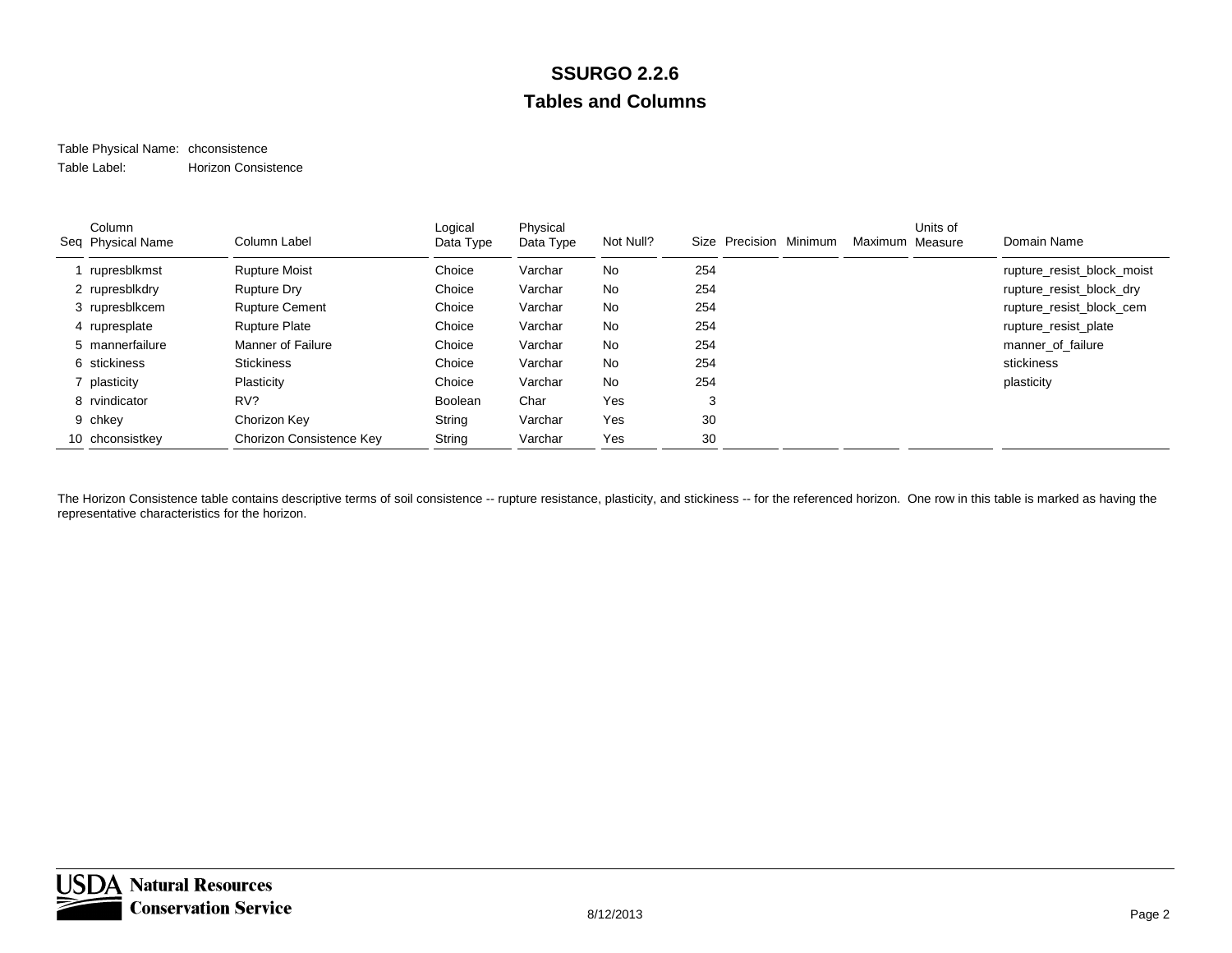# SSURGO 2.2.6

## Tables and Columns

Table Physical Name: chconsistence

Table Label: Horizon Consistence

| Seq | Column Physical Name | Column Label | Logical Data Type | Physical Data Type | Not Null? | Size | Precision | Minimum | Maximum | Units of Measure | Domain Name |
|---|---|---|---|---|---|---|---|---|---|---|---|
| 1 | rupresblkmst | Rupture Moist | Choice | Varchar | No | 254 | | | | | rupture_resist_block_moist |
| 2 | rupresblkdry | Rupture Dry | Choice | Varchar | No | 254 | | | | | rupture_resist_block_dry |
| 3 | rupresblkcem | Rupture Cement | Choice | Varchar | No | 254 | | | | | rupture_resist_block_cem |
| 4 | rupresplate | Rupture Plate | Choice | Varchar | No | 254 | | | | | rupture_resist_plate |
| 5 | mannerfailure | Manner of Failure | Choice | Varchar | No | 254 | | | | | manner_of_failure |
| 6 | stickiness | Stickiness | Choice | Varchar | No | 254 | | | | | stickiness |
| 7 | plasticity | Plasticity | Choice | Varchar | No | 254 | | | | | plasticity |
| 8 | rvindicator | RV? | Boolean | Char | Yes | 3 | | | | | |
| 9 | chkey | Chorizon Key | String | Varchar | Yes | 30 | | | | | |
| 10 | chconsistkey | Chorizon Consistence Key | String | Varchar | Yes | 30 | | | | | |

The Horizon Consistence table contains descriptive terms of soil consistence -- rupture resistance, plasticity, and stickiness -- for the referenced horizon. One row in this table is marked as having the representative characteristics for the horizon.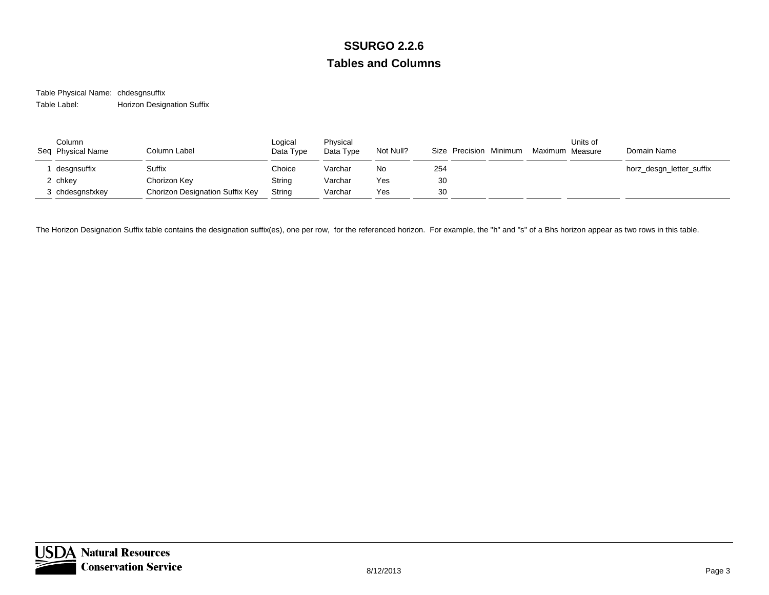# SSURGO 2.2.6

## Tables and Columns

Table Physical Name: chdesgnsuffix

Table Label: Horizon Designation Suffix

| Seq | Column Physical Name | Column Label | Logical Data Type | Physical Data Type | Not Null? | Size | Precision | Minimum | Maximum | Units of Measure | Domain Name |
|---|---|---|---|---|---|---|---|---|---|---|---|
| 1 | desgnsuffix | Suffix | Choice | Varchar | No | 254 | | | | | horz_desgn_letter_suffix |
| 2 | chkey | Chorizon Key | String | Varchar | Yes | 30 | | | | | |
| 3 | chdesgnsfxkey | Chorizon Designation Suffix Key | String | Varchar | Yes | 30 | | | | | |

The Horizon Designation Suffix table contains the designation suffix(es), one per row, for the referenced horizon. For example, the "h" and "s" of a Bhs horizon appear as two rows in this table.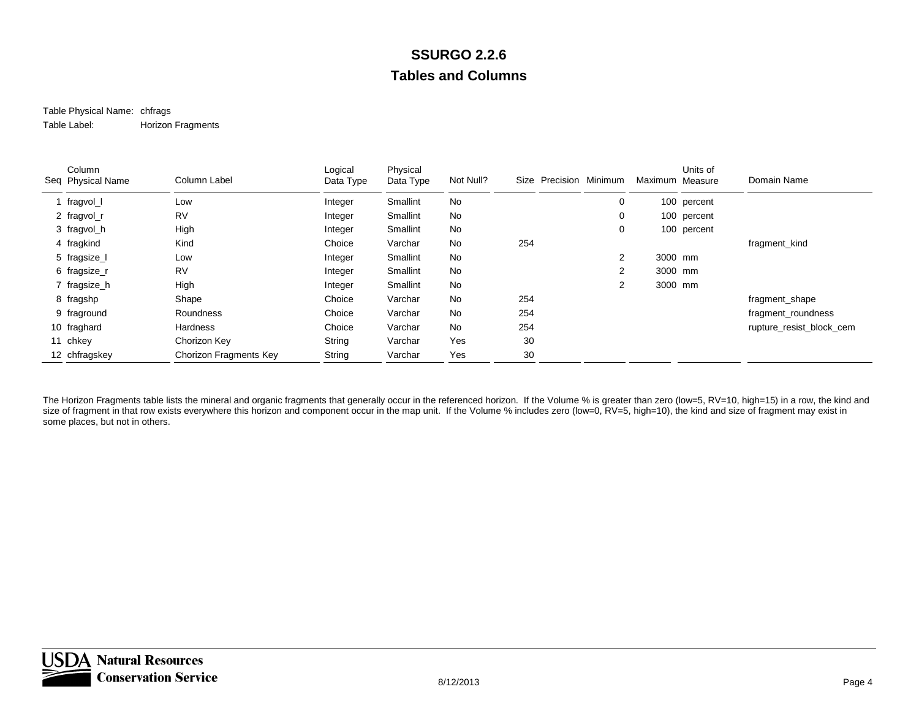# SSURGO 2.2.6

## Tables and Columns

Table Physical Name: chfrags

Table Label: Horizon Fragments

| Seq | Column Physical Name | Column Label | Logical Data Type | Physical Data Type | Not Null? | Size | Precision | Minimum | Maximum | Units of Measure | Domain Name |
|---|---|---|---|---|---|---|---|---|---|---|---|
| 1 | fragvol_l | Low | Integer | Smallint | No | | | 0 | 100 | percent | |
| 2 | fragvol_r | RV | Integer | Smallint | No | | | 0 | 100 | percent | |
| 3 | fragvol_h | High | Integer | Smallint | No | | | 0 | 100 | percent | |
| 4 | fragkind | Kind | Choice | Varchar | No | 254 | | | | | fragment_kind |
| 5 | fragsize_l | Low | Integer | Smallint | No | | | 2 | 3000 | mm | |
| 6 | fragsize_r | RV | Integer | Smallint | No | | | 2 | 3000 | mm | |
| 7 | fragsize_h | High | Integer | Smallint | No | | | 2 | 3000 | mm | |
| 8 | fragshp | Shape | Choice | Varchar | No | 254 | | | | | fragment_shape |
| 9 | fraground | Roundness | Choice | Varchar | No | 254 | | | | | fragment_roundness |
| 10 | fraghard | Hardness | Choice | Varchar | No | 254 | | | | | rupture_resist_block_cem |
| 11 | chkey | Chorizon Key | String | Varchar | Yes | 30 | | | | | |
| 12 | chfragskey | Chorizon Fragments Key | String | Varchar | Yes | 30 | | | | | |

The Horizon Fragments table lists the mineral and organic fragments that generally occur in the referenced horizon. If the Volume % is greater than zero (low=5, RV=10, high=15) in a row, the kind and size of fragment in that row exists everywhere this horizon and component occur in the map unit. If the Volume % includes zero (low=0, RV=5, high=10), the kind and size of fragment may exist in some places, but not in others.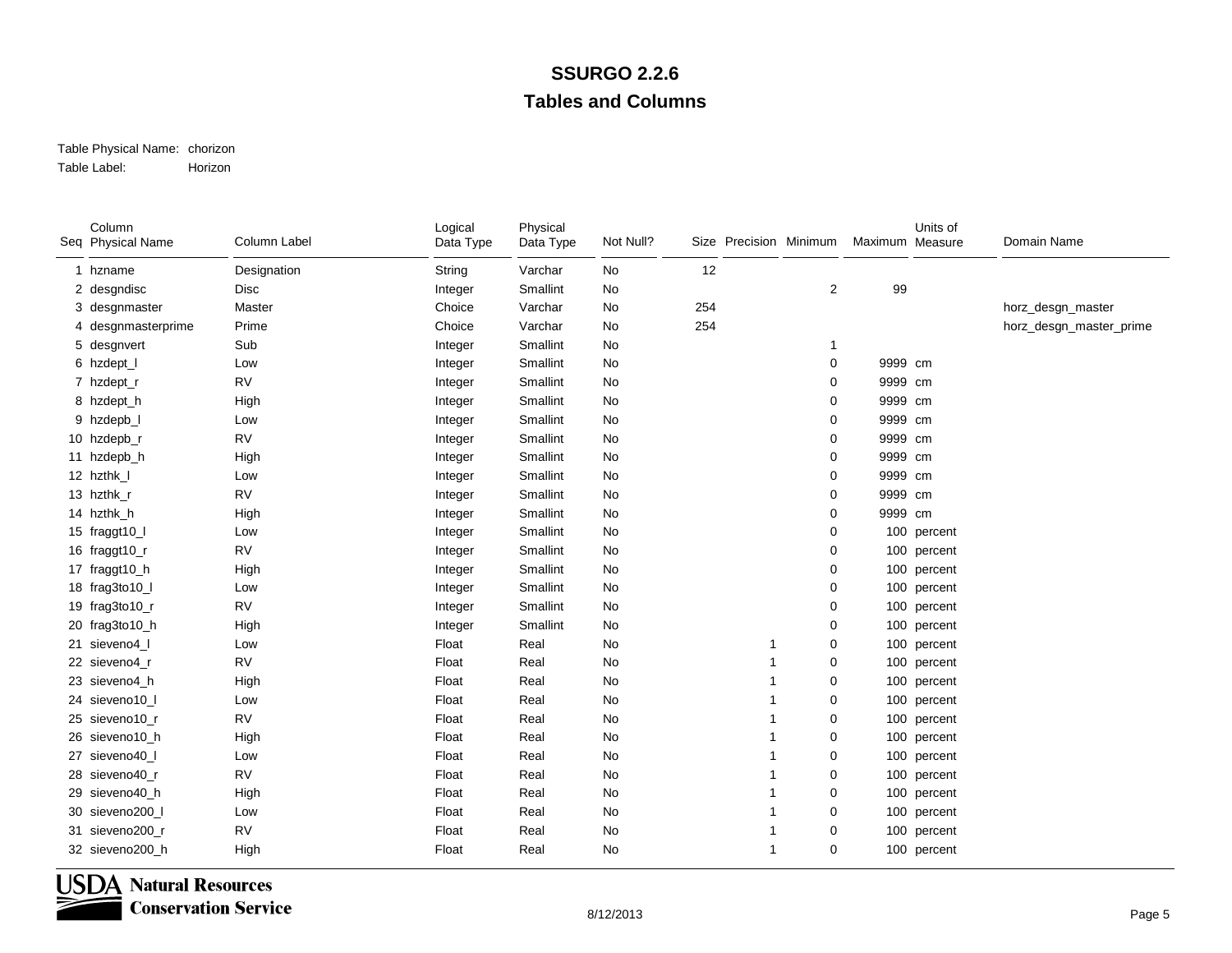# SSURGO 2.2.6

## Tables and Columns

Table Physical Name: chorizon
Table Label: Horizon

| Seq | Column Physical Name | Column Label | Logical Data Type | Physical Data Type | Not Null? | Size | Precision | Minimum | Maximum | Units of Measure | Domain Name |
|---|---|---|---|---|---|---|---|---|---|---|---|
| 1 | hzname | Designation | String | Varchar | No | 12 | | | | | |
| 2 | desgndisc | Disc | Integer | Smallint | No | | | 2 | 99 | | |
| 3 | desgnmaster | Master | Choice | Varchar | No | 254 | | | | | horz_desgn_master |
| 4 | desgnmasterprime | Prime | Choice | Varchar | No | 254 | | | | | horz_desgn_master_prime |
| 5 | desgnvert | Sub | Integer | Smallint | No | | | 1 | | | |
| 6 | hzdept_l | Low | Integer | Smallint | No | | | 0 | 9999 | cm | |
| 7 | hzdept_r | RV | Integer | Smallint | No | | | 0 | 9999 | cm | |
| 8 | hzdept_h | High | Integer | Smallint | No | | | 0 | 9999 | cm | |
| 9 | hzdepb_l | Low | Integer | Smallint | No | | | 0 | 9999 | cm | |
| 10 | hzdepb_r | RV | Integer | Smallint | No | | | 0 | 9999 | cm | |
| 11 | hzdepb_h | High | Integer | Smallint | No | | | 0 | 9999 | cm | |
| 12 | hzthk_l | Low | Integer | Smallint | No | | | 0 | 9999 | cm | |
| 13 | hzthk_r | RV | Integer | Smallint | No | | | 0 | 9999 | cm | |
| 14 | hzthk_h | High | Integer | Smallint | No | | | 0 | 9999 | cm | |
| 15 | fraggt10_l | Low | Integer | Smallint | No | | | 0 | 100 | percent | |
| 16 | fraggt10_r | RV | Integer | Smallint | No | | | 0 | 100 | percent | |
| 17 | fraggt10_h | High | Integer | Smallint | No | | | 0 | 100 | percent | |
| 18 | frag3to10_l | Low | Integer | Smallint | No | | | 0 | 100 | percent | |
| 19 | frag3to10_r | RV | Integer | Smallint | No | | | 0 | 100 | percent | |
| 20 | frag3to10_h | High | Integer | Smallint | No | | | 0 | 100 | percent | |
| 21 | sieveno4_l | Low | Float | Real | No | | 1 | 0 | 100 | percent | |
| 22 | sieveno4_r | RV | Float | Real | No | | 1 | 0 | 100 | percent | |
| 23 | sieveno4_h | High | Float | Real | No | | 1 | 0 | 100 | percent | |
| 24 | sieveno10_l | Low | Float | Real | No | | 1 | 0 | 100 | percent | |
| 25 | sieveno10_r | RV | Float | Real | No | | 1 | 0 | 100 | percent | |
| 26 | sieveno10_h | High | Float | Real | No | | 1 | 0 | 100 | percent | |
| 27 | sieveno40_l | Low | Float | Real | No | | 1 | 0 | 100 | percent | |
| 28 | sieveno40_r | RV | Float | Real | No | | 1 | 0 | 100 | percent | |
| 29 | sieveno40_h | High | Float | Real | No | | 1 | 0 | 100 | percent | |
| 30 | sieveno200_l | Low | Float | Real | No | | 1 | 0 | 100 | percent | |
| 31 | sieveno200_r | RV | Float | Real | No | | 1 | 0 | 100 | percent | |
| 32 | sieveno200_h | High | Float | Real | No | | 1 | 0 | 100 | percent | |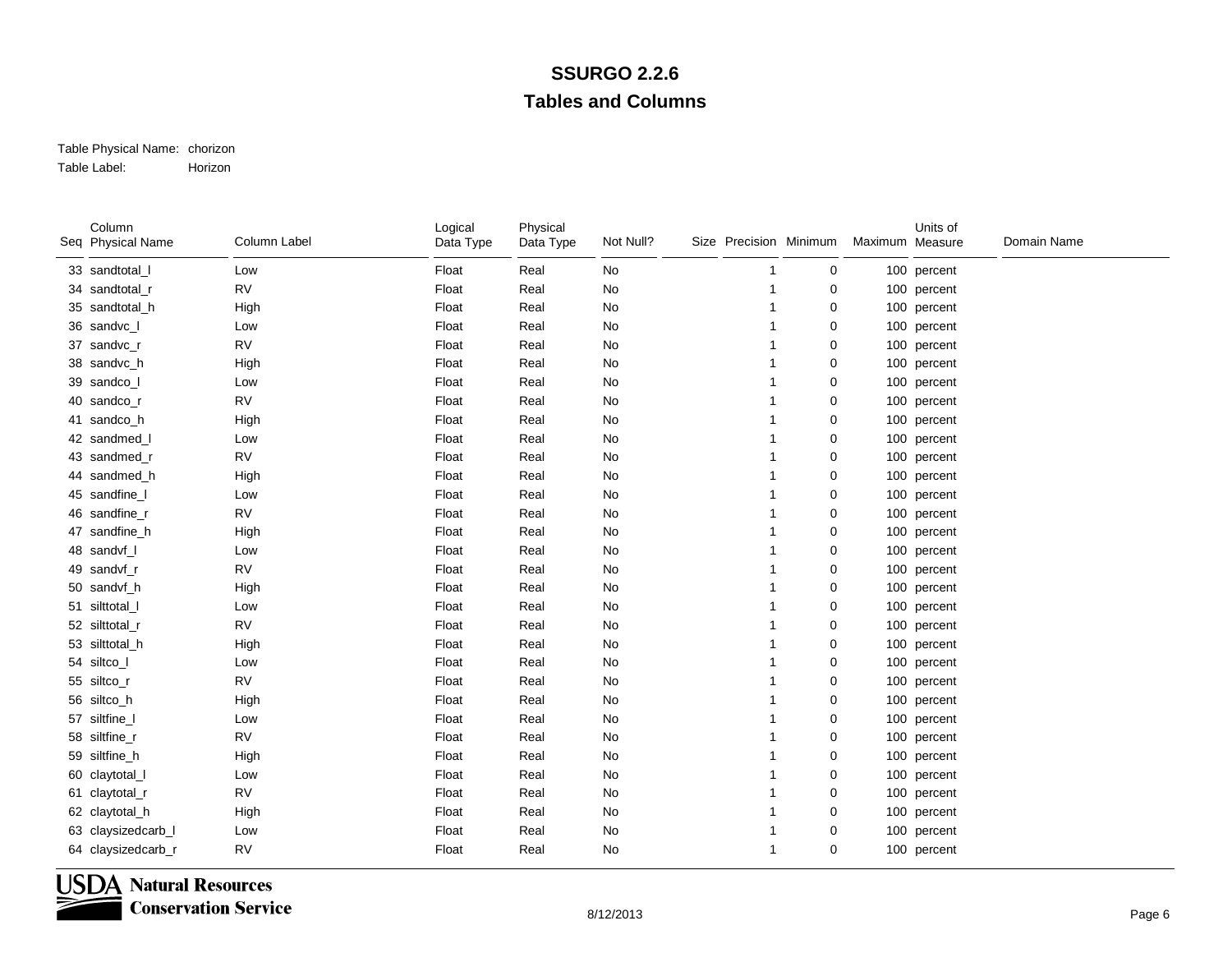# SSURGO 2.2.6

## Tables and Columns

Table Physical Name: chorizon

Table Label: Horizon

| Seq | Column Physical Name | Column Label | Logical Data Type | Physical Data Type | Not Null? | Size | Precision | Minimum | Maximum | Units of Measure | Domain Name |
|---|---|---|---|---|---|---|---|---|---|---|---|
| 33 | sandtotal_l | Low | Float | Real | No | | 1 | 0 | 100 | percent | |
| 34 | sandtotal_r | RV | Float | Real | No | | 1 | 0 | 100 | percent | |
| 35 | sandtotal_h | High | Float | Real | No | | 1 | 0 | 100 | percent | |
| 36 | sandvc_l | Low | Float | Real | No | | 1 | 0 | 100 | percent | |
| 37 | sandvc_r | RV | Float | Real | No | | 1 | 0 | 100 | percent | |
| 38 | sandvc_h | High | Float | Real | No | | 1 | 0 | 100 | percent | |
| 39 | sandco_l | Low | Float | Real | No | | 1 | 0 | 100 | percent | |
| 40 | sandco_r | RV | Float | Real | No | | 1 | 0 | 100 | percent | |
| 41 | sandco_h | High | Float | Real | No | | 1 | 0 | 100 | percent | |
| 42 | sandmed_l | Low | Float | Real | No | | 1 | 0 | 100 | percent | |
| 43 | sandmed_r | RV | Float | Real | No | | 1 | 0 | 100 | percent | |
| 44 | sandmed_h | High | Float | Real | No | | 1 | 0 | 100 | percent | |
| 45 | sandfine_l | Low | Float | Real | No | | 1 | 0 | 100 | percent | |
| 46 | sandfine_r | RV | Float | Real | No | | 1 | 0 | 100 | percent | |
| 47 | sandfine_h | High | Float | Real | No | | 1 | 0 | 100 | percent | |
| 48 | sandvf_l | Low | Float | Real | No | | 1 | 0 | 100 | percent | |
| 49 | sandvf_r | RV | Float | Real | No | | 1 | 0 | 100 | percent | |
| 50 | sandvf_h | High | Float | Real | No | | 1 | 0 | 100 | percent | |
| 51 | silttotal_l | Low | Float | Real | No | | 1 | 0 | 100 | percent | |
| 52 | silttotal_r | RV | Float | Real | No | | 1 | 0 | 100 | percent | |
| 53 | silttotal_h | High | Float | Real | No | | 1 | 0 | 100 | percent | |
| 54 | siltco_l | Low | Float | Real | No | | 1 | 0 | 100 | percent | |
| 55 | siltco_r | RV | Float | Real | No | | 1 | 0 | 100 | percent | |
| 56 | siltco_h | High | Float | Real | No | | 1 | 0 | 100 | percent | |
| 57 | siltfine_l | Low | Float | Real | No | | 1 | 0 | 100 | percent | |
| 58 | siltfine_r | RV | Float | Real | No | | 1 | 0 | 100 | percent | |
| 59 | siltfine_h | High | Float | Real | No | | 1 | 0 | 100 | percent | |
| 60 | claytotal_l | Low | Float | Real | No | | 1 | 0 | 100 | percent | |
| 61 | claytotal_r | RV | Float | Real | No | | 1 | 0 | 100 | percent | |
| 62 | claytotal_h | High | Float | Real | No | | 1 | 0 | 100 | percent | |
| 63 | claysizedcarb_l | Low | Float | Real | No | | 1 | 0 | 100 | percent | |
| 64 | claysizedcarb_r | RV | Float | Real | No | | 1 | 0 | 100 | percent | |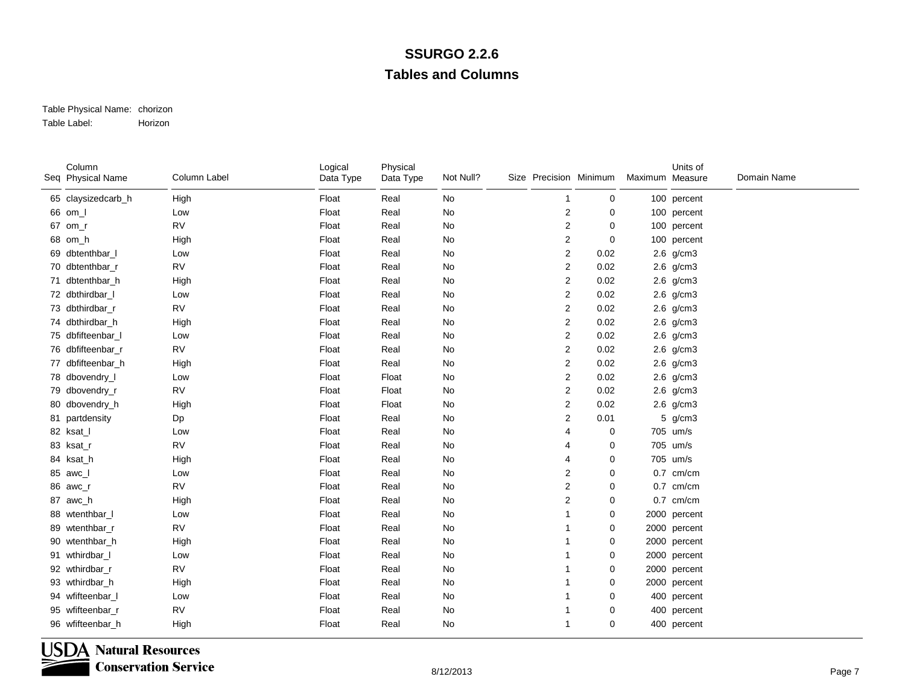# SSURGO 2.2.6

## Tables and Columns

Table Physical Name: chorizon

Table Label: Horizon

| Seq | Column Physical Name | Column Label | Logical Data Type | Physical Data Type | Not Null? | Size | Precision | Minimum | Maximum | Units of Measure | Domain Name |
|---|---|---|---|---|---|---|---|---|---|---|---|
| 65 | claysizedcarb_h | High | Float | Real | No | | 1 | 0 | 100 | percent | |
| 66 | om_l | Low | Float | Real | No | | 2 | 0 | 100 | percent | |
| 67 | om_r | RV | Float | Real | No | | 2 | 0 | 100 | percent | |
| 68 | om_h | High | Float | Real | No | | 2 | 0 | 100 | percent | |
| 69 | dbtenthbar_l | Low | Float | Real | No | | 2 | 0.02 | 2.6 | g/cm3 | |
| 70 | dbtenthbar_r | RV | Float | Real | No | | 2 | 0.02 | 2.6 | g/cm3 | |
| 71 | dbtenthbar_h | High | Float | Real | No | | 2 | 0.02 | 2.6 | g/cm3 | |
| 72 | dbthirdbar_l | Low | Float | Real | No | | 2 | 0.02 | 2.6 | g/cm3 | |
| 73 | dbthirdbar_r | RV | Float | Real | No | | 2 | 0.02 | 2.6 | g/cm3 | |
| 74 | dbthirdbar_h | High | Float | Real | No | | 2 | 0.02 | 2.6 | g/cm3 | |
| 75 | dbfifteenbar_l | Low | Float | Real | No | | 2 | 0.02 | 2.6 | g/cm3 | |
| 76 | dbfifteenbar_r | RV | Float | Real | No | | 2 | 0.02 | 2.6 | g/cm3 | |
| 77 | dbfifteenbar_h | High | Float | Real | No | | 2 | 0.02 | 2.6 | g/cm3 | |
| 78 | dbovendry_l | Low | Float | Float | No | | 2 | 0.02 | 2.6 | g/cm3 | |
| 79 | dbovendry_r | RV | Float | Float | No | | 2 | 0.02 | 2.6 | g/cm3 | |
| 80 | dbovendry_h | High | Float | Float | No | | 2 | 0.02 | 2.6 | g/cm3 | |
| 81 | partdensity | Dp | Float | Real | No | | 2 | 0.01 | 5 | g/cm3 | |
| 82 | ksat_l | Low | Float | Real | No | | 4 | 0 | 705 | um/s | |
| 83 | ksat_r | RV | Float | Real | No | | 4 | 0 | 705 | um/s | |
| 84 | ksat_h | High | Float | Real | No | | 4 | 0 | 705 | um/s | |
| 85 | awc_l | Low | Float | Real | No | | 2 | 0 | 0.7 | cm/cm | |
| 86 | awc_r | RV | Float | Real | No | | 2 | 0 | 0.7 | cm/cm | |
| 87 | awc_h | High | Float | Real | No | | 2 | 0 | 0.7 | cm/cm | |
| 88 | wtenthbar_l | Low | Float | Real | No | | 1 | 0 | 2000 | percent | |
| 89 | wtenthbar_r | RV | Float | Real | No | | 1 | 0 | 2000 | percent | |
| 90 | wtenthbar_h | High | Float | Real | No | | 1 | 0 | 2000 | percent | |
| 91 | wthirdbar_l | Low | Float | Real | No | | 1 | 0 | 2000 | percent | |
| 92 | wthirdbar_r | RV | Float | Real | No | | 1 | 0 | 2000 | percent | |
| 93 | wthirdbar_h | High | Float | Real | No | | 1 | 0 | 2000 | percent | |
| 94 | wfifteenbar_l | Low | Float | Real | No | | 1 | 0 | 400 | percent | |
| 95 | wfifteenbar_r | RV | Float | Real | No | | 1 | 0 | 400 | percent | |
| 96 | wfifteenbar_h | High | Float | Real | No | | 1 | 0 | 400 | percent | |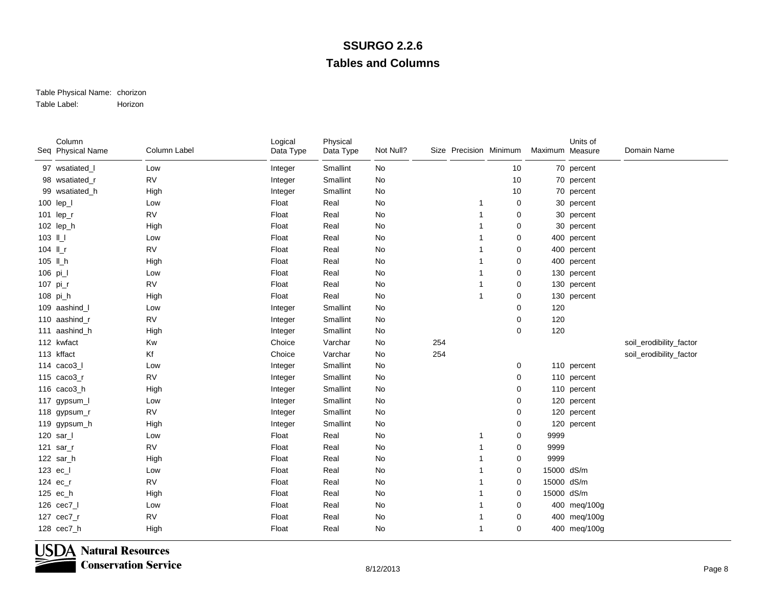# SSURGO 2.2.6

## Tables and Columns

Table Physical Name: chorizon

Table Label: Horizon

| Seq | Column Physical Name | Column Label | Logical Data Type | Physical Data Type | Not Null? | Size | Precision | Minimum | Maximum | Units of Measure | Domain Name |
|---|---|---|---|---|---|---|---|---|---|---|---|
| 97 | wsatiated_l | Low | Integer | Smallint | No | | | 10 | 70 | percent | |
| 98 | wsatiated_r | RV | Integer | Smallint | No | | | 10 | 70 | percent | |
| 99 | wsatiated_h | High | Integer | Smallint | No | | | 10 | 70 | percent | |
| 100 | lep_l | Low | Float | Real | No | | 1 | 0 | 30 | percent | |
| 101 | lep_r | RV | Float | Real | No | | 1 | 0 | 30 | percent | |
| 102 | lep_h | High | Float | Real | No | | 1 | 0 | 30 | percent | |
| 103 | ll_l | Low | Float | Real | No | | 1 | 0 | 400 | percent | |
| 104 | ll_r | RV | Float | Real | No | | 1 | 0 | 400 | percent | |
| 105 | ll_h | High | Float | Real | No | | 1 | 0 | 400 | percent | |
| 106 | pi_l | Low | Float | Real | No | | 1 | 0 | 130 | percent | |
| 107 | pi_r | RV | Float | Real | No | | 1 | 0 | 130 | percent | |
| 108 | pi_h | High | Float | Real | No | | 1 | 0 | 130 | percent | |
| 109 | aashind_l | Low | Integer | Smallint | No | | | 0 | 120 | | |
| 110 | aashind_r | RV | Integer | Smallint | No | | | 0 | 120 | | |
| 111 | aashind_h | High | Integer | Smallint | No | | | 0 | 120 | | |
| 112 | kwfact | Kw | Choice | Varchar | No | 254 | | | | | soil_erodibility_factor |
| 113 | kffact | Kf | Choice | Varchar | No | 254 | | | | | soil_erodibility_factor |
| 114 | caco3_l | Low | Integer | Smallint | No | | | 0 | 110 | percent | |
| 115 | caco3_r | RV | Integer | Smallint | No | | | 0 | 110 | percent | |
| 116 | caco3_h | High | Integer | Smallint | No | | | 0 | 110 | percent | |
| 117 | gypsum_l | Low | Integer | Smallint | No | | | 0 | 120 | percent | |
| 118 | gypsum_r | RV | Integer | Smallint | No | | | 0 | 120 | percent | |
| 119 | gypsum_h | High | Integer | Smallint | No | | | 0 | 120 | percent | |
| 120 | sar_l | Low | Float | Real | No | | 1 | 0 | 9999 | | |
| 121 | sar_r | RV | Float | Real | No | | 1 | 0 | 9999 | | |
| 122 | sar_h | High | Float | Real | No | | 1 | 0 | 9999 | | |
| 123 | ec_l | Low | Float | Real | No | | 1 | 0 | 15000 | dS/m | |
| 124 | ec_r | RV | Float | Real | No | | 1 | 0 | 15000 | dS/m | |
| 125 | ec_h | High | Float | Real | No | | 1 | 0 | 15000 | dS/m | |
| 126 | cec7_l | Low | Float | Real | No | | 1 | 0 | 400 | meq/100g | |
| 127 | cec7_r | RV | Float | Real | No | | 1 | 0 | 400 | meq/100g | |
| 128 | cec7_h | High | Float | Real | No | | 1 | 0 | 400 | meq/100g | |

USDA Natural Resources Conservation Service

8/12/2013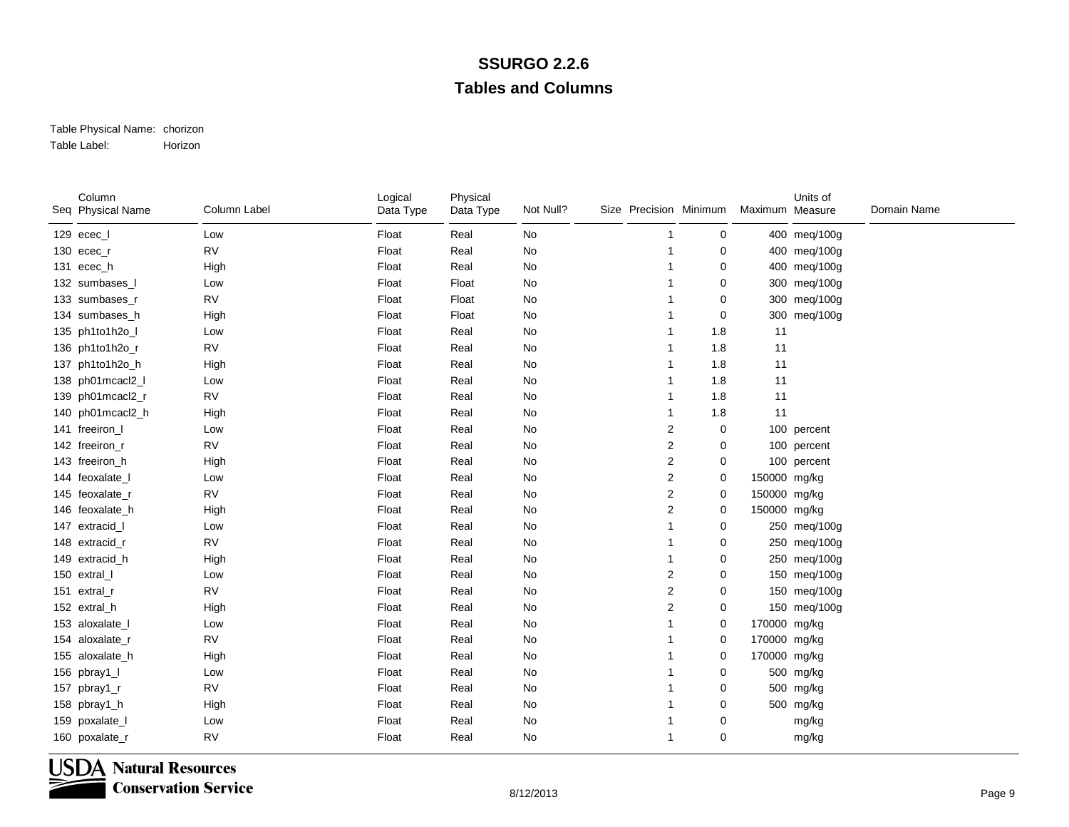# SSURGO 2.2.6

## Tables and Columns

Table Physical Name: chorizon

Table Label: Horizon

| Seq | Column Physical Name | Column Label | Logical Data Type | Physical Data Type | Not Null? | Size | Precision | Minimum | Maximum | Units of Measure | Domain Name |
|---|---|---|---|---|---|---|---|---|---|---|---|
| 129 | ecec_l | Low | Float | Real | No | | 1 | 0 | 400 | meq/100g | |
| 130 | ecec_r | RV | Float | Real | No | | 1 | 0 | 400 | meq/100g | |
| 131 | ecec_h | High | Float | Real | No | | 1 | 0 | 400 | meq/100g | |
| 132 | sumbases_l | Low | Float | Float | No | | 1 | 0 | 300 | meq/100g | |
| 133 | sumbases_r | RV | Float | Float | No | | 1 | 0 | 300 | meq/100g | |
| 134 | sumbases_h | High | Float | Float | No | | 1 | 0 | 300 | meq/100g | |
| 135 | ph1to1h2o_l | Low | Float | Real | No | | 1 | 1.8 | 11 | | |
| 136 | ph1to1h2o_r | RV | Float | Real | No | | 1 | 1.8 | 11 | | |
| 137 | ph1to1h2o_h | High | Float | Real | No | | 1 | 1.8 | 11 | | |
| 138 | ph01mcacl2_l | Low | Float | Real | No | | 1 | 1.8 | 11 | | |
| 139 | ph01mcacl2_r | RV | Float | Real | No | | 1 | 1.8 | 11 | | |
| 140 | ph01mcacl2_h | High | Float | Real | No | | 1 | 1.8 | 11 | | |
| 141 | freeiron_l | Low | Float | Real | No | | 2 | 0 | 100 | percent | |
| 142 | freeiron_r | RV | Float | Real | No | | 2 | 0 | 100 | percent | |
| 143 | freeiron_h | High | Float | Real | No | | 2 | 0 | 100 | percent | |
| 144 | feoxalate_l | Low | Float | Real | No | | 2 | 0 | 150000 | mg/kg | |
| 145 | feoxalate_r | RV | Float | Real | No | | 2 | 0 | 150000 | mg/kg | |
| 146 | feoxalate_h | High | Float | Real | No | | 2 | 0 | 150000 | mg/kg | |
| 147 | extracid_l | Low | Float | Real | No | | 1 | 0 | 250 | meq/100g | |
| 148 | extracid_r | RV | Float | Real | No | | 1 | 0 | 250 | meq/100g | |
| 149 | extracid_h | High | Float | Real | No | | 1 | 0 | 250 | meq/100g | |
| 150 | extral_l | Low | Float | Real | No | | 2 | 0 | 150 | meq/100g | |
| 151 | extral_r | RV | Float | Real | No | | 2 | 0 | 150 | meq/100g | |
| 152 | extral_h | High | Float | Real | No | | 2 | 0 | 150 | meq/100g | |
| 153 | aloxalate_l | Low | Float | Real | No | | 1 | 0 | 170000 | mg/kg | |
| 154 | aloxalate_r | RV | Float | Real | No | | 1 | 0 | 170000 | mg/kg | |
| 155 | aloxalate_h | High | Float | Real | No | | 1 | 0 | 170000 | mg/kg | |
| 156 | pbray1_l | Low | Float | Real | No | | 1 | 0 | 500 | mg/kg | |
| 157 | pbray1_r | RV | Float | Real | No | | 1 | 0 | 500 | mg/kg | |
| 158 | pbray1_h | High | Float | Real | No | | 1 | 0 | 500 | mg/kg | |
| 159 | poxalate_l | Low | Float | Real | No | | 1 | 0 | | mg/kg | |
| 160 | poxalate_r | RV | Float | Real | No | | 1 | 0 | | mg/kg | |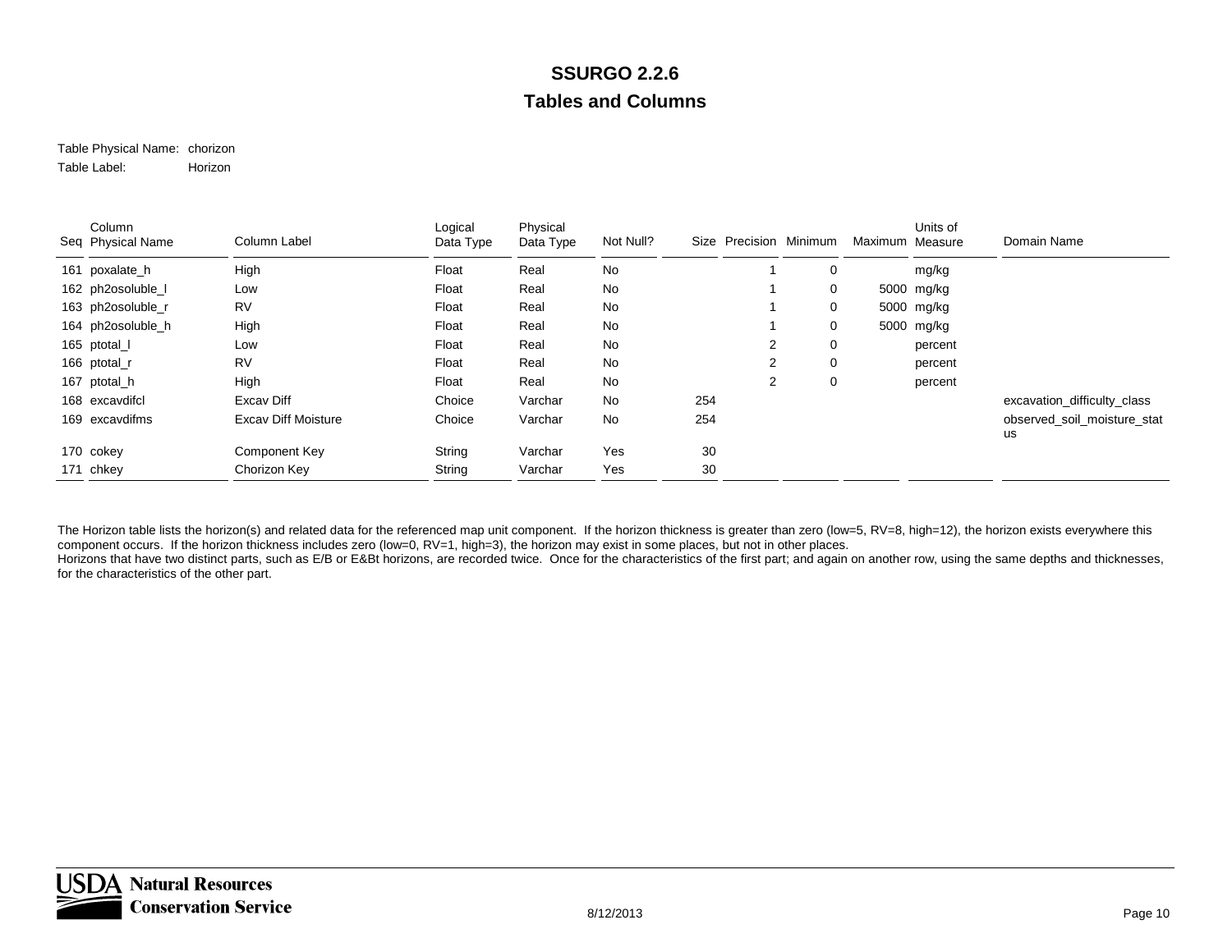# SSURGO 2.2.6

## Tables and Columns

Table Physical Name: chorizon

Table Label: Horizon

| Seq | Column Physical Name | Column Label | Logical Data Type | Physical Data Type | Not Null? | Size | Precision | Minimum | Maximum | Units of Measure | Domain Name |
|---|---|---|---|---|---|---|---|---|---|---|---|
| 161 | poxalate_h | High | Float | Real | No | | 1 | 0 | | mg/kg | |
| 162 | ph2osoluble_l | Low | Float | Real | No | | 1 | 0 | 5000 | mg/kg | |
| 163 | ph2osoluble_r | RV | Float | Real | No | | 1 | 0 | 5000 | mg/kg | |
| 164 | ph2osoluble_h | High | Float | Real | No | | 1 | 0 | 5000 | mg/kg | |
| 165 | ptotal_l | Low | Float | Real | No | | 2 | 0 | | percent | |
| 166 | ptotal_r | RV | Float | Real | No | | 2 | 0 | | percent | |
| 167 | ptotal_h | High | Float | Real | No | | 2 | 0 | | percent | |
| 168 | excavdifcl | Excav Diff | Choice | Varchar | No | 254 | | | | | excavation_difficulty_class |
| 169 | excavdifms | Excav Diff Moisture | Choice | Varchar | No | 254 | | | | | observed_soil_moisture_status |
| 170 | cokey | Component Key | String | Varchar | Yes | 30 | | | | | |
| 171 | chkey | Chorizon Key | String | Varchar | Yes | 30 | | | | | |

The Horizon table lists the horizon(s) and related data for the referenced map unit component. If the horizon thickness is greater than zero (low=5, RV=8, high=12), the horizon exists everywhere this component occurs. If the horizon thickness includes zero (low=0, RV=1, high=3), the horizon may exist in some places, but not in other places.
Horizons that have two distinct parts, such as E/B or E&Bt horizons, are recorded twice. Once for the characteristics of the first part; and again on another row, using the same depths and thicknesses, for the characteristics of the other part.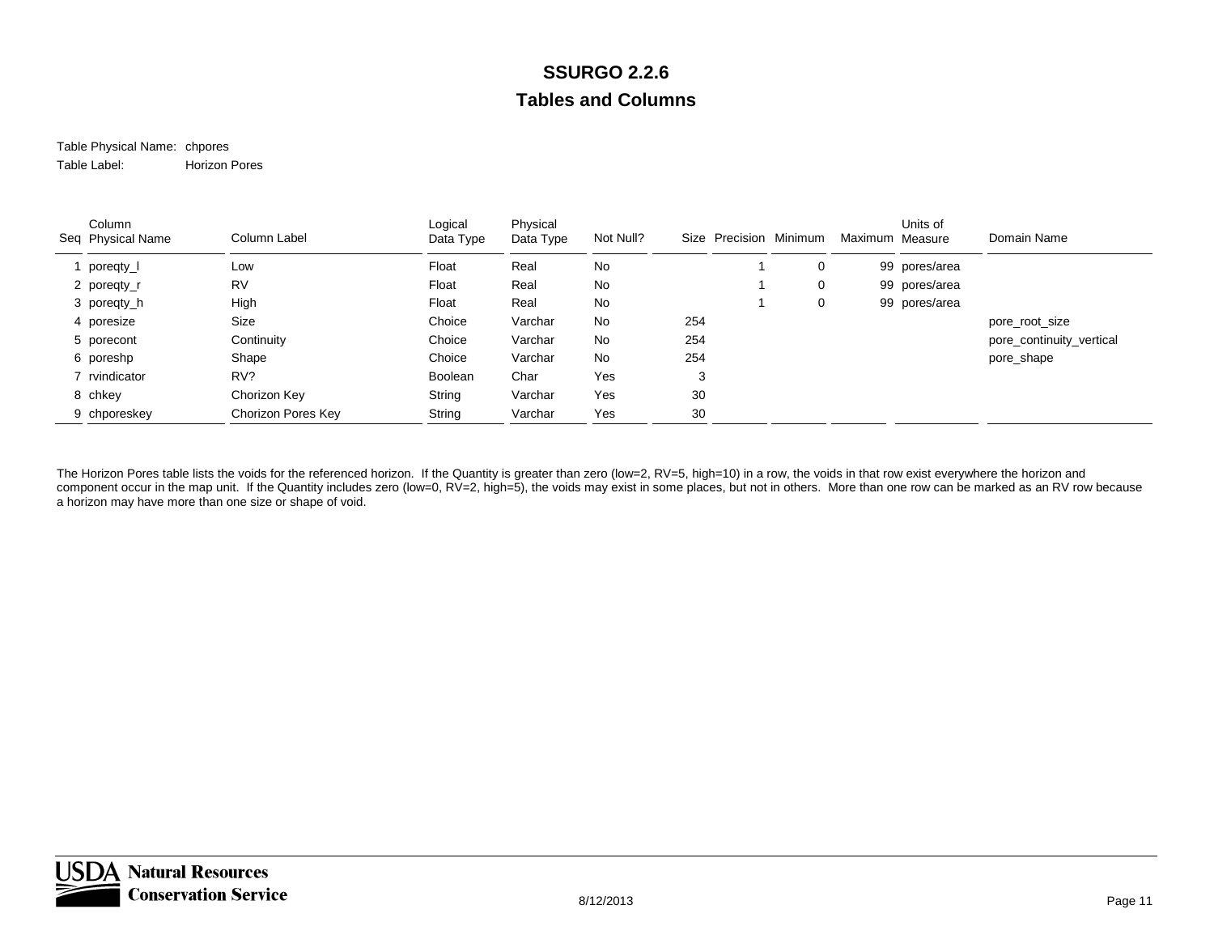# SSURGO 2.2.6

## Tables and Columns

Table Physical Name: chpores

Table Label: Horizon Pores

| Seq | Column Physical Name | Column Label | Logical Data Type | Physical Data Type | Not Null? | Size | Precision | Minimum | Maximum | Units of Measure | Domain Name |
|---|---|---|---|---|---|---|---|---|---|---|---|
| 1 | poreqty_l | Low | Float | Real | No | | 1 | 0 | 99 | pores/area | |
| 2 | poreqty_r | RV | Float | Real | No | | 1 | 0 | 99 | pores/area | |
| 3 | poreqty_h | High | Float | Real | No | | 1 | 0 | 99 | pores/area | |
| 4 | poresize | Size | Choice | Varchar | No | 254 | | | | | pore_root_size |
| 5 | porecont | Continuity | Choice | Varchar | No | 254 | | | | | pore_continuity_vertical |
| 6 | poreshp | Shape | Choice | Varchar | No | 254 | | | | | pore_shape |
| 7 | rvindicator | RV? | Boolean | Char | Yes | 3 | | | | | |
| 8 | chkey | Chorizon Key | String | Varchar | Yes | 30 | | | | | |
| 9 | chporeskey | Chorizon Pores Key | String | Varchar | Yes | 30 | | | | | |

The Horizon Pores table lists the voids for the referenced horizon. If the Quantity is greater than zero (low=2, RV=5, high=10) in a row, the voids in that row exist everywhere the horizon and component occur in the map unit. If the Quantity includes zero (low=0, RV=2, high=5), the voids may exist in some places, but not in others. More than one row can be marked as an RV row because a horizon may have more than one size or shape of void.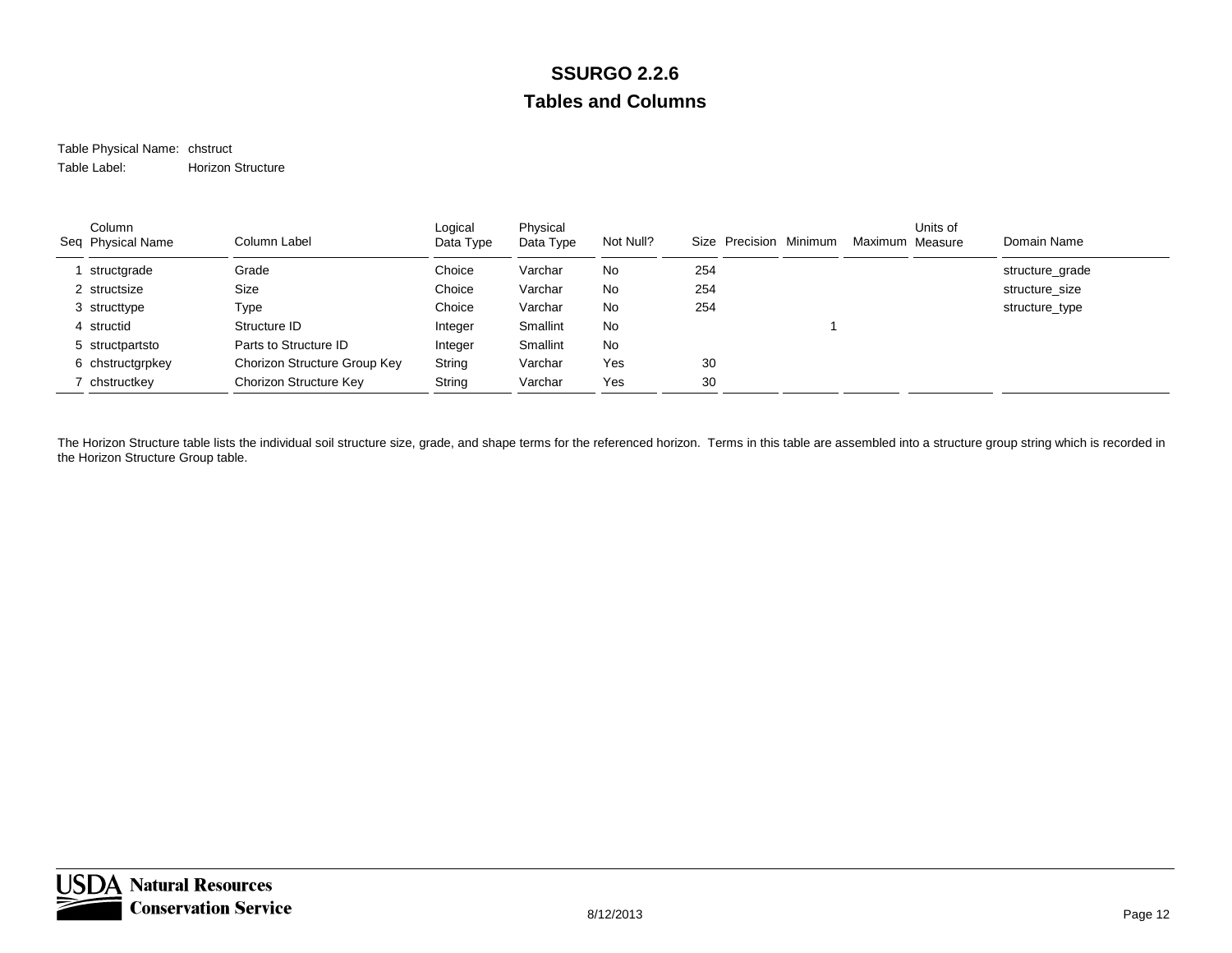# SSURGO 2.2.6

## Tables and Columns

Table Physical Name: chstruct

Table Label: Horizon Structure

| Seq | Column Physical Name | Column Label | Logical Data Type | Physical Data Type | Not Null? | Size | Precision | Minimum | Maximum | Units of Measure | Domain Name |
|---|---|---|---|---|---|---|---|---|---|---|---|
| 1 | structgrade | Grade | Choice | Varchar | No | 254 | | | | | structure_grade |
| 2 | structsize | Size | Choice | Varchar | No | 254 | | | | | structure_size |
| 3 | structtype | Type | Choice | Varchar | No | 254 | | | | | structure_type |
| 4 | structid | Structure ID | Integer | Smallint | No | | | 1 | | | |
| 5 | structpartsto | Parts to Structure ID | Integer | Smallint | No | | | | | | |
| 6 | chstructgrpkey | Chorizon Structure Group Key | String | Varchar | Yes | 30 | | | | | |
| 7 | chstructkey | Chorizon Structure Key | String | Varchar | Yes | 30 | | | | | |

The Horizon Structure table lists the individual soil structure size, grade, and shape terms for the referenced horizon. Terms in this table are assembled into a structure group string which is recorded in the Horizon Structure Group table.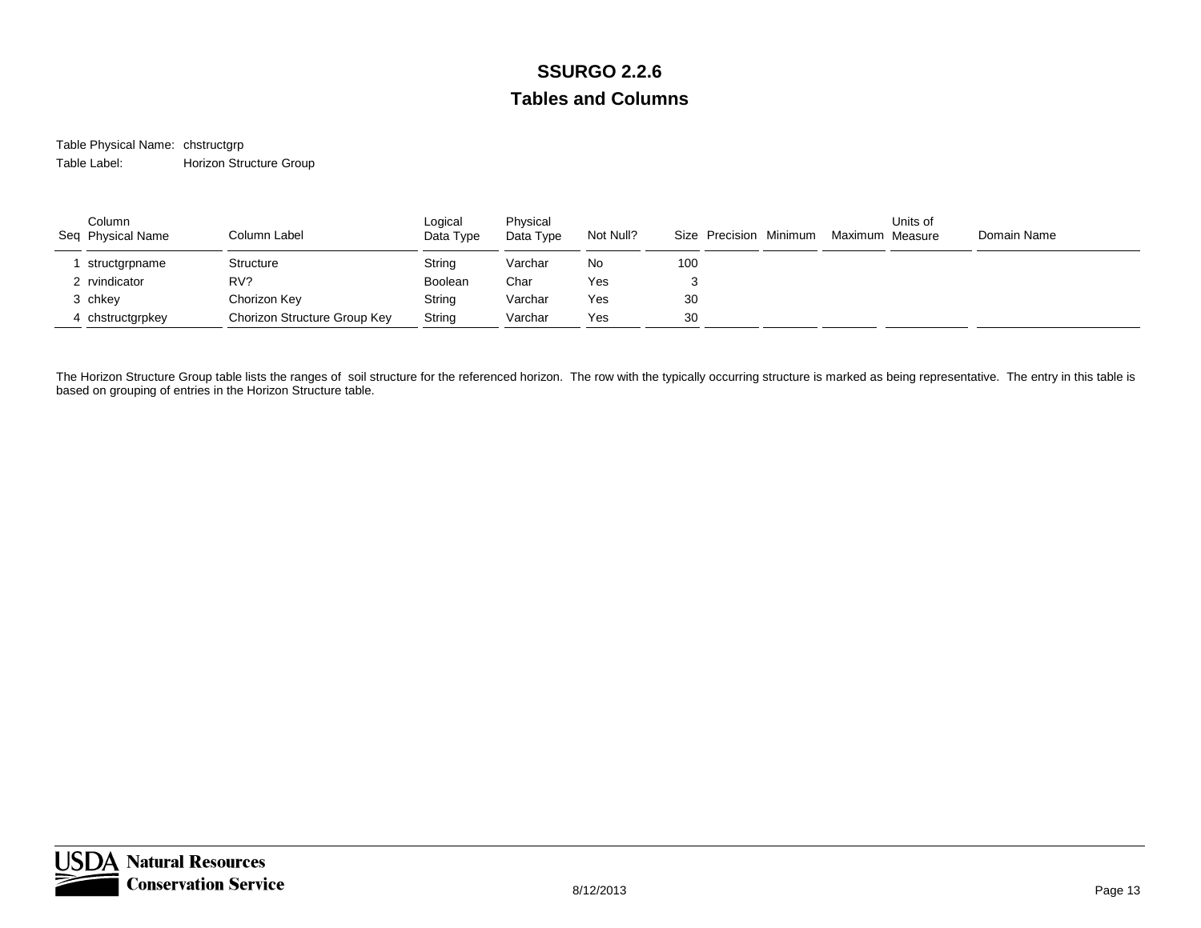# SSURGO 2.2.6

## Tables and Columns

Table Physical Name: chstructgrp

Table Label: Horizon Structure Group

| Seq | Column Physical Name | Column Label | Logical Data Type | Physical Data Type | Not Null? | Size | Precision | Minimum | Maximum | Units of Measure | Domain Name |
|---|---|---|---|---|---|---|---|---|---|---|---|
| 1 | structgrpname | Structure | String | Varchar | No | 100 | | | | | |
| 2 | rvindicator | RV? | Boolean | Char | Yes | 3 | | | | | |
| 3 | chkey | Chorizon Key | String | Varchar | Yes | 30 | | | | | |
| 4 | chstructgrpkey | Chorizon Structure Group Key | String | Varchar | Yes | 30 | | | | | |

The Horizon Structure Group table lists the ranges of soil structure for the referenced horizon. The row with the typically occurring structure is marked as being representative. The entry in this table is based on grouping of entries in the Horizon Structure table.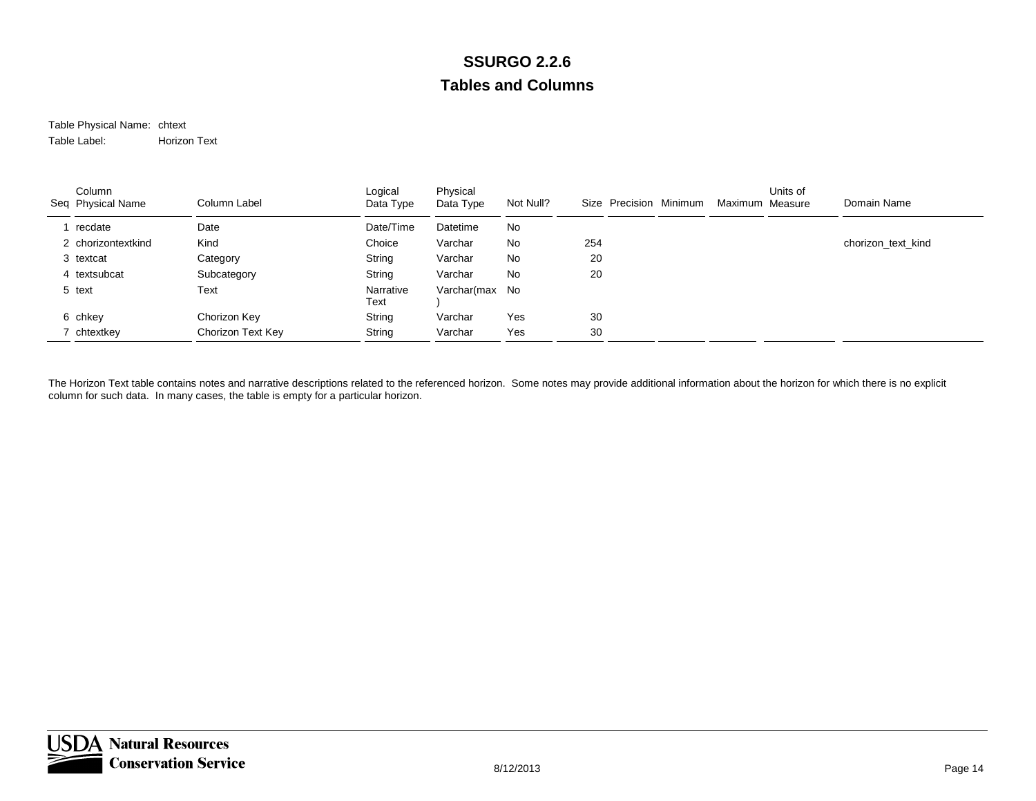# SSURGO 2.2.6

## Tables and Columns

Table Physical Name: chtext

Table Label: Horizon Text

| Seq | Column Physical Name | Column Label | Logical Data Type | Physical Data Type | Not Null? | Size | Precision | Minimum | Maximum | Units of Measure | Domain Name |
|---|---|---|---|---|---|---|---|---|---|---|---|
| 1 | recdate | Date | Date/Time | Datetime | No | | | | | | |
| 2 | chorizontextkind | Kind | Choice | Varchar | No | 254 | | | | | chorizon_text_kind |
| 3 | textcat | Category | String | Varchar | No | 20 | | | | | |
| 4 | textsubcat | Subcategory | String | Varchar | No | 20 | | | | | |
| 5 | text | Text | Narrative Text | Varchar(max) | No | | | | | | |
| 6 | chkey | Chorizon Key | String | Varchar | Yes | 30 | | | | | |
| 7 | chtextkey | Chorizon Text Key | String | Varchar | Yes | 30 | | | | | |

The Horizon Text table contains notes and narrative descriptions related to the referenced horizon. Some notes may provide additional information about the horizon for which there is no explicit column for such data. In many cases, the table is empty for a particular horizon.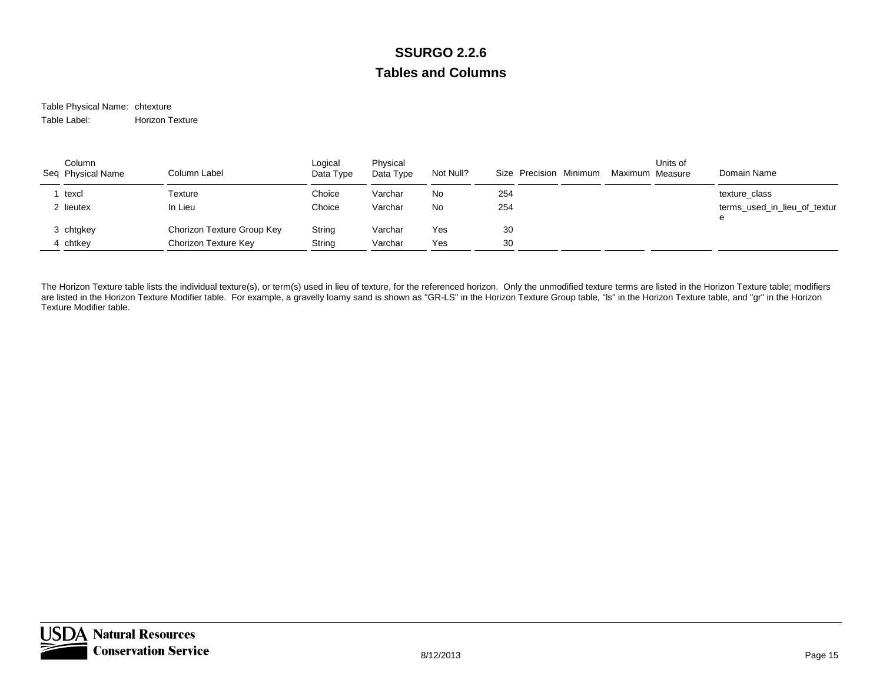# SSURGO 2.2.6

## Tables and Columns

Table Physical Name: chtexture

Table Label: Horizon Texture

| Seq | Column Physical Name | Column Label | Logical Data Type | Physical Data Type | Not Null? | Size | Precision | Minimum | Maximum | Units of Measure | Domain Name |
|---|---|---|---|---|---|---|---|---|---|---|---|
| 1 | texcl | Texture | Choice | Varchar | No | 254 | | | | | texture_class |
| 2 | lieutex | In Lieu | Choice | Varchar | No | 254 | | | | | terms_used_in_lieu_of_texture |
| 3 | chtgkey | Chorizon Texture Group Key | String | Varchar | Yes | 30 | | | | | |
| 4 | chtkey | Chorizon Texture Key | String | Varchar | Yes | 30 | | | | | |

The Horizon Texture table lists the individual texture(s), or term(s) used in lieu of texture, for the referenced horizon. Only the unmodified texture terms are listed in the Horizon Texture table; modifiers are listed in the Horizon Texture Modifier table. For example, a gravelly loamy sand is shown as "GR-LS" in the Horizon Texture Group table, "ls" in the Horizon Texture table, and "gr" in the Horizon Texture Modifier table.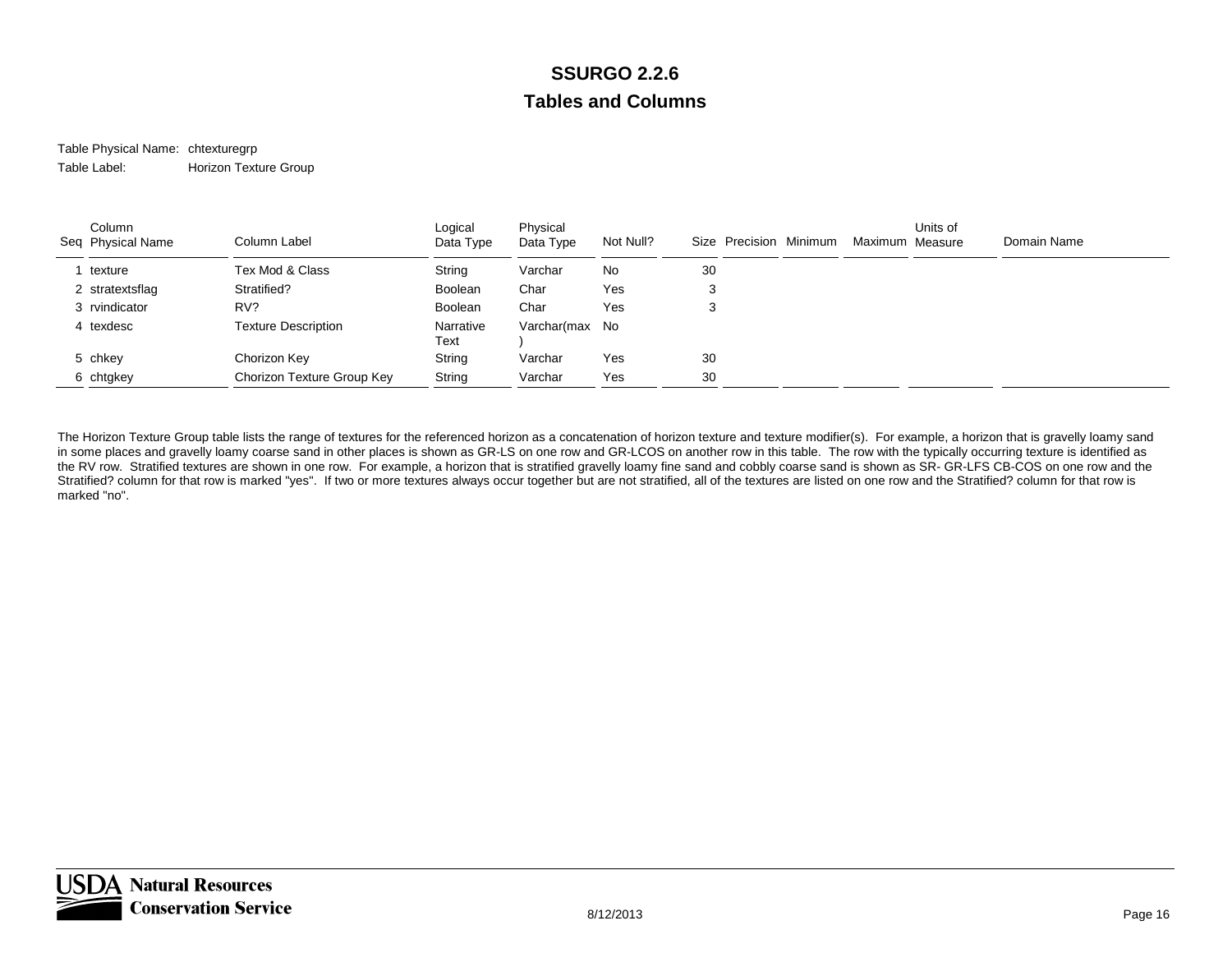# SSURGO 2.2.6

## Tables and Columns

Table Physical Name: chtexturegrp

Table Label: Horizon Texture Group

| Seq | Column Physical Name | Column Label | Logical Data Type | Physical Data Type | Not Null? | Size | Precision | Minimum | Maximum | Units of Measure | Domain Name |
|---|---|---|---|---|---|---|---|---|---|---|---|
| 1 | texture | Tex Mod & Class | String | Varchar | No | 30 | | | | | |
| 2 | stratextsflag | Stratified? | Boolean | Char | Yes | 3 | | | | | |
| 3 | rvindicator | RV? | Boolean | Char | Yes | 3 | | | | | |
| 4 | texdesc | Texture Description | Narrative Text | Varchar(max) | No | | | | | | |
| 5 | chkey | Chorizon Key | String | Varchar | Yes | 30 | | | | | |
| 6 | chtgkey | Chorizon Texture Group Key | String | Varchar | Yes | 30 | | | | | |

The Horizon Texture Group table lists the range of textures for the referenced horizon as a concatenation of horizon texture and texture modifier(s). For example, a horizon that is gravelly loamy sand in some places and gravelly loamy coarse sand in other places is shown as GR-LS on one row and GR-LCOS on another row in this table. The row with the typically occurring texture is identified as the RV row. Stratified textures are shown in one row. For example, a horizon that is stratified gravelly loamy fine sand and cobbly coarse sand is shown as SR- GR-LFS CB-COS on one row and the Stratified? column for that row is marked "yes". If two or more textures always occur together but are not stratified, all of the textures are listed on one row and the Stratified? column for that row is marked "no".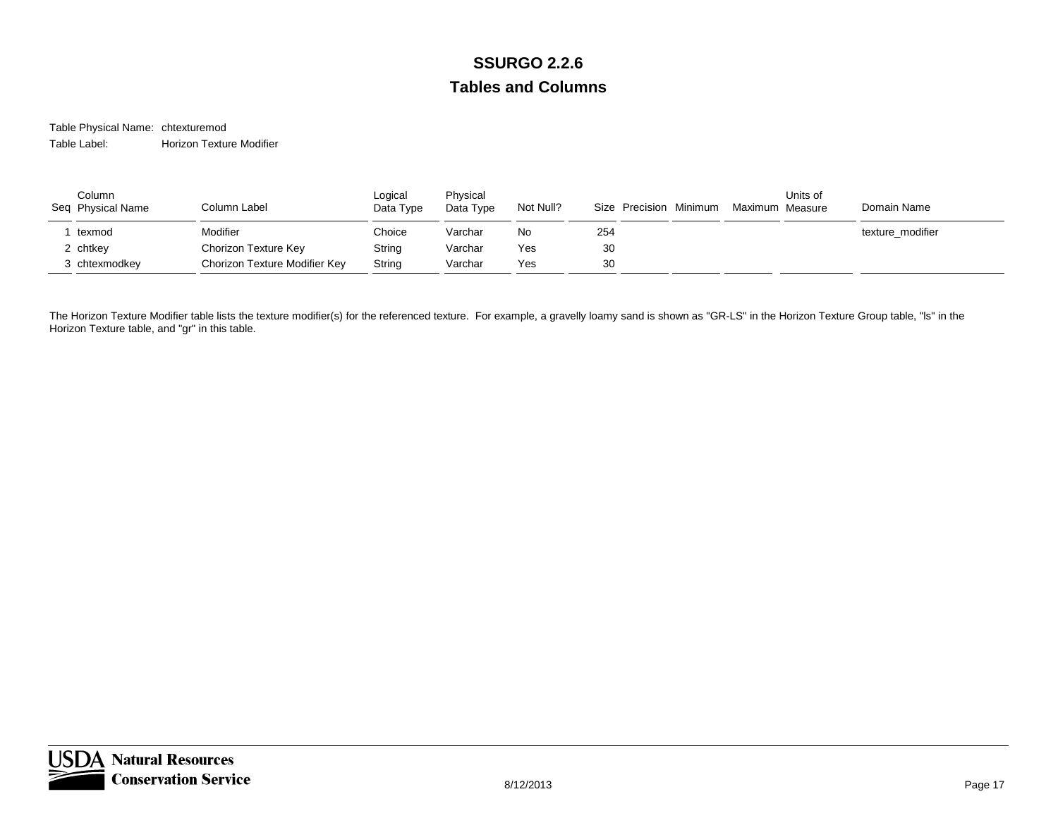# SSURGO 2.2.6

## Tables and Columns

Table Physical Name: chtexturemod

Table Label: Horizon Texture Modifier

| Seq | Column Physical Name | Column Label | Logical Data Type | Physical Data Type | Not Null? | Size | Precision | Minimum | Maximum | Units of Measure | Domain Name |
|---|---|---|---|---|---|---|---|---|---|---|---|
| 1 | texmod | Modifier | Choice | Varchar | No | 254 | | | | | texture_modifier |
| 2 | chtkey | Chorizon Texture Key | String | Varchar | Yes | 30 | | | | | |
| 3 | chtexmodkey | Chorizon Texture Modifier Key | String | Varchar | Yes | 30 | | | | | |

The Horizon Texture Modifier table lists the texture modifier(s) for the referenced texture. For example, a gravelly loamy sand is shown as "GR-LS" in the Horizon Texture Group table, "ls" in the Horizon Texture table, and "gr" in this table.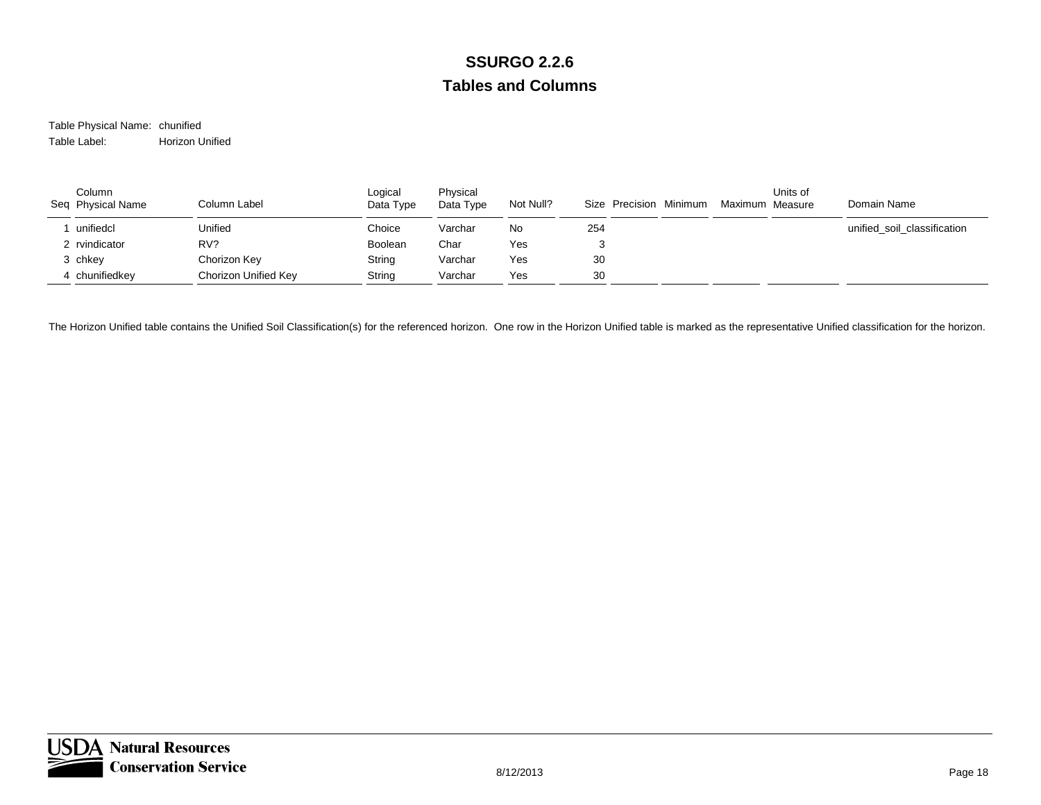# SSURGO 2.2.6

## Tables and Columns

Table Physical Name: chunified

Table Label: Horizon Unified

| Seq | Column Physical Name | Column Label | Logical Data Type | Physical Data Type | Not Null? | Size | Precision | Minimum | Maximum | Units of Measure | Domain Name |
|---|---|---|---|---|---|---|---|---|---|---|---|
| 1 | unifiedcl | Unified | Choice | Varchar | No | 254 | | | | | unified_soil_classification |
| 2 | rvindicator | RV? | Boolean | Char | Yes | 3 | | | | | |
| 3 | chkey | Chorizon Key | String | Varchar | Yes | 30 | | | | | |
| 4 | chunifiedkey | Chorizon Unified Key | String | Varchar | Yes | 30 | | | | | |

The Horizon Unified table contains the Unified Soil Classification(s) for the referenced horizon. One row in the Horizon Unified table is marked as the representative Unified classification for the horizon.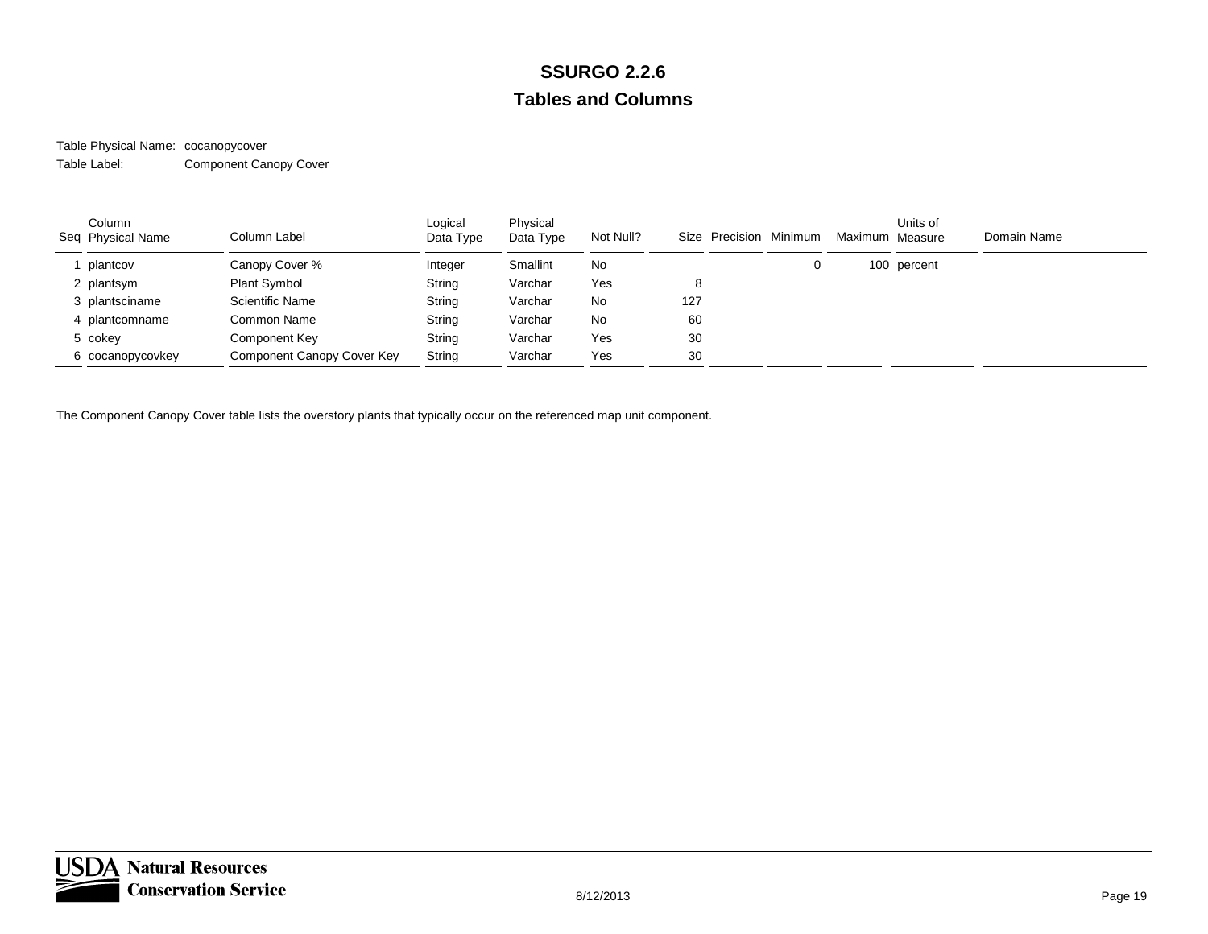# SSURGO 2.2.6

## Tables and Columns

Table Physical Name: cocanopycover

Table Label: Component Canopy Cover

| Seq | Column Physical Name | Column Label | Logical Data Type | Physical Data Type | Not Null? | Size | Precision | Minimum | Maximum | Units of Measure | Domain Name |
|---|---|---|---|---|---|---|---|---|---|---|---|
| 1 | plantcov | Canopy Cover % | Integer | Smallint | No | | | 0 | 100 | percent | |
| 2 | plantsym | Plant Symbol | String | Varchar | Yes | 8 | | | | | |
| 3 | plantsciname | Scientific Name | String | Varchar | No | 127 | | | | | |
| 4 | plantcomname | Common Name | String | Varchar | No | 60 | | | | | |
| 5 | cokey | Component Key | String | Varchar | Yes | 30 | | | | | |
| 6 | cocanopycovkey | Component Canopy Cover Key | String | Varchar | Yes | 30 | | | | | |

The Component Canopy Cover table lists the overstory plants that typically occur on the referenced map unit component.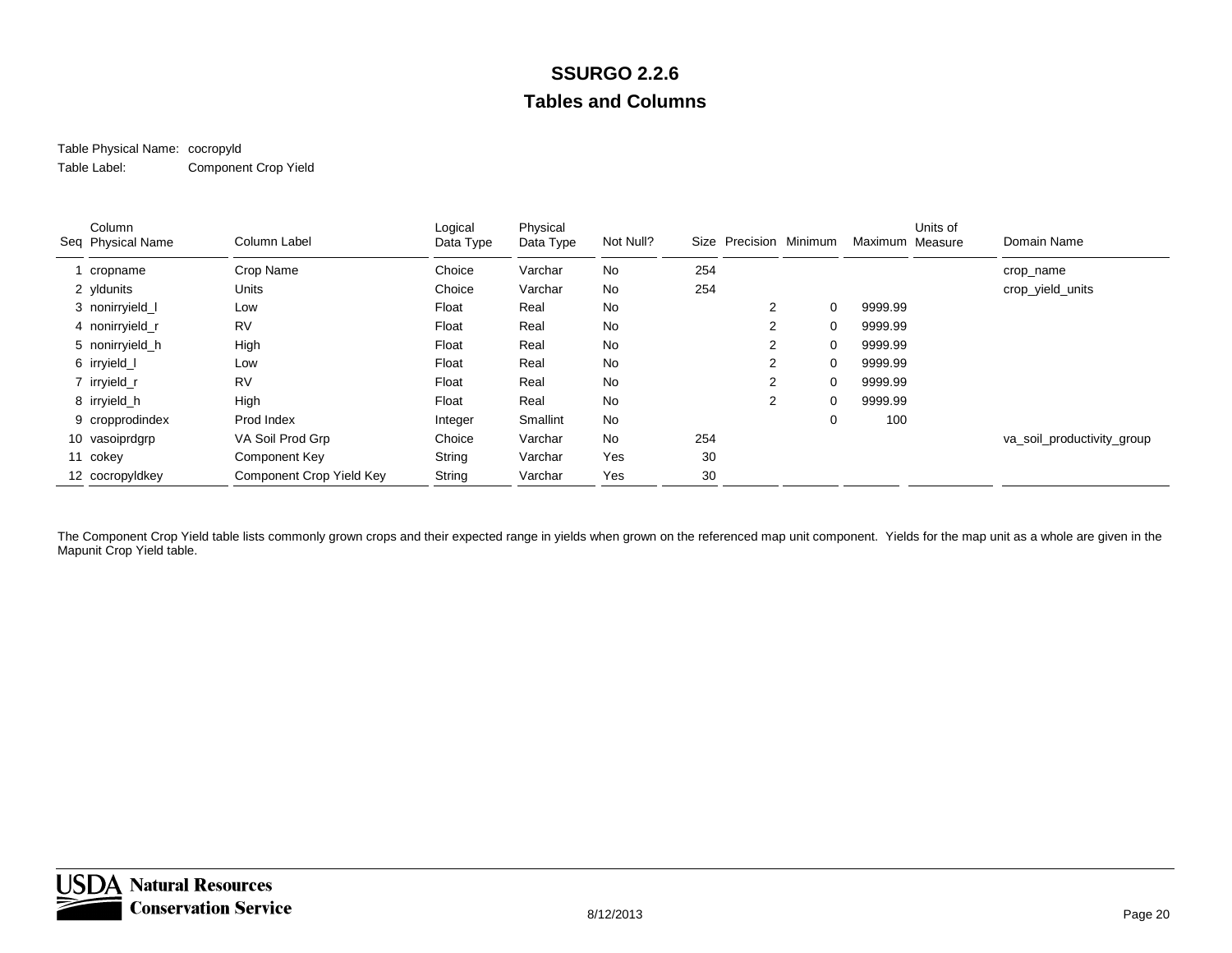# SSURGO 2.2.6

## Tables and Columns

Table Physical Name: cocropyld

Table Label: Component Crop Yield

| Seq | Column Physical Name | Column Label | Logical Data Type | Physical Data Type | Not Null? | Size | Precision | Minimum | Maximum | Units of Measure | Domain Name |
|---|---|---|---|---|---|---|---|---|---|---|---|
| 1 | cropname | Crop Name | Choice | Varchar | No | 254 | | | | | crop_name |
| 2 | yldunits | Units | Choice | Varchar | No | 254 | | | | | crop_yield_units |
| 3 | nonirryield_l | Low | Float | Real | No | | 2 | 0 | 9999.99 | | |
| 4 | nonirryield_r | RV | Float | Real | No | | 2 | 0 | 9999.99 | | |
| 5 | nonirryield_h | High | Float | Real | No | | 2 | 0 | 9999.99 | | |
| 6 | irryield_l | Low | Float | Real | No | | 2 | 0 | 9999.99 | | |
| 7 | irryield_r | RV | Float | Real | No | | 2 | 0 | 9999.99 | | |
| 8 | irryield_h | High | Float | Real | No | | 2 | 0 | 9999.99 | | |
| 9 | cropprodindex | Prod Index | Integer | Smallint | No | | | 0 | 100 | | |
| 10 | vasoiprdgrp | VA Soil Prod Grp | Choice | Varchar | No | 254 | | | | | va_soil_productivity_group |
| 11 | cokey | Component Key | String | Varchar | Yes | 30 | | | | | |
| 12 | cocropyldkey | Component Crop Yield Key | String | Varchar | Yes | 30 | | | | | |

The Component Crop Yield table lists commonly grown crops and their expected range in yields when grown on the referenced map unit component. Yields for the map unit as a whole are given in the Mapunit Crop Yield table.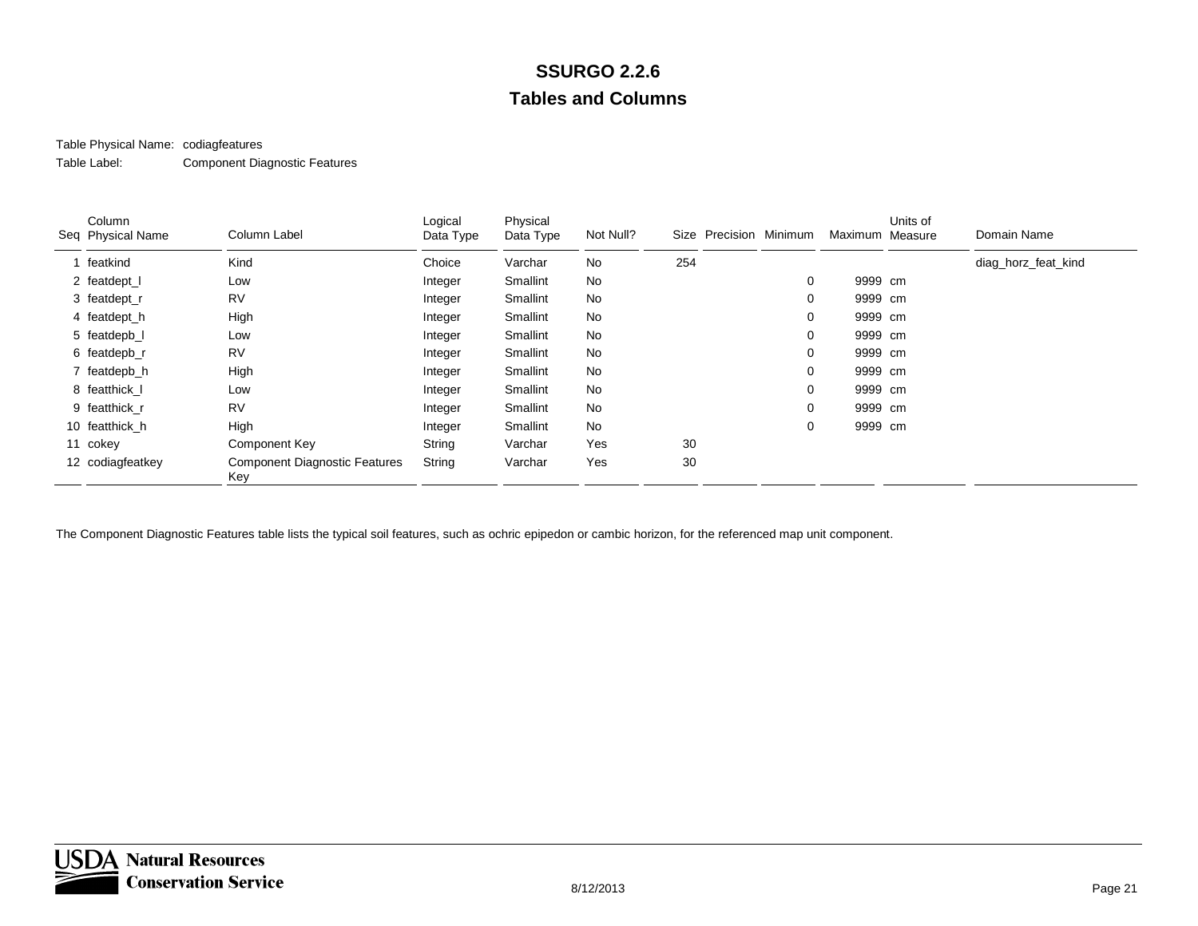# SSURGO 2.2.6

## Tables and Columns

Table Physical Name: codiagfeatures

Table Label: Component Diagnostic Features

| Seq | Column Physical Name | Column Label | Logical Data Type | Physical Data Type | Not Null? | Size | Precision | Minimum | Maximum | Units of Measure | Domain Name |
|---|---|---|---|---|---|---|---|---|---|---|---|
| 1 | featkind | Kind | Choice | Varchar | No | 254 | | | | | diag_horz_feat_kind |
| 2 | featdept_l | Low | Integer | Smallint | No | | | 0 | 9999 | cm | |
| 3 | featdept_r | RV | Integer | Smallint | No | | | 0 | 9999 | cm | |
| 4 | featdept_h | High | Integer | Smallint | No | | | 0 | 9999 | cm | |
| 5 | featdepb_l | Low | Integer | Smallint | No | | | 0 | 9999 | cm | |
| 6 | featdepb_r | RV | Integer | Smallint | No | | | 0 | 9999 | cm | |
| 7 | featdepb_h | High | Integer | Smallint | No | | | 0 | 9999 | cm | |
| 8 | featthick_l | Low | Integer | Smallint | No | | | 0 | 9999 | cm | |
| 9 | featthick_r | RV | Integer | Smallint | No | | | 0 | 9999 | cm | |
| 10 | featthick_h | High | Integer | Smallint | No | | | 0 | 9999 | cm | |
| 11 | cokey | Component Key | String | Varchar | Yes | 30 | | | | | |
| 12 | codiagfeatkey | Component Diagnostic Features Key | String | Varchar | Yes | 30 | | | | | |

The Component Diagnostic Features table lists the typical soil features, such as ochric epipedon or cambic horizon, for the referenced map unit component.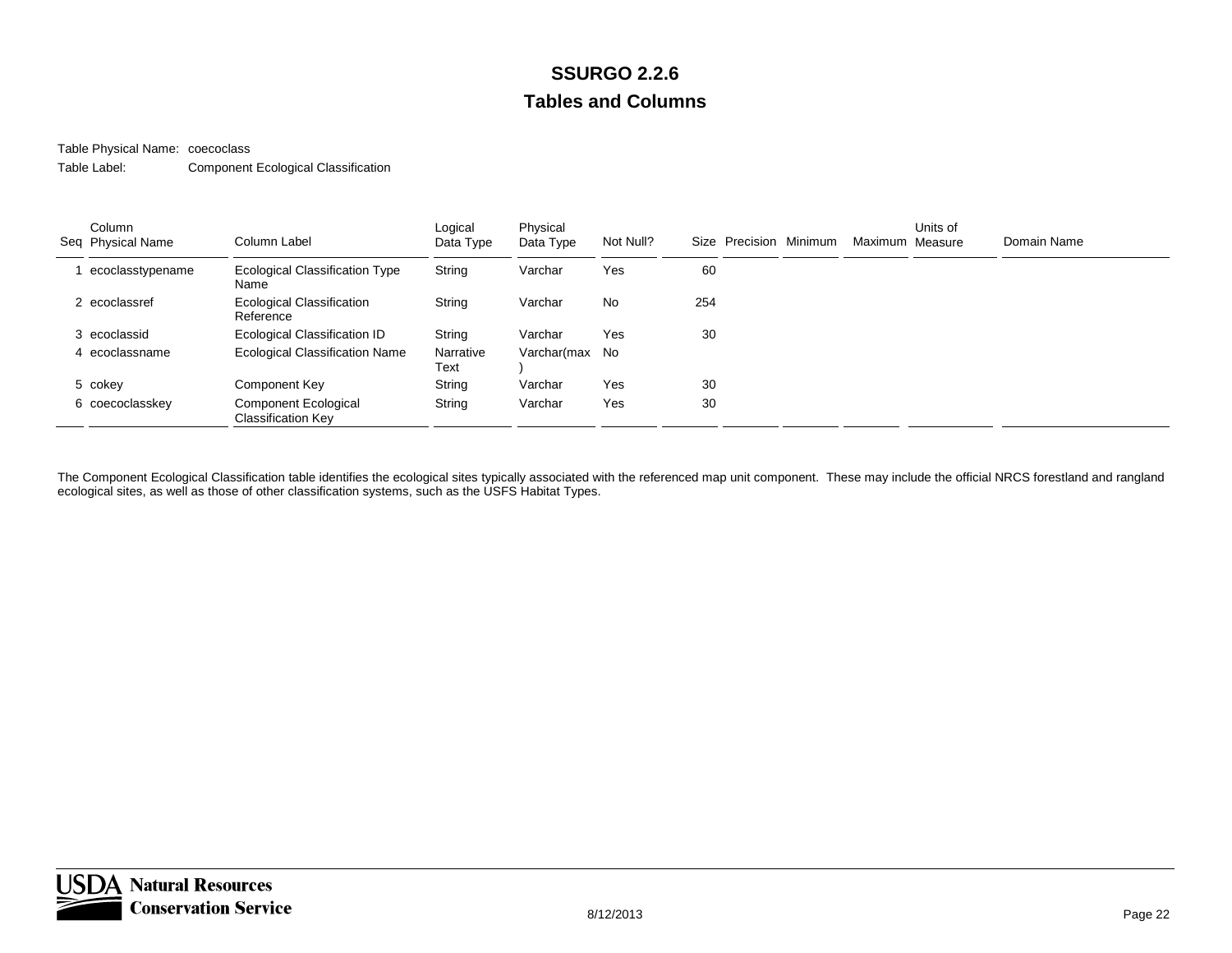# SSURGO 2.2.6

## Tables and Columns

Table Physical Name: coecoclass

Table Label: Component Ecological Classification

| Seq | Column Physical Name | Column Label | Logical Data Type | Physical Data Type | Not Null? | Size | Precision | Minimum | Maximum | Units of Measure | Domain Name |
|---|---|---|---|---|---|---|---|---|---|---|---|
| 1 | ecoclasstypename | Ecological Classification Type Name | String | Varchar | Yes | 60 | | | | | |
| 2 | ecoclassref | Ecological Classification Reference | String | Varchar | No | 254 | | | | | |
| 3 | ecoclassid | Ecological Classification ID | String | Varchar | Yes | 30 | | | | | |
| 4 | ecoclassname | Ecological Classification Name | Narrative Text | Varchar(max) | No | | | | | | |
| 5 | cokey | Component Key | String | Varchar | Yes | 30 | | | | | |
| 6 | coecoclasskey | Component Ecological Classification Key | String | Varchar | Yes | 30 | | | | | |

The Component Ecological Classification table identifies the ecological sites typically associated with the referenced map unit component. These may include the official NRCS forestland and rangland ecological sites, as well as those of other classification systems, such as the USFS Habitat Types.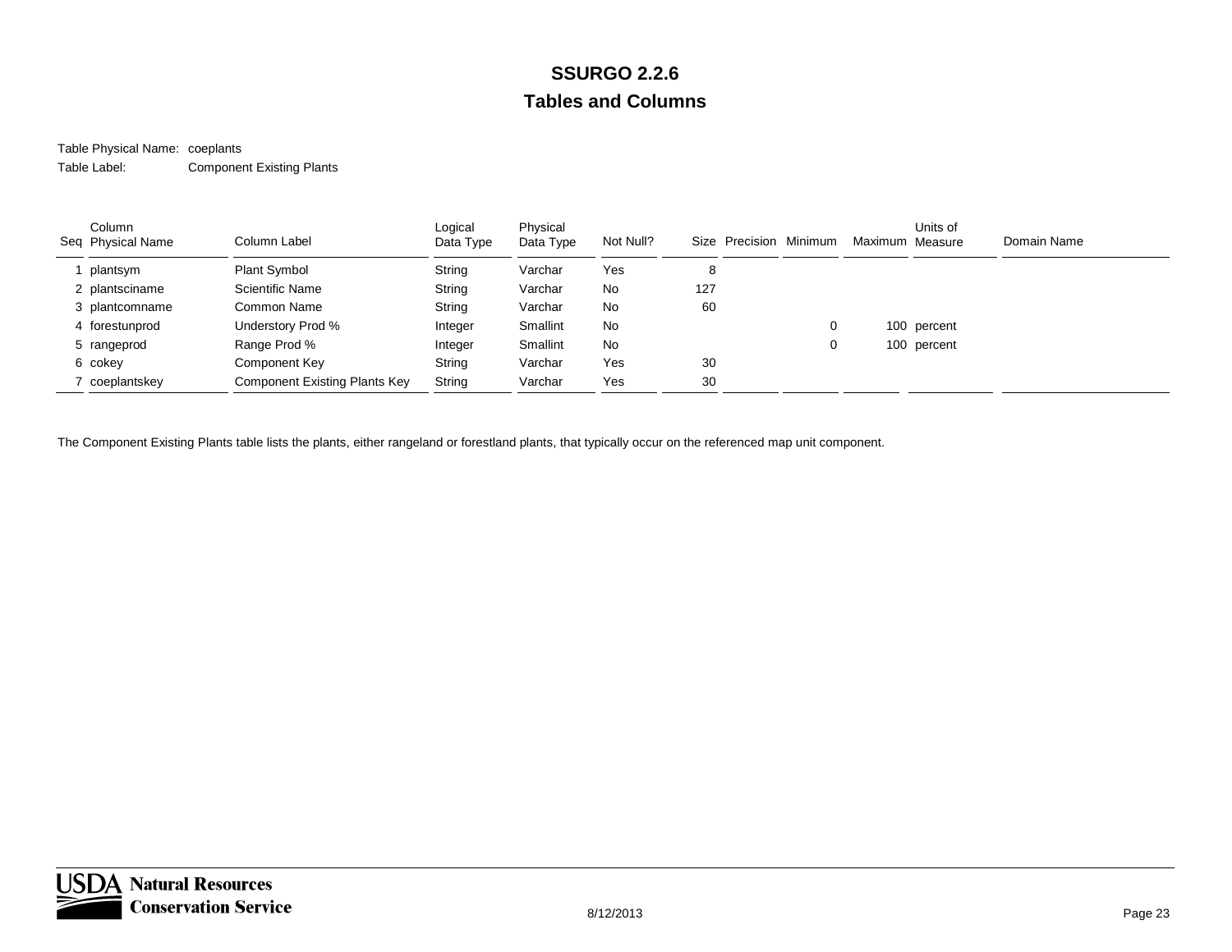# SSURGO 2.2.6

## Tables and Columns

Table Physical Name: coeplants

Table Label: Component Existing Plants

| Seq | Column Physical Name | Column Label | Logical Data Type | Physical Data Type | Not Null? | Size | Precision | Minimum | Maximum | Units of Measure | Domain Name |
|---|---|---|---|---|---|---|---|---|---|---|---|
| 1 | plantsym | Plant Symbol | String | Varchar | Yes | 8 | | | | | |
| 2 | plantsciname | Scientific Name | String | Varchar | No | 127 | | | | | |
| 3 | plantcomname | Common Name | String | Varchar | No | 60 | | | | | |
| 4 | forestunprod | Understory Prod % | Integer | Smallint | No | | | 0 | 100 | percent | |
| 5 | rangeprod | Range Prod % | Integer | Smallint | No | | | 0 | 100 | percent | |
| 6 | cokey | Component Key | String | Varchar | Yes | 30 | | | | | |
| 7 | coeplantskey | Component Existing Plants Key | String | Varchar | Yes | 30 | | | | | |

The Component Existing Plants table lists the plants, either rangeland or forestland plants, that typically occur on the referenced map unit component.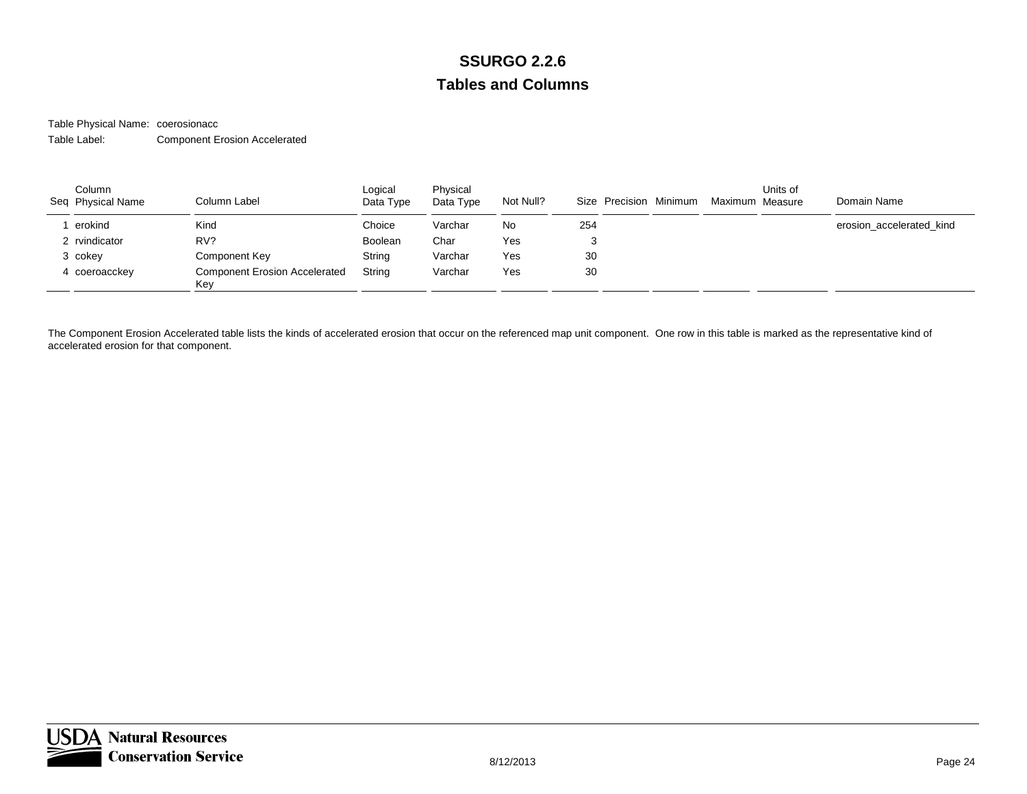# SSURGO 2.2.6

## Tables and Columns

Table Physical Name: coerosionacc

Table Label: Component Erosion Accelerated

| Seq | Column Physical Name | Column Label | Logical Data Type | Physical Data Type | Not Null? | Size | Precision | Minimum | Maximum | Units of Measure | Domain Name |
|---|---|---|---|---|---|---|---|---|---|---|---|
| 1 | erokind | Kind | Choice | Varchar | No | 254 | | | | | erosion_accelerated_kind |
| 2 | rvindicator | RV? | Boolean | Char | Yes | 3 | | | | | |
| 3 | cokey | Component Key | String | Varchar | Yes | 30 | | | | | |
| 4 | coeroacckey | Component Erosion Accelerated Key | String | Varchar | Yes | 30 | | | | | |

The Component Erosion Accelerated table lists the kinds of accelerated erosion that occur on the referenced map unit component. One row in this table is marked as the representative kind of accelerated erosion for that component.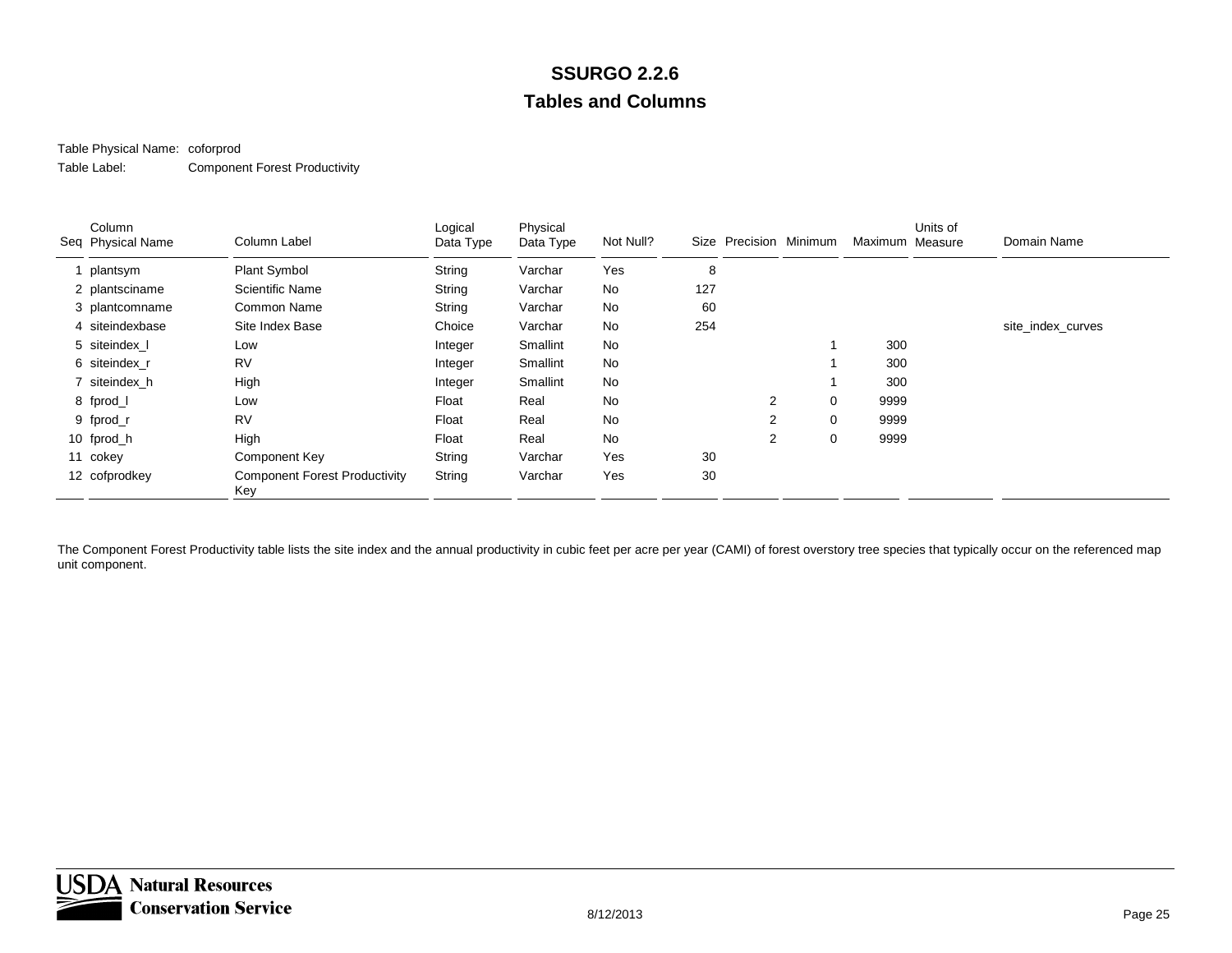# SSURGO 2.2.6

## Tables and Columns

Table Physical Name: coforprod

Table Label: Component Forest Productivity

| Seq | Column Physical Name | Column Label | Logical Data Type | Physical Data Type | Not Null? | Size | Precision | Minimum | Maximum | Units of Measure | Domain Name |
|---|---|---|---|---|---|---|---|---|---|---|---|
| 1 | plantsym | Plant Symbol | String | Varchar | Yes | 8 | | | | | |
| 2 | plantsciname | Scientific Name | String | Varchar | No | 127 | | | | | |
| 3 | plantcomname | Common Name | String | Varchar | No | 60 | | | | | |
| 4 | siteindexbase | Site Index Base | Choice | Varchar | No | 254 | | | | | site_index_curves |
| 5 | siteindex_l | Low | Integer | Smallint | No | | | 1 | 300 | | |
| 6 | siteindex_r | RV | Integer | Smallint | No | | | 1 | 300 | | |
| 7 | siteindex_h | High | Integer | Smallint | No | | | 1 | 300 | | |
| 8 | fprod_l | Low | Float | Real | No | | 2 | 0 | 9999 | | |
| 9 | fprod_r | RV | Float | Real | No | | 2 | 0 | 9999 | | |
| 10 | fprod_h | High | Float | Real | No | | 2 | 0 | 9999 | | |
| 11 | cokey | Component Key | String | Varchar | Yes | 30 | | | | | |
| 12 | cofprodkey | Component Forest Productivity Key | String | Varchar | Yes | 30 | | | | | |

The Component Forest Productivity table lists the site index and the annual productivity in cubic feet per acre per year (CAMI) of forest overstory tree species that typically occur on the referenced map unit component.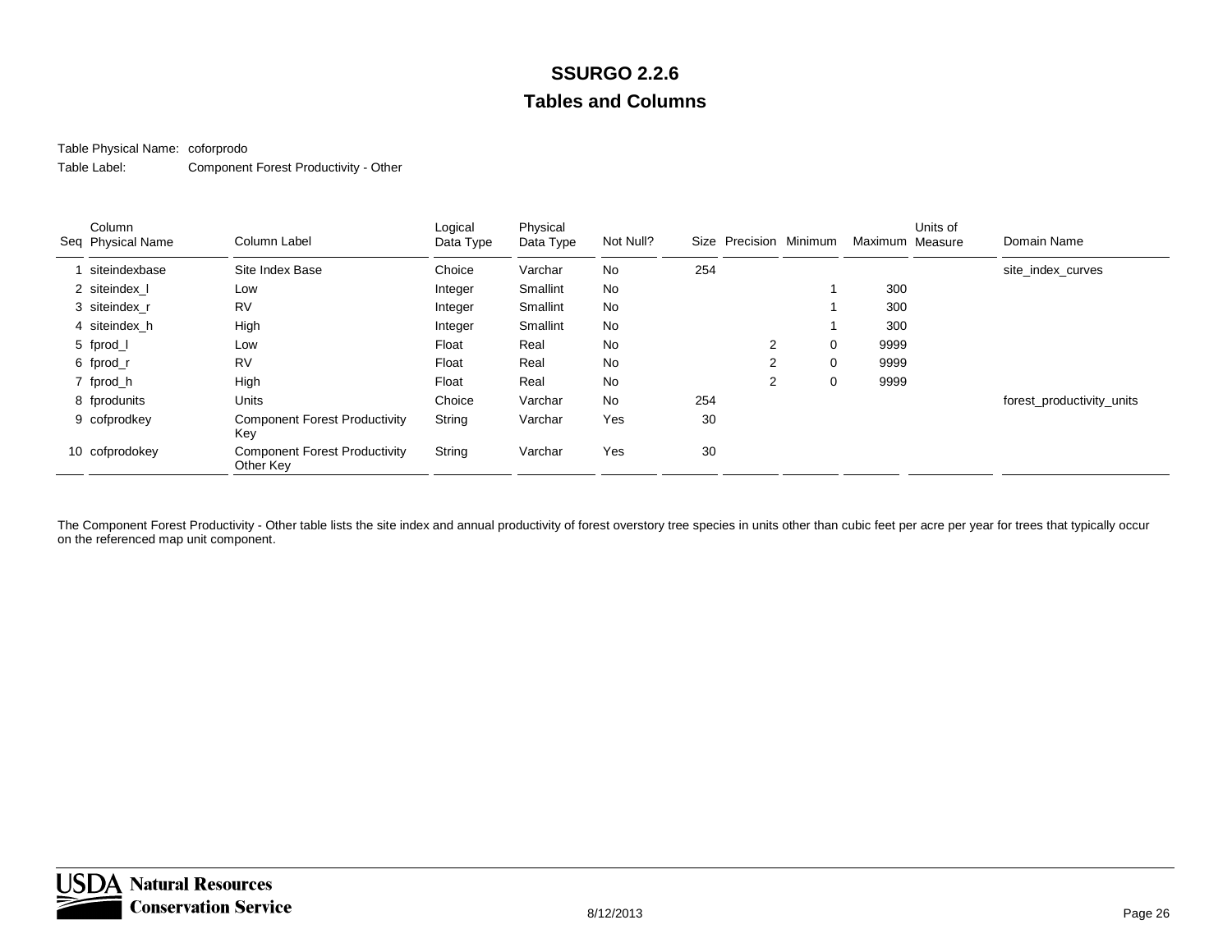# SSURGO 2.2.6

## Tables and Columns

Table Physical Name: coforprodo

Table Label: Component Forest Productivity - Other

| Seq | Column Physical Name | Column Label | Logical Data Type | Physical Data Type | Not Null? | Size | Precision | Minimum | Maximum | Units of Measure | Domain Name |
|---|---|---|---|---|---|---|---|---|---|---|---|
| 1 | siteindexbase | Site Index Base | Choice | Varchar | No | 254 | | | | | site_index_curves |
| 2 | siteindex_l | Low | Integer | Smallint | No | | | 1 | 300 | | |
| 3 | siteindex_r | RV | Integer | Smallint | No | | | 1 | 300 | | |
| 4 | siteindex_h | High | Integer | Smallint | No | | | 1 | 300 | | |
| 5 | fprod_l | Low | Float | Real | No | | 2 | 0 | 9999 | | |
| 6 | fprod_r | RV | Float | Real | No | | 2 | 0 | 9999 | | |
| 7 | fprod_h | High | Float | Real | No | | 2 | 0 | 9999 | | |
| 8 | fprodunits | Units | Choice | Varchar | No | 254 | | | | | forest_productivity_units |
| 9 | cofprodkey | Component Forest Productivity Key | String | Varchar | Yes | 30 | | | | | |
| 10 | cofprodokey | Component Forest Productivity Other Key | String | Varchar | Yes | 30 | | | | | |

The Component Forest Productivity - Other table lists the site index and annual productivity of forest overstory tree species in units other than cubic feet per acre per year for trees that typically occur on the referenced map unit component.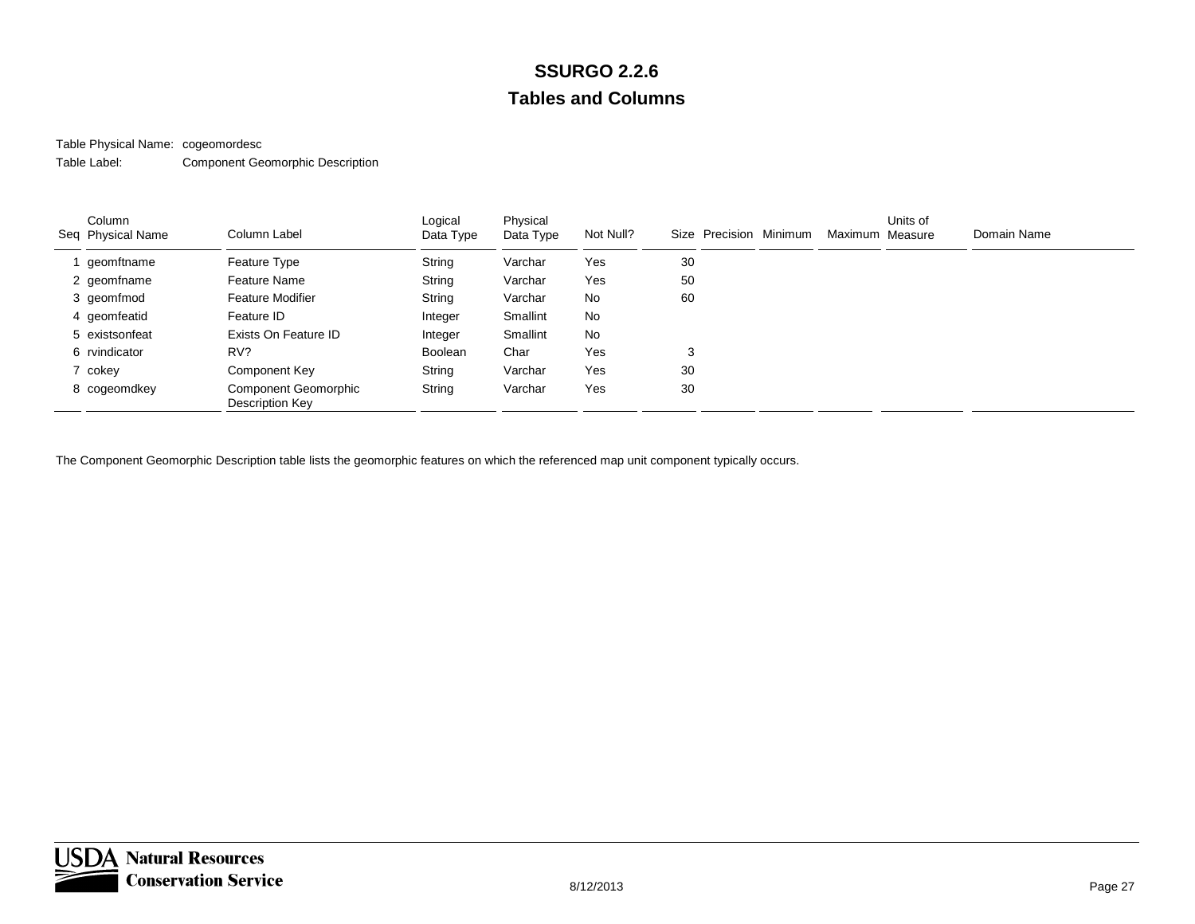# SSURGO 2.2.6

## Tables and Columns

Table Physical Name: cogeomordesc

Table Label: Component Geomorphic Description

| Seq | Column Physical Name | Column Label | Logical Data Type | Physical Data Type | Not Null? | Size | Precision | Minimum | Maximum | Units of Measure | Domain Name |
|---|---|---|---|---|---|---|---|---|---|---|---|
| 1 | geomftname | Feature Type | String | Varchar | Yes | 30 | | | | | |
| 2 | geomfname | Feature Name | String | Varchar | Yes | 50 | | | | | |
| 3 | geomfmod | Feature Modifier | String | Varchar | No | 60 | | | | | |
| 4 | geomfeatid | Feature ID | Integer | Smallint | No | | | | | | |
| 5 | existsonfeat | Exists On Feature ID | Integer | Smallint | No | | | | | | |
| 6 | rvindicator | RV? | Boolean | Char | Yes | 3 | | | | | |
| 7 | cokey | Component Key | String | Varchar | Yes | 30 | | | | | |
| 8 | cogeomdkey | Component Geomorphic Description Key | String | Varchar | Yes | 30 | | | | | |

The Component Geomorphic Description table lists the geomorphic features on which the referenced map unit component typically occurs.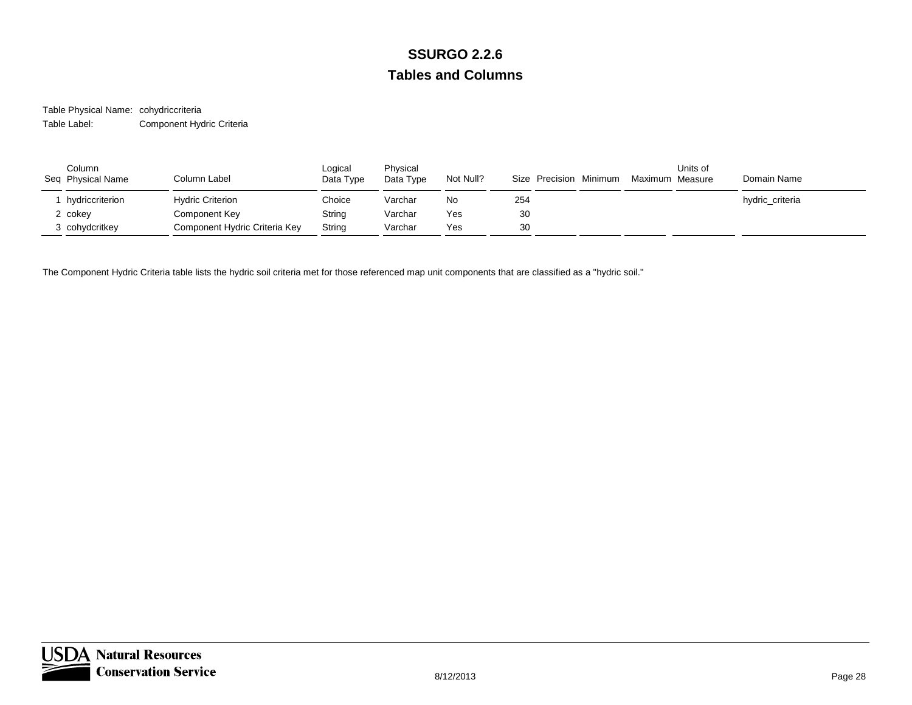# SSURGO 2.2.6

## Tables and Columns

Table Physical Name: cohydriccriteria

Table Label: Component Hydric Criteria

| Seq | Column Physical Name | Column Label | Logical Data Type | Physical Data Type | Not Null? | Size | Precision | Minimum | Maximum | Units of Measure | Domain Name |
|---|---|---|---|---|---|---|---|---|---|---|---|
| 1 | hydriccriterion | Hydric Criterion | Choice | Varchar | No | 254 | | | | | hydric_criteria |
| 2 | cokey | Component Key | String | Varchar | Yes | 30 | | | | | |
| 3 | cohydcritkey | Component Hydric Criteria Key | String | Varchar | Yes | 30 | | | | | |

The Component Hydric Criteria table lists the hydric soil criteria met for those referenced map unit components that are classified as a "hydric soil."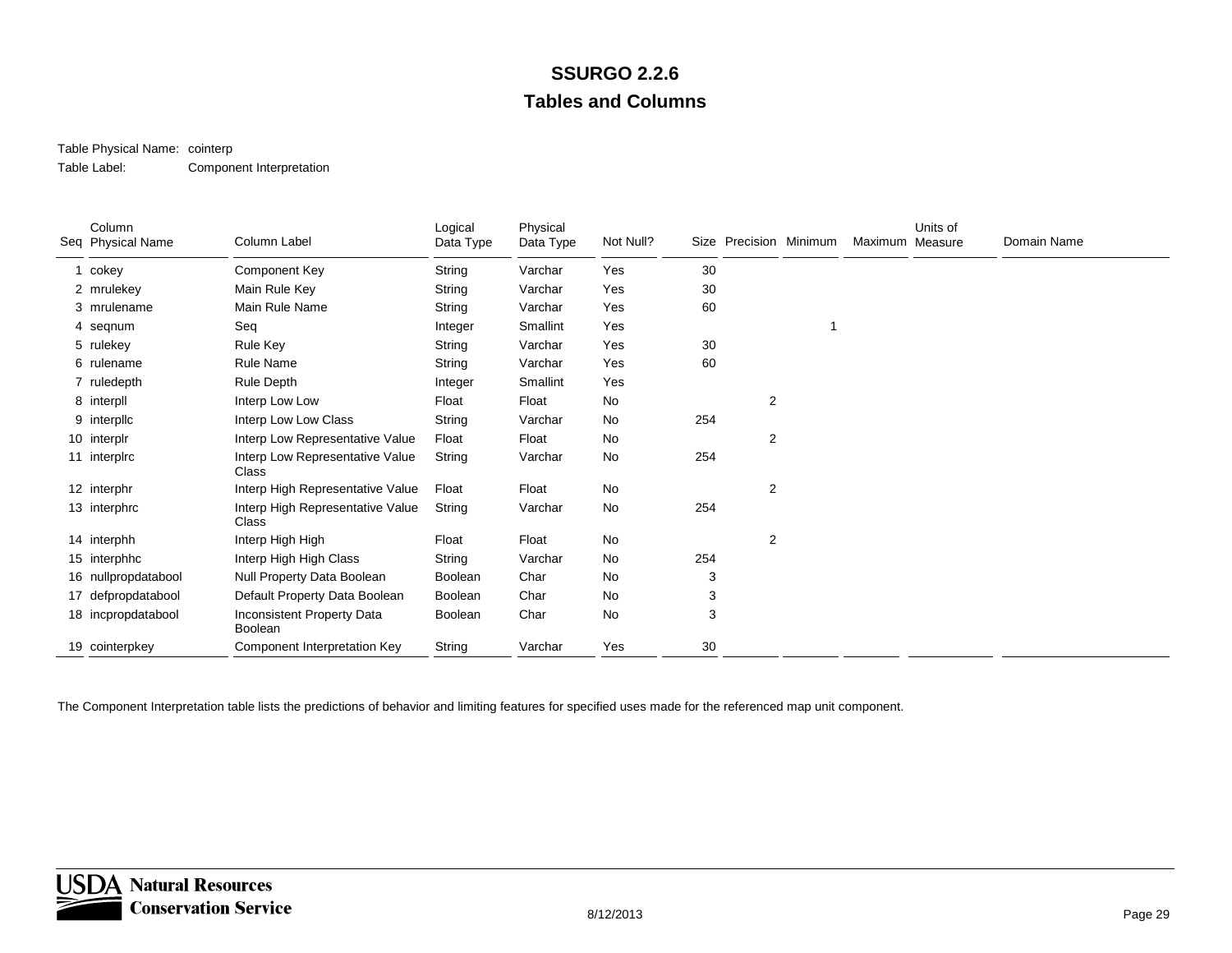# SSURGO 2.2.6

## Tables and Columns

Table Physical Name: cointerp

Table Label: Component Interpretation

| Seq | Column Physical Name | Column Label | Logical Data Type | Physical Data Type | Not Null? | Size | Precision | Minimum | Maximum | Units of Measure | Domain Name |
|---|---|---|---|---|---|---|---|---|---|---|---|
| 1 | cokey | Component Key | String | Varchar | Yes | 30 | | | | | |
| 2 | mrulekey | Main Rule Key | String | Varchar | Yes | 30 | | | | | |
| 3 | mrulename | Main Rule Name | String | Varchar | Yes | 60 | | | | | |
| 4 | seqnum | Seq | Integer | Smallint | Yes | | | 1 | | | |
| 5 | rulekey | Rule Key | String | Varchar | Yes | 30 | | | | | |
| 6 | rulename | Rule Name | String | Varchar | Yes | 60 | | | | | |
| 7 | ruledepth | Rule Depth | Integer | Smallint | Yes | | | | | | |
| 8 | interpll | Interp Low Low | Float | Float | No | | 2 | | | | |
| 9 | interpllc | Interp Low Low Class | String | Varchar | No | 254 | | | | | |
| 10 | interplr | Interp Low Representative Value | Float | Float | No | | 2 | | | | |
| 11 | interplrc | Interp Low Representative Value Class | String | Varchar | No | 254 | | | | | |
| 12 | interphr | Interp High Representative Value | Float | Float | No | | 2 | | | | |
| 13 | interphrc | Interp High Representative Value Class | String | Varchar | No | 254 | | | | | |
| 14 | interphh | Interp High High | Float | Float | No | | 2 | | | | |
| 15 | interphhc | Interp High High Class | String | Varchar | No | 254 | | | | | |
| 16 | nullpropdatabool | Null Property Data Boolean | Boolean | Char | No | 3 | | | | | |
| 17 | defpropdatabool | Default Property Data Boolean | Boolean | Char | No | 3 | | | | | |
| 18 | incpropdatabool | Inconsistent Property Data Boolean | Boolean | Char | No | 3 | | | | | |
| 19 | cointerpkey | Component Interpretation Key | String | Varchar | Yes | 30 | | | | | |

The Component Interpretation table lists the predictions of behavior and limiting features for specified uses made for the referenced map unit component.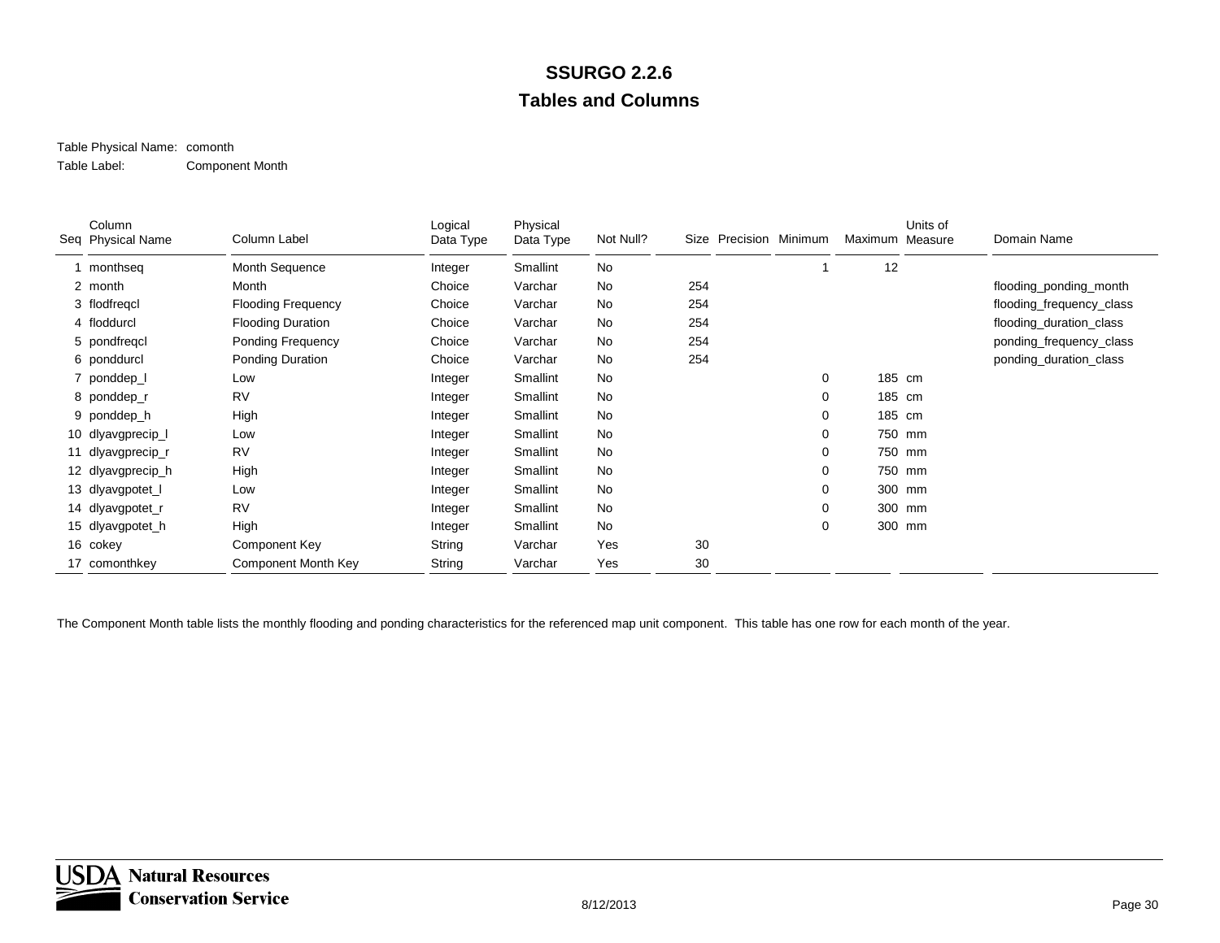# SSURGO 2.2.6

## Tables and Columns

Table Physical Name: comonth

Table Label: Component Month

| Seq | Column Physical Name | Column Label | Logical Data Type | Physical Data Type | Not Null? | Size | Precision | Minimum | Maximum | Units of Measure | Domain Name |
|---|---|---|---|---|---|---|---|---|---|---|---|
| 1 | monthseq | Month Sequence | Integer | Smallint | No | | | 1 | 12 | | |
| 2 | month | Month | Choice | Varchar | No | 254 | | | | | flooding_ponding_month |
| 3 | flodfreqcl | Flooding Frequency | Choice | Varchar | No | 254 | | | | | flooding_frequency_class |
| 4 | floddurcl | Flooding Duration | Choice | Varchar | No | 254 | | | | | flooding_duration_class |
| 5 | pondfreqcl | Ponding Frequency | Choice | Varchar | No | 254 | | | | | ponding_frequency_class |
| 6 | ponddurcl | Ponding Duration | Choice | Varchar | No | 254 | | | | | ponding_duration_class |
| 7 | ponddep_l | Low | Integer | Smallint | No | | | 0 | 185 | cm | |
| 8 | ponddep_r | RV | Integer | Smallint | No | | | 0 | 185 | cm | |
| 9 | ponddep_h | High | Integer | Smallint | No | | | 0 | 185 | cm | |
| 10 | dlyavgprecip_l | Low | Integer | Smallint | No | | | 0 | 750 | mm | |
| 11 | dlyavgprecip_r | RV | Integer | Smallint | No | | | 0 | 750 | mm | |
| 12 | dlyavgprecip_h | High | Integer | Smallint | No | | | 0 | 750 | mm | |
| 13 | dlyavgpotet_l | Low | Integer | Smallint | No | | | 0 | 300 | mm | |
| 14 | dlyavgpotet_r | RV | Integer | Smallint | No | | | 0 | 300 | mm | |
| 15 | dlyavgpotet_h | High | Integer | Smallint | No | | | 0 | 300 | mm | |
| 16 | cokey | Component Key | String | Varchar | Yes | 30 | | | | | |
| 17 | comonthkey | Component Month Key | String | Varchar | Yes | 30 | | | | | |

The Component Month table lists the monthly flooding and ponding characteristics for the referenced map unit component. This table has one row for each month of the year.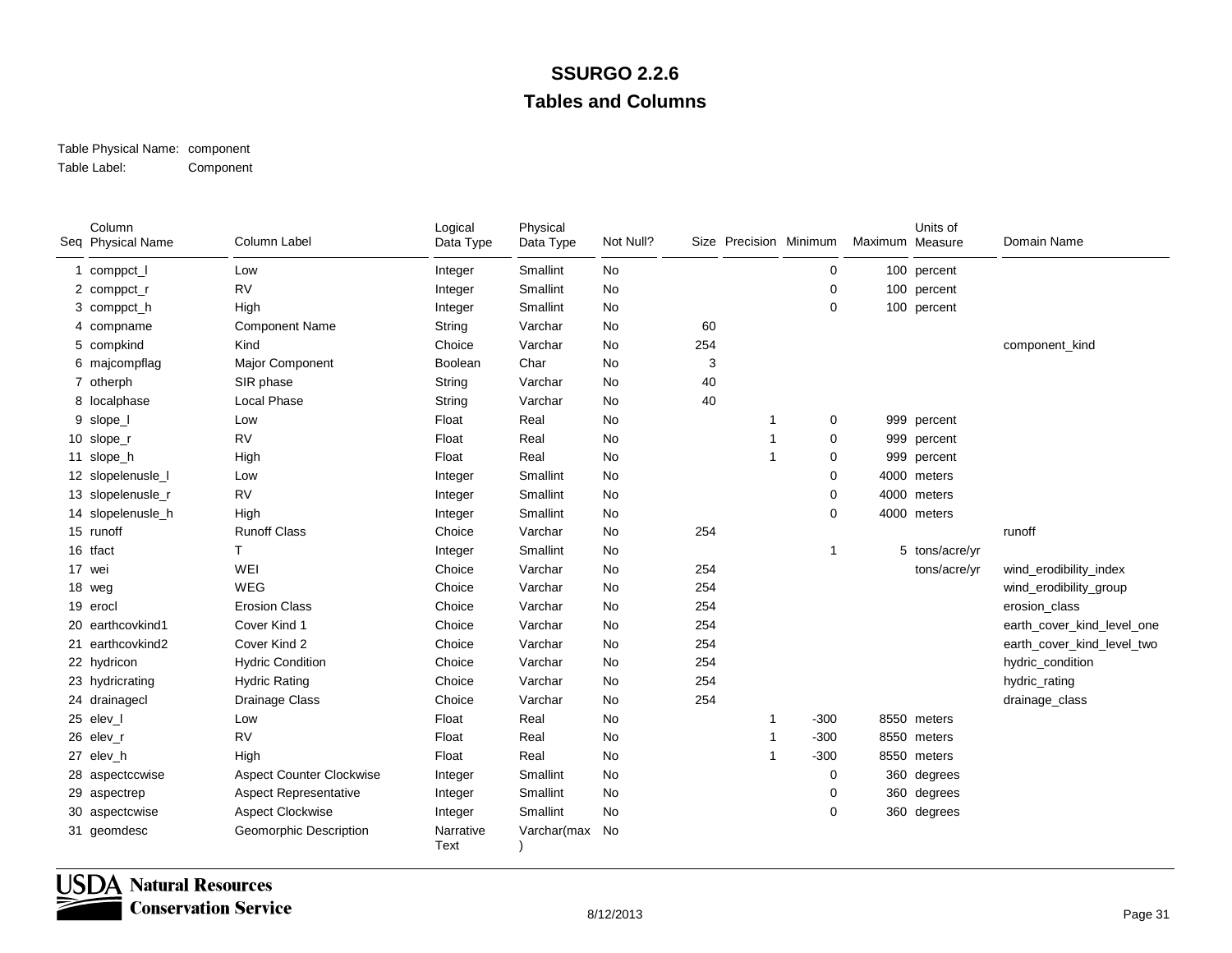# SSURGO 2.2.6

## Tables and Columns

Table Physical Name: component

Table Label: Component

| Seq | Column Physical Name | Column Label | Logical Data Type | Physical Data Type | Not Null? | Size | Precision | Minimum | Maximum | Units of Measure | Domain Name |
|---|---|---|---|---|---|---|---|---|---|---|---|
| 1 | comppct_l | Low | Integer | Smallint | No | | | 0 | 100 | percent | |
| 2 | comppct_r | RV | Integer | Smallint | No | | | 0 | 100 | percent | |
| 3 | comppct_h | High | Integer | Smallint | No | | | 0 | 100 | percent | |
| 4 | compname | Component Name | String | Varchar | No | 60 | | | | | |
| 5 | compkind | Kind | Choice | Varchar | No | 254 | | | | | component_kind |
| 6 | majcompflag | Major Component | Boolean | Char | No | 3 | | | | | |
| 7 | otherph | SIR phase | String | Varchar | No | 40 | | | | | |
| 8 | localphase | Local Phase | String | Varchar | No | 40 | | | | | |
| 9 | slope_l | Low | Float | Real | No | | 1 | 0 | 999 | percent | |
| 10 | slope_r | RV | Float | Real | No | | 1 | 0 | 999 | percent | |
| 11 | slope_h | High | Float | Real | No | | 1 | 0 | 999 | percent | |
| 12 | slopelenusle_l | Low | Integer | Smallint | No | | | 0 | 4000 | meters | |
| 13 | slopelenusle_r | RV | Integer | Smallint | No | | | 0 | 4000 | meters | |
| 14 | slopelenusle_h | High | Integer | Smallint | No | | | 0 | 4000 | meters | |
| 15 | runoff | Runoff Class | Choice | Varchar | No | 254 | | | | | runoff |
| 16 | tfact | T | Integer | Smallint | No | | | 1 | 5 | tons/acre/yr | |
| 17 | wei | WEI | Choice | Varchar | No | 254 | | | | tons/acre/yr | wind_erodibility_index |
| 18 | weg | WEG | Choice | Varchar | No | 254 | | | | | wind_erodibility_group |
| 19 | erocl | Erosion Class | Choice | Varchar | No | 254 | | | | | erosion_class |
| 20 | earthcovkind1 | Cover Kind 1 | Choice | Varchar | No | 254 | | | | | earth_cover_kind_level_one |
| 21 | earthcovkind2 | Cover Kind 2 | Choice | Varchar | No | 254 | | | | | earth_cover_kind_level_two |
| 22 | hydricon | Hydric Condition | Choice | Varchar | No | 254 | | | | | hydric_condition |
| 23 | hydricrating | Hydric Rating | Choice | Varchar | No | 254 | | | | | hydric_rating |
| 24 | drainagecl | Drainage Class | Choice | Varchar | No | 254 | | | | | drainage_class |
| 25 | elev_l | Low | Float | Real | No | | 1 | -300 | 8550 | meters | |
| 26 | elev_r | RV | Float | Real | No | | 1 | -300 | 8550 | meters | |
| 27 | elev_h | High | Float | Real | No | | 1 | -300 | 8550 | meters | |
| 28 | aspectccwise | Aspect Counter Clockwise | Integer | Smallint | No | | | 0 | 360 | degrees | |
| 29 | aspectrep | Aspect Representative | Integer | Smallint | No | | | 0 | 360 | degrees | |
| 30 | aspectcwise | Aspect Clockwise | Integer | Smallint | No | | | 0 | 360 | degrees | |
| 31 | geomdesc | Geomorphic Description | Narrative Text | Varchar(max) | No | | | | | | |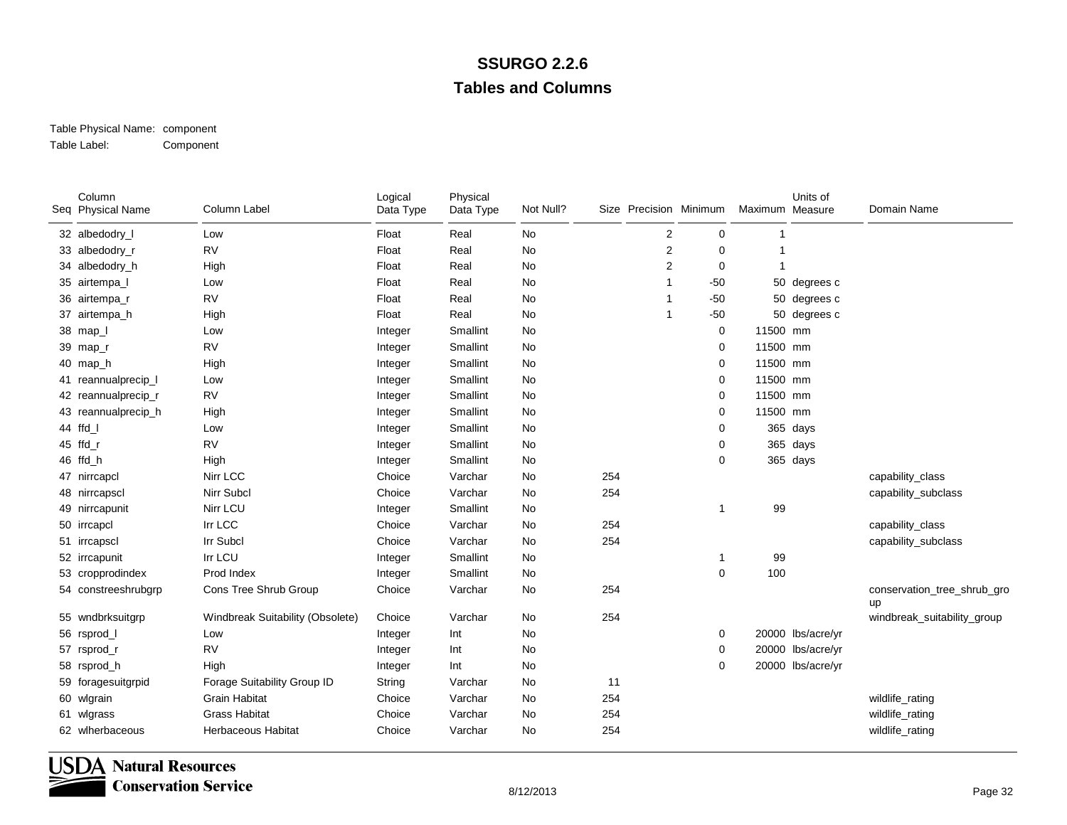# SSURGO 2.2.6

## Tables and Columns

Table Physical Name: component

Table Label: Component

| Seq | Column Physical Name | Column Label | Logical Data Type | Physical Data Type | Not Null? | Size | Precision | Minimum | Maximum | Units of Measure | Domain Name |
|---|---|---|---|---|---|---|---|---|---|---|---|
| 32 | albedodry_l | Low | Float | Real | No | | 2 | 0 | 1 | | |
| 33 | albedodry_r | RV | Float | Real | No | | 2 | 0 | 1 | | |
| 34 | albedodry_h | High | Float | Real | No | | 2 | 0 | 1 | | |
| 35 | airtempa_l | Low | Float | Real | No | | 1 | -50 | 50 | degrees c | |
| 36 | airtempa_r | RV | Float | Real | No | | 1 | -50 | 50 | degrees c | |
| 37 | airtempa_h | High | Float | Real | No | | 1 | -50 | 50 | degrees c | |
| 38 | map_l | Low | Integer | Smallint | No | | | 0 | 11500 | mm | |
| 39 | map_r | RV | Integer | Smallint | No | | | 0 | 11500 | mm | |
| 40 | map_h | High | Integer | Smallint | No | | | 0 | 11500 | mm | |
| 41 | reannualprecip_l | Low | Integer | Smallint | No | | | 0 | 11500 | mm | |
| 42 | reannualprecip_r | RV | Integer | Smallint | No | | | 0 | 11500 | mm | |
| 43 | reannualprecip_h | High | Integer | Smallint | No | | | 0 | 11500 | mm | |
| 44 | ffd_l | Low | Integer | Smallint | No | | | 0 | 365 | days | |
| 45 | ffd_r | RV | Integer | Smallint | No | | | 0 | 365 | days | |
| 46 | ffd_h | High | Integer | Smallint | No | | | 0 | 365 | days | |
| 47 | nirrcapcl | Nirr LCC | Choice | Varchar | No | 254 | | | | | capability_class |
| 48 | nirrcapscl | Nirr Subcl | Choice | Varchar | No | 254 | | | | | capability_subclass |
| 49 | nirrcapunit | Nirr LCU | Integer | Smallint | No | | | 1 | 99 | | |
| 50 | irrcapcl | Irr LCC | Choice | Varchar | No | 254 | | | | | capability_class |
| 51 | irrcapscl | Irr Subcl | Choice | Varchar | No | 254 | | | | | capability_subclass |
| 52 | irrcapunit | Irr LCU | Integer | Smallint | No | | | 1 | 99 | | |
| 53 | cropprodindex | Prod Index | Integer | Smallint | No | | | 0 | 100 | | |
| 54 | constreeshrubgrp | Cons Tree Shrub Group | Choice | Varchar | No | 254 | | | | | conservation_tree_shrub_group |
| 55 | wndbrksuitgrp | Windbreak Suitability (Obsolete) | Choice | Varchar | No | 254 | | | | | windbreak_suitability_group |
| 56 | rsprod_l | Low | Integer | Int | No | | | 0 | 20000 | lbs/acre/yr | |
| 57 | rsprod_r | RV | Integer | Int | No | | | 0 | 20000 | lbs/acre/yr | |
| 58 | rsprod_h | High | Integer | Int | No | | | 0 | 20000 | lbs/acre/yr | |
| 59 | foragesuitgrpid | Forage Suitability Group ID | String | Varchar | No | 11 | | | | | |
| 60 | wlgrain | Grain Habitat | Choice | Varchar | No | 254 | | | | | wildlife_rating |
| 61 | wlgrass | Grass Habitat | Choice | Varchar | No | 254 | | | | | wildlife_rating |
| 62 | wlherbaceous | Herbaceous Habitat | Choice | Varchar | No | 254 | | | | | wildlife_rating |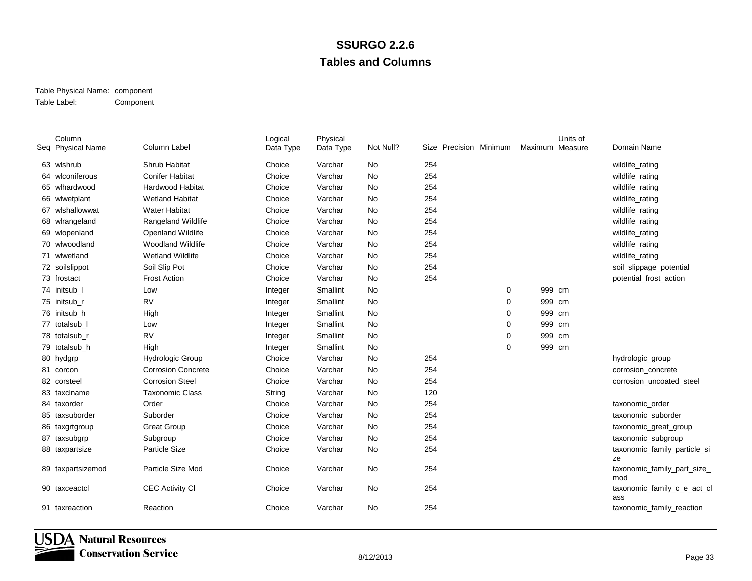# SSURGO 2.2.6

## Tables and Columns

Table Physical Name: component

Table Label: Component

| Seq | Column Physical Name | Column Label | Logical Data Type | Physical Data Type | Not Null? | Size | Precision | Minimum | Maximum | Units of Measure | Domain Name |
|---|---|---|---|---|---|---|---|---|---|---|---|
| 63 | wlshrub | Shrub Habitat | Choice | Varchar | No | 254 | | | | | wildlife_rating |
| 64 | wlconiferous | Conifer Habitat | Choice | Varchar | No | 254 | | | | | wildlife_rating |
| 65 | wlhardwood | Hardwood Habitat | Choice | Varchar | No | 254 | | | | | wildlife_rating |
| 66 | wlwetplant | Wetland Habitat | Choice | Varchar | No | 254 | | | | | wildlife_rating |
| 67 | wlshallowwat | Water Habitat | Choice | Varchar | No | 254 | | | | | wildlife_rating |
| 68 | wlrangeland | Rangeland Wildlife | Choice | Varchar | No | 254 | | | | | wildlife_rating |
| 69 | wlopenland | Openland Wildlife | Choice | Varchar | No | 254 | | | | | wildlife_rating |
| 70 | wlwoodland | Woodland Wildlife | Choice | Varchar | No | 254 | | | | | wildlife_rating |
| 71 | wlwetland | Wetland Wildlife | Choice | Varchar | No | 254 | | | | | wildlife_rating |
| 72 | soilslippot | Soil Slip Pot | Choice | Varchar | No | 254 | | | | | soil_slippage_potential |
| 73 | frostact | Frost Action | Choice | Varchar | No | 254 | | | | | potential_frost_action |
| 74 | initsub_l | Low | Integer | Smallint | No | | | 0 | 999 | cm | |
| 75 | initsub_r | RV | Integer | Smallint | No | | | 0 | 999 | cm | |
| 76 | initsub_h | High | Integer | Smallint | No | | | 0 | 999 | cm | |
| 77 | totalsub_l | Low | Integer | Smallint | No | | | 0 | 999 | cm | |
| 78 | totalsub_r | RV | Integer | Smallint | No | | | 0 | 999 | cm | |
| 79 | totalsub_h | High | Integer | Smallint | No | | | 0 | 999 | cm | |
| 80 | hydgrp | Hydrologic Group | Choice | Varchar | No | 254 | | | | | hydrologic_group |
| 81 | corcon | Corrosion Concrete | Choice | Varchar | No | 254 | | | | | corrosion_concrete |
| 82 | corsteel | Corrosion Steel | Choice | Varchar | No | 254 | | | | | corrosion_uncoated_steel |
| 83 | taxclname | Taxonomic Class | String | Varchar | No | 120 | | | | | |
| 84 | taxorder | Order | Choice | Varchar | No | 254 | | | | | taxonomic_order |
| 85 | taxsuborder | Suborder | Choice | Varchar | No | 254 | | | | | taxonomic_suborder |
| 86 | taxgrtgroup | Great Group | Choice | Varchar | No | 254 | | | | | taxonomic_great_group |
| 87 | taxsubgrp | Subgroup | Choice | Varchar | No | 254 | | | | | taxonomic_subgroup |
| 88 | taxpartsize | Particle Size | Choice | Varchar | No | 254 | | | | | taxonomic_family_particle_size |
| 89 | taxpartsizemod | Particle Size Mod | Choice | Varchar | No | 254 | | | | | taxonomic_family_part_size_mod |
| 90 | taxceactcl | CEC Activity Cl | Choice | Varchar | No | 254 | | | | | taxonomic_family_c_e_act_class |
| 91 | taxreaction | Reaction | Choice | Varchar | No | 254 | | | | | taxonomic_family_reaction |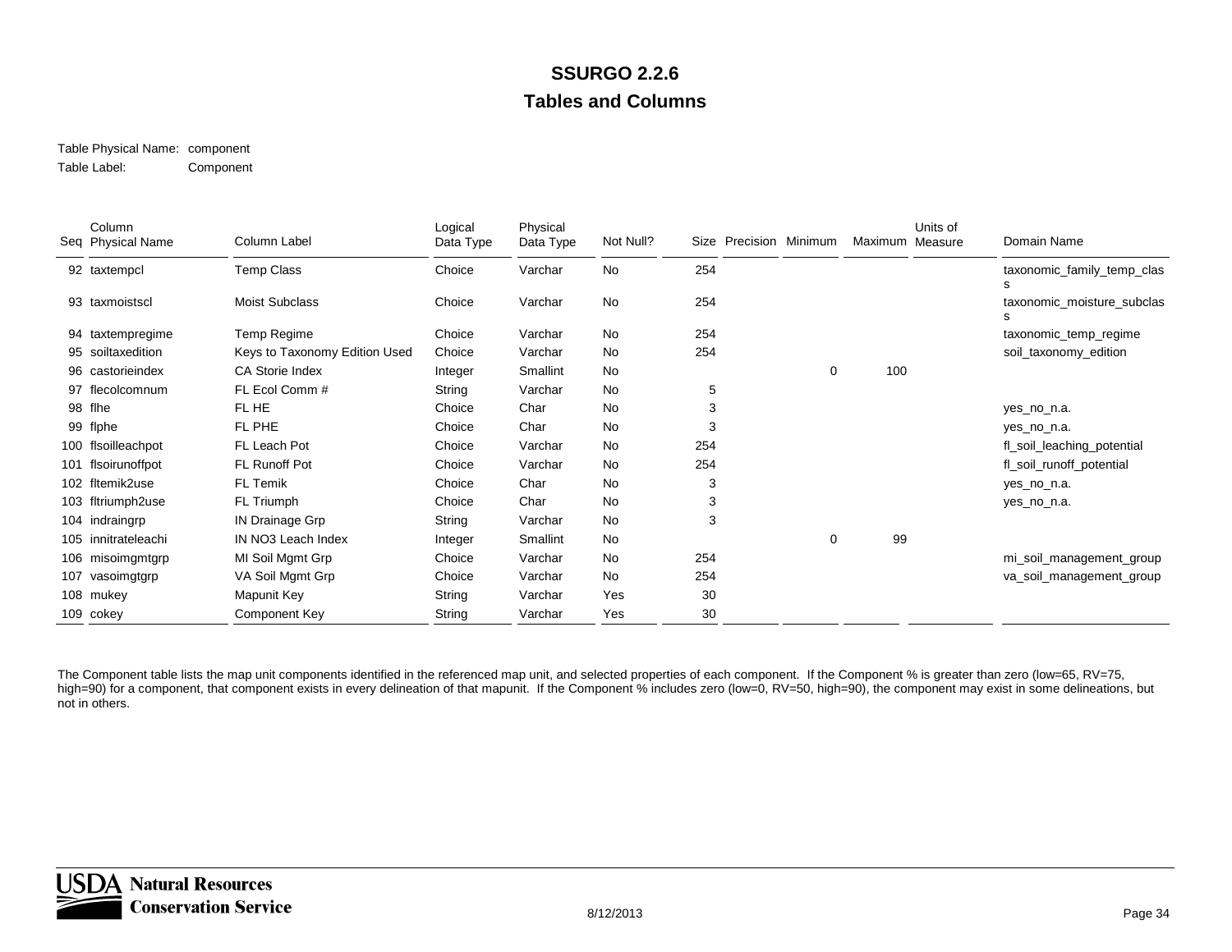# SSURGO 2.2.6

## Tables and Columns

Table Physical Name: component

Table Label: Component

| Seq | Column Physical Name | Column Label | Logical Data Type | Physical Data Type | Not Null? | Size | Precision | Minimum | Maximum | Units of Measure | Domain Name |
|---|---|---|---|---|---|---|---|---|---|---|---|
| 92 | taxtempcl | Temp Class | Choice | Varchar | No | 254 | | | | | taxonomic_family_temp_class |
| 93 | taxmoistscl | Moist Subclass | Choice | Varchar | No | 254 | | | | | taxonomic_moisture_subclass |
| 94 | taxtempregime | Temp Regime | Choice | Varchar | No | 254 | | | | | taxonomic_temp_regime |
| 95 | soiltaxedition | Keys to Taxonomy Edition Used | Choice | Varchar | No | 254 | | | | | soil_taxonomy_edition |
| 96 | castorieindex | CA Storie Index | Integer | Smallint | No | | | 0 | 100 | | |
| 97 | flecolcomnum | FL Ecol Comm # | String | Varchar | No | 5 | | | | | |
| 98 | flhe | FL HE | Choice | Char | No | 3 | | | | | yes_no_n.a. |
| 99 | flphe | FL PHE | Choice | Char | No | 3 | | | | | yes_no_n.a. |
| 100 | flsoilleachpot | FL Leach Pot | Choice | Varchar | No | 254 | | | | | fl_soil_leaching_potential |
| 101 | flsoirunoffpot | FL Runoff Pot | Choice | Varchar | No | 254 | | | | | fl_soil_runoff_potential |
| 102 | fltemik2use | FL Temik | Choice | Char | No | 3 | | | | | yes_no_n.a. |
| 103 | fltriumph2use | FL Triumph | Choice | Char | No | 3 | | | | | yes_no_n.a. |
| 104 | indraingrp | IN Drainage Grp | String | Varchar | No | 3 | | | | | |
| 105 | innitrateleachi | IN NO3 Leach Index | Integer | Smallint | No | | | 0 | 99 | | |
| 106 | misoimgmtgrp | MI Soil Mgmt Grp | Choice | Varchar | No | 254 | | | | | mi_soil_management_group |
| 107 | vasoimgmtgrp | VA Soil Mgmt Grp | Choice | Varchar | No | 254 | | | | | va_soil_management_group |
| 108 | mukey | Mapunit Key | String | Varchar | Yes | 30 | | | | | |
| 109 | cokey | Component Key | String | Varchar | Yes | 30 | | | | | |

The Component table lists the map unit components identified in the referenced map unit, and selected properties of each component. If the Component % is greater than zero (low=65, RV=75, high=90) for a component, that component exists in every delineation of that mapunit. If the Component % includes zero (low=0, RV=50, high=90), the component may exist in some delineations, but not in others.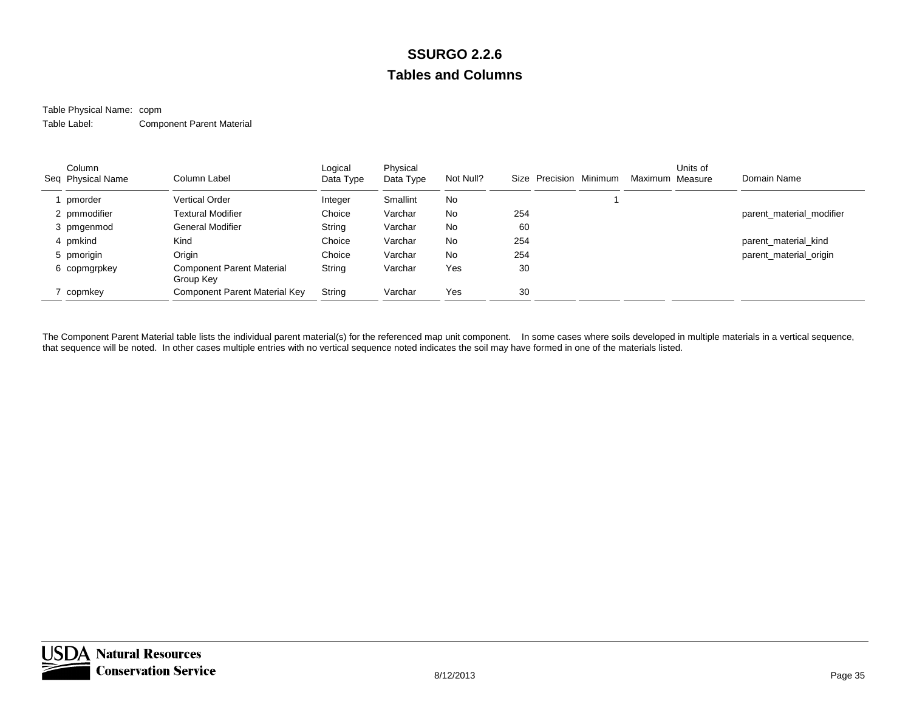# SSURGO 2.2.6

## Tables and Columns

Table Physical Name: copm

Table Label: Component Parent Material

| Seq | Column Physical Name | Column Label | Logical Data Type | Physical Data Type | Not Null? | Size | Precision | Minimum | Maximum | Units of Measure | Domain Name |
|---|---|---|---|---|---|---|---|---|---|---|---|
| 1 | pmorder | Vertical Order | Integer | Smallint | No | | | 1 | | | |
| 2 | pmmodifier | Textural Modifier | Choice | Varchar | No | 254 | | | | | parent_material_modifier |
| 3 | pmgenmod | General Modifier | String | Varchar | No | 60 | | | | | |
| 4 | pmkind | Kind | Choice | Varchar | No | 254 | | | | | parent_material_kind |
| 5 | pmorigin | Origin | Choice | Varchar | No | 254 | | | | | parent_material_origin |
| 6 | copmgrpkey | Component Parent Material Group Key | String | Varchar | Yes | 30 | | | | | |
| 7 | copmkey | Component Parent Material Key | String | Varchar | Yes | 30 | | | | | |

The Component Parent Material table lists the individual parent material(s) for the referenced map unit component. In some cases where soils developed in multiple materials in a vertical sequence, that sequence will be noted. In other cases multiple entries with no vertical sequence noted indicates the soil may have formed in one of the materials listed.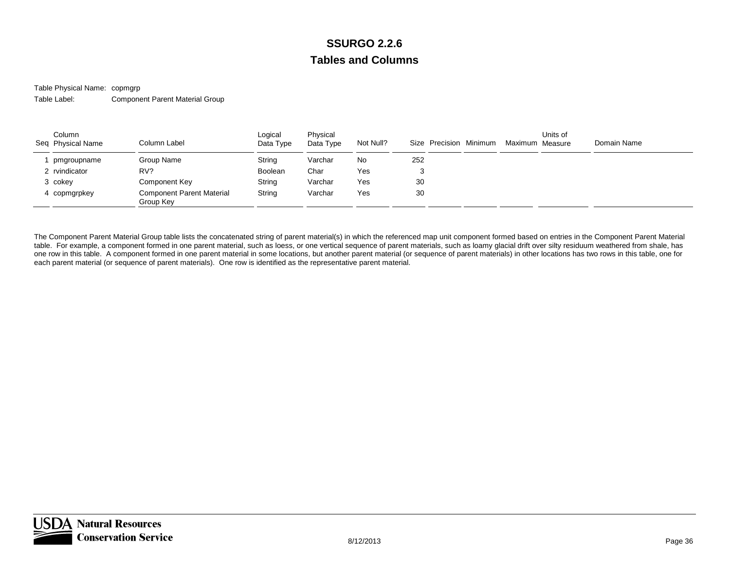# SSURGO 2.2.6

## Tables and Columns

Table Physical Name: copmgrp

Table Label: Component Parent Material Group

| Seq | Column Physical Name | Column Label | Logical Data Type | Physical Data Type | Not Null? | Size | Precision | Minimum | Maximum | Units of Measure | Domain Name |
|---|---|---|---|---|---|---|---|---|---|---|---|
| 1 | pmgroupname | Group Name | String | Varchar | No | 252 | | | | | |
| 2 | rvindicator | RV? | Boolean | Char | Yes | 3 | | | | | |
| 3 | cokey | Component Key | String | Varchar | Yes | 30 | | | | | |
| 4 | copmgrpkey | Component Parent Material Group Key | String | Varchar | Yes | 30 | | | | | |

The Component Parent Material Group table lists the concatenated string of parent material(s) in which the referenced map unit component formed based on entries in the Component Parent Material table. For example, a component formed in one parent material, such as loess, or one vertical sequence of parent materials, such as loamy glacial drift over silty residuum weathered from shale, has one row in this table. A component formed in one parent material in some locations, but another parent material (or sequence of parent materials) in other locations has two rows in this table, one for each parent material (or sequence of parent materials). One row is identified as the representative parent material.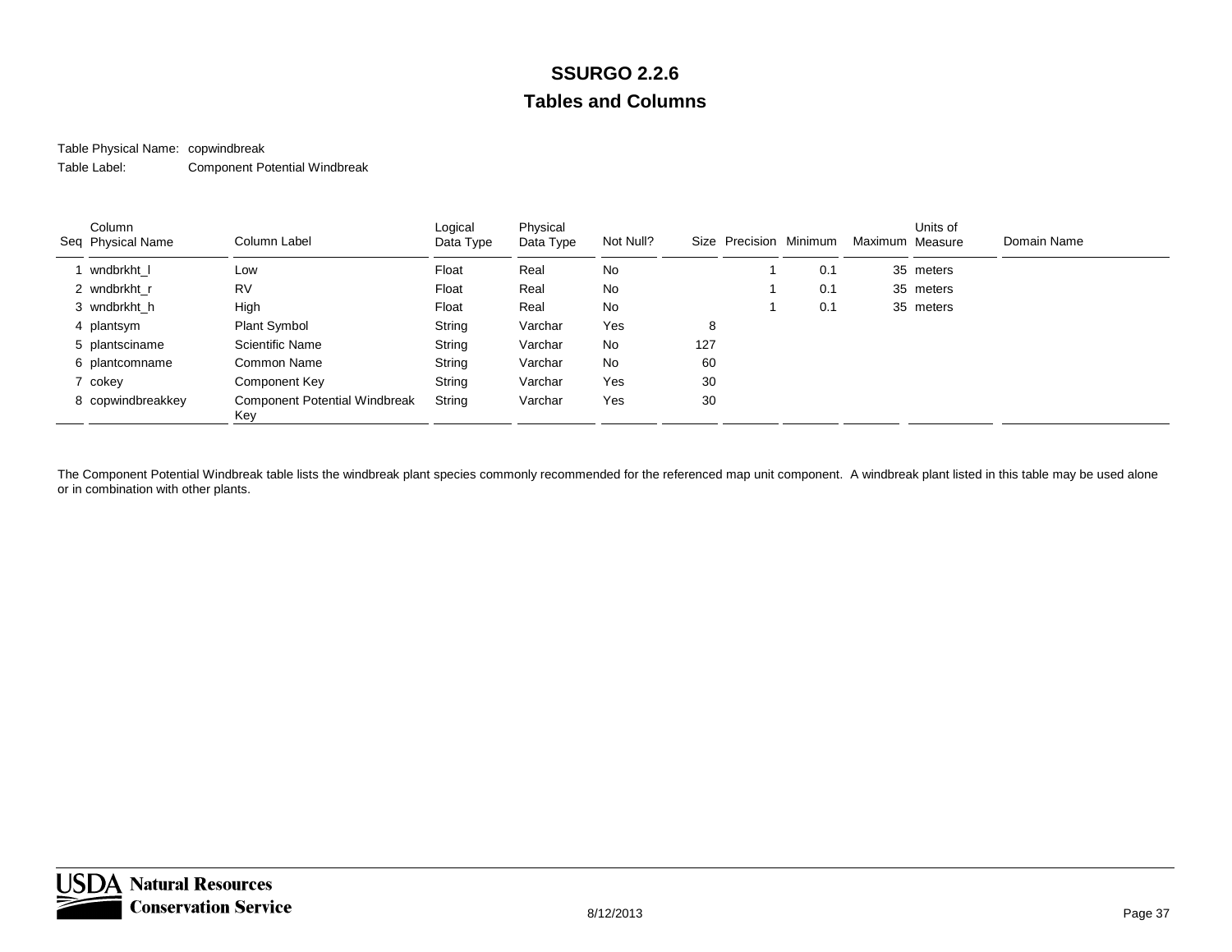# SSURGO 2.2.6

## Tables and Columns

Table Physical Name: copwindbreak

Table Label: Component Potential Windbreak

| Seq | Column Physical Name | Column Label | Logical Data Type | Physical Data Type | Not Null? | Size | Precision | Minimum | Maximum | Units of Measure | Domain Name |
|---|---|---|---|---|---|---|---|---|---|---|---|
| 1 | wndbrkht_l | Low | Float | Real | No | | 1 | 0.1 | 35 | meters | |
| 2 | wndbrkht_r | RV | Float | Real | No | | 1 | 0.1 | 35 | meters | |
| 3 | wndbrkht_h | High | Float | Real | No | | 1 | 0.1 | 35 | meters | |
| 4 | plantsym | Plant Symbol | String | Varchar | Yes | 8 | | | | | |
| 5 | plantsciname | Scientific Name | String | Varchar | No | 127 | | | | | |
| 6 | plantcomname | Common Name | String | Varchar | No | 60 | | | | | |
| 7 | cokey | Component Key | String | Varchar | Yes | 30 | | | | | |
| 8 | copwindbreakkey | Component Potential Windbreak Key | String | Varchar | Yes | 30 | | | | | |

The Component Potential Windbreak table lists the windbreak plant species commonly recommended for the referenced map unit component. A windbreak plant listed in this table may be used alone or in combination with other plants.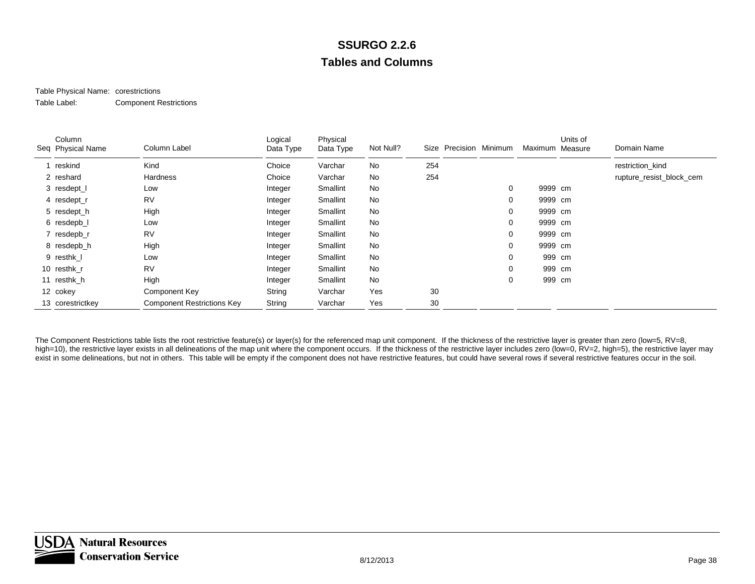# SSURGO 2.2.6

## Tables and Columns

Table Physical Name: corestrictions

Table Label: Component Restrictions

| Seq | Column Physical Name | Column Label | Logical Data Type | Physical Data Type | Not Null? | Size | Precision | Minimum | Maximum | Units of Measure | Domain Name |
|---|---|---|---|---|---|---|---|---|---|---|---|
| 1 | reskind | Kind | Choice | Varchar | No | 254 | | | | | restriction_kind |
| 2 | reshard | Hardness | Choice | Varchar | No | 254 | | | | | rupture_resist_block_cem |
| 3 | resdept_l | Low | Integer | Smallint | No | | | 0 | 9999 | cm | |
| 4 | resdept_r | RV | Integer | Smallint | No | | | 0 | 9999 | cm | |
| 5 | resdept_h | High | Integer | Smallint | No | | | 0 | 9999 | cm | |
| 6 | resdepb_l | Low | Integer | Smallint | No | | | 0 | 9999 | cm | |
| 7 | resdepb_r | RV | Integer | Smallint | No | | | 0 | 9999 | cm | |
| 8 | resdepb_h | High | Integer | Smallint | No | | | 0 | 9999 | cm | |
| 9 | resthk_l | Low | Integer | Smallint | No | | | 0 | 999 | cm | |
| 10 | resthk_r | RV | Integer | Smallint | No | | | 0 | 999 | cm | |
| 11 | resthk_h | High | Integer | Smallint | No | | | 0 | 999 | cm | |
| 12 | cokey | Component Key | String | Varchar | Yes | 30 | | | | | |
| 13 | corestrictkey | Component Restrictions Key | String | Varchar | Yes | 30 | | | | | |

The Component Restrictions table lists the root restrictive feature(s) or layer(s) for the referenced map unit component. If the thickness of the restrictive layer is greater than zero (low=5, RV=8, high=10), the restrictive layer exists in all delineations of the map unit where the component occurs. If the thickness of the restrictive layer includes zero (low=0, RV=2, high=5), the restrictive layer may exist in some delineations, but not in others. This table will be empty if the component does not have restrictive features, but could have several rows if several restrictive features occur in the soil.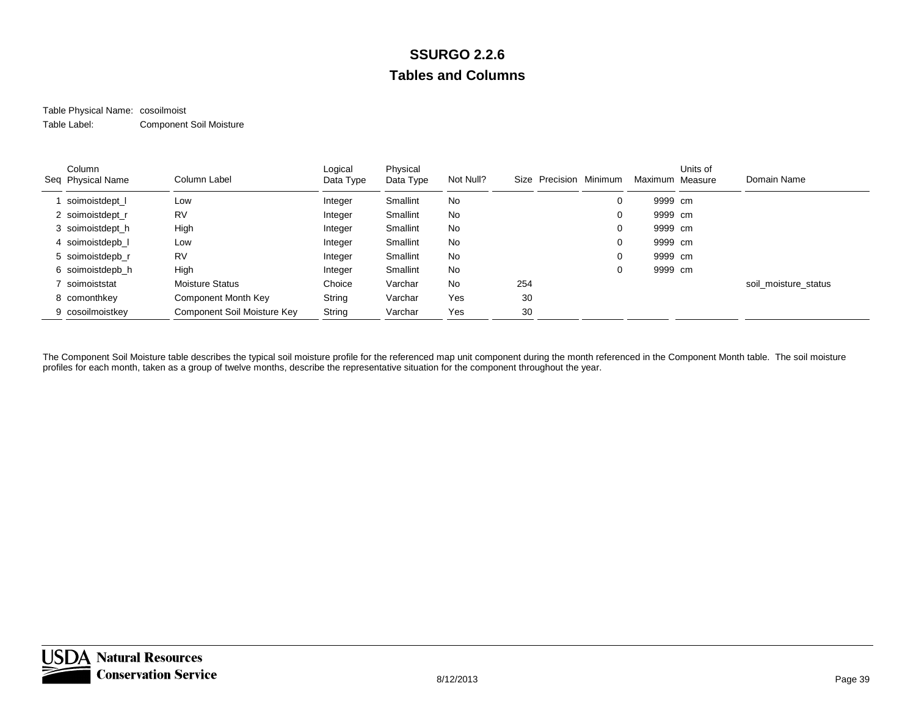# SSURGO 2.2.6

## Tables and Columns

Table Physical Name: cosoilmoist

Table Label: Component Soil Moisture

| Seq | Column Physical Name | Column Label | Logical Data Type | Physical Data Type | Not Null? | Size | Precision | Minimum | Maximum | Units of Measure | Domain Name |
|---|---|---|---|---|---|---|---|---|---|---|---|
| 1 | soimoistdept_l | Low | Integer | Smallint | No | | | 0 | 9999 | cm | |
| 2 | soimoistdept_r | RV | Integer | Smallint | No | | | 0 | 9999 | cm | |
| 3 | soimoistdept_h | High | Integer | Smallint | No | | | 0 | 9999 | cm | |
| 4 | soimoistdepb_l | Low | Integer | Smallint | No | | | 0 | 9999 | cm | |
| 5 | soimoistdepb_r | RV | Integer | Smallint | No | | | 0 | 9999 | cm | |
| 6 | soimoistdepb_h | High | Integer | Smallint | No | | | 0 | 9999 | cm | |
| 7 | soimoiststat | Moisture Status | Choice | Varchar | No | 254 | | | | | soil_moisture_status |
| 8 | comonthkey | Component Month Key | String | Varchar | Yes | 30 | | | | | |
| 9 | cosoilmoistkey | Component Soil Moisture Key | String | Varchar | Yes | 30 | | | | | |

The Component Soil Moisture table describes the typical soil moisture profile for the referenced map unit component during the month referenced in the Component Month table. The soil moisture profiles for each month, taken as a group of twelve months, describe the representative situation for the component throughout the year.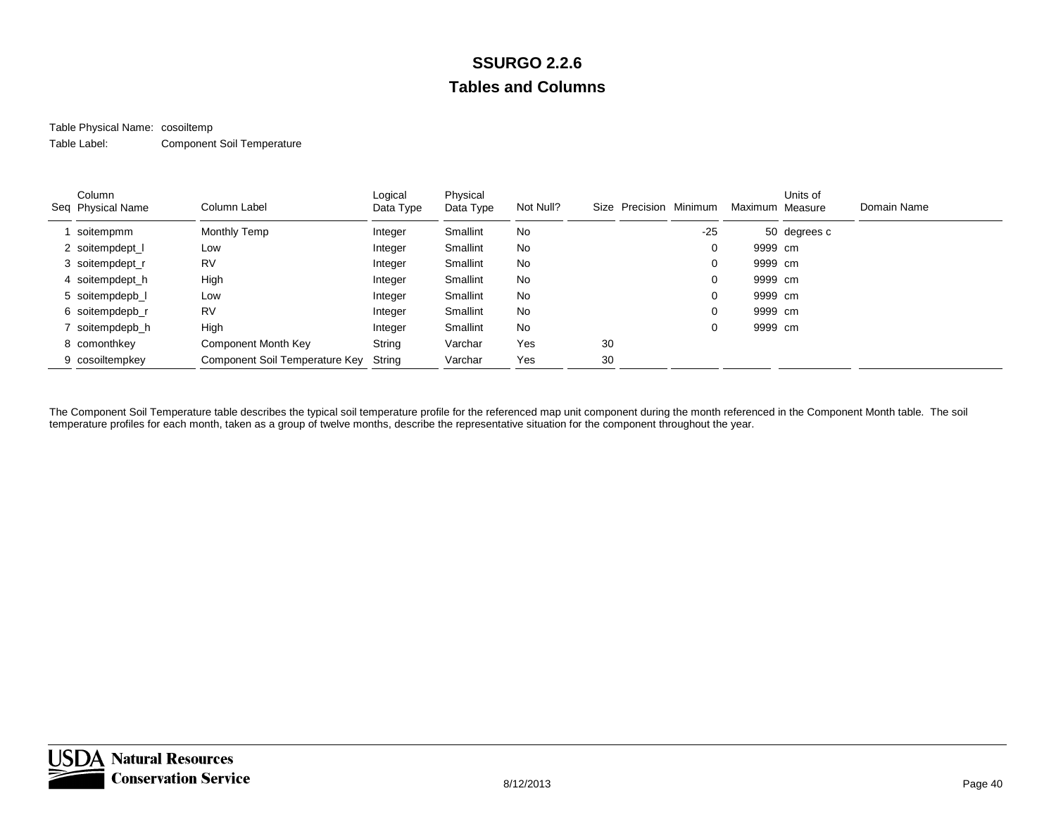# SSURGO 2.2.6

## Tables and Columns

Table Physical Name: cosoiltemp

Table Label: Component Soil Temperature

| Seq | Column Physical Name | Column Label | Logical Data Type | Physical Data Type | Not Null? | Size | Precision | Minimum | Maximum | Units of Measure | Domain Name |
|---|---|---|---|---|---|---|---|---|---|---|---|
| 1 | soitempmm | Monthly Temp | Integer | Smallint | No | | | -25 | 50 | degrees c | |
| 2 | soitempdept_l | Low | Integer | Smallint | No | | | 0 | 9999 | cm | |
| 3 | soitempdept_r | RV | Integer | Smallint | No | | | 0 | 9999 | cm | |
| 4 | soitempdept_h | High | Integer | Smallint | No | | | 0 | 9999 | cm | |
| 5 | soitempdepb_l | Low | Integer | Smallint | No | | | 0 | 9999 | cm | |
| 6 | soitempdepb_r | RV | Integer | Smallint | No | | | 0 | 9999 | cm | |
| 7 | soitempdepb_h | High | Integer | Smallint | No | | | 0 | 9999 | cm | |
| 8 | comonthkey | Component Month Key | String | Varchar | Yes | 30 | | | | | |
| 9 | cosoiltempkey | Component Soil Temperature Key | String | Varchar | Yes | 30 | | | | | |

The Component Soil Temperature table describes the typical soil temperature profile for the referenced map unit component during the month referenced in the Component Month table. The soil temperature profiles for each month, taken as a group of twelve months, describe the representative situation for the component throughout the year.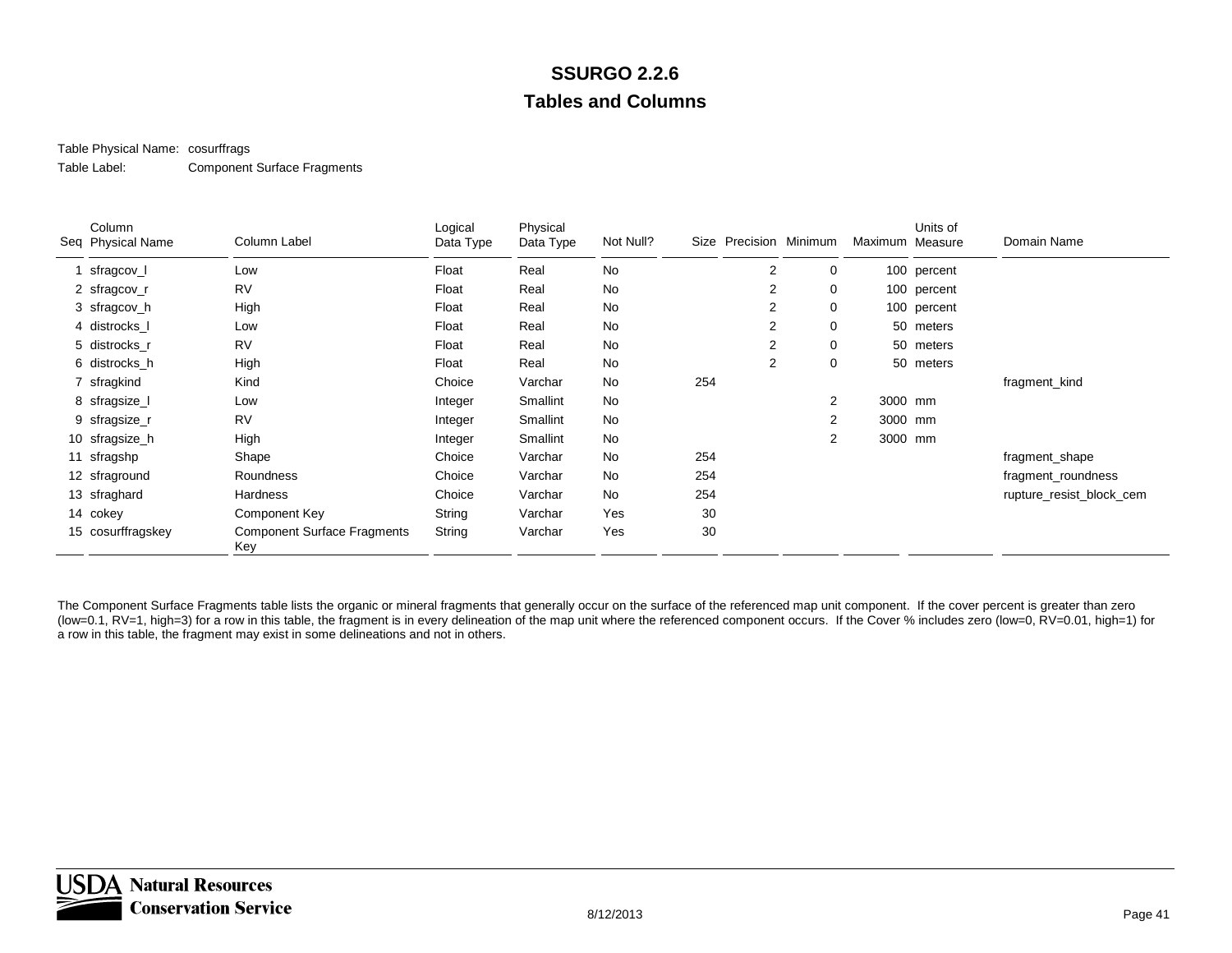# SSURGO 2.2.6

## Tables and Columns

Table Physical Name: cosurffrags

Table Label: Component Surface Fragments

| Seq | Column Physical Name | Column Label | Logical Data Type | Physical Data Type | Not Null? | Size | Precision | Minimum | Maximum | Units of Measure | Domain Name |
|---|---|---|---|---|---|---|---|---|---|---|---|
| 1 | sfragcov_l | Low | Float | Real | No | | 2 | 0 | 100 | percent | |
| 2 | sfragcov_r | RV | Float | Real | No | | 2 | 0 | 100 | percent | |
| 3 | sfragcov_h | High | Float | Real | No | | 2 | 0 | 100 | percent | |
| 4 | distrocks_l | Low | Float | Real | No | | 2 | 0 | 50 | meters | |
| 5 | distrocks_r | RV | Float | Real | No | | 2 | 0 | 50 | meters | |
| 6 | distrocks_h | High | Float | Real | No | | 2 | 0 | 50 | meters | |
| 7 | sfragkind | Kind | Choice | Varchar | No | 254 | | | | | fragment_kind |
| 8 | sfragsize_l | Low | Integer | Smallint | No | | | 2 | 3000 | mm | |
| 9 | sfragsize_r | RV | Integer | Smallint | No | | | 2 | 3000 | mm | |
| 10 | sfragsize_h | High | Integer | Smallint | No | | | 2 | 3000 | mm | |
| 11 | sfragshp | Shape | Choice | Varchar | No | 254 | | | | | fragment_shape |
| 12 | sfraground | Roundness | Choice | Varchar | No | 254 | | | | | fragment_roundness |
| 13 | sfraghard | Hardness | Choice | Varchar | No | 254 | | | | | rupture_resist_block_cem |
| 14 | cokey | Component Key | String | Varchar | Yes | 30 | | | | | |
| 15 | cosurffragskey | Component Surface Fragments Key | String | Varchar | Yes | 30 | | | | | |

The Component Surface Fragments table lists the organic or mineral fragments that generally occur on the surface of the referenced map unit component. If the cover percent is greater than zero (low=0.1, RV=1, high=3) for a row in this table, the fragment is in every delineation of the map unit where the referenced component occurs. If the Cover % includes zero (low=0, RV=0.01, high=1) for a row in this table, the fragment may exist in some delineations and not in others.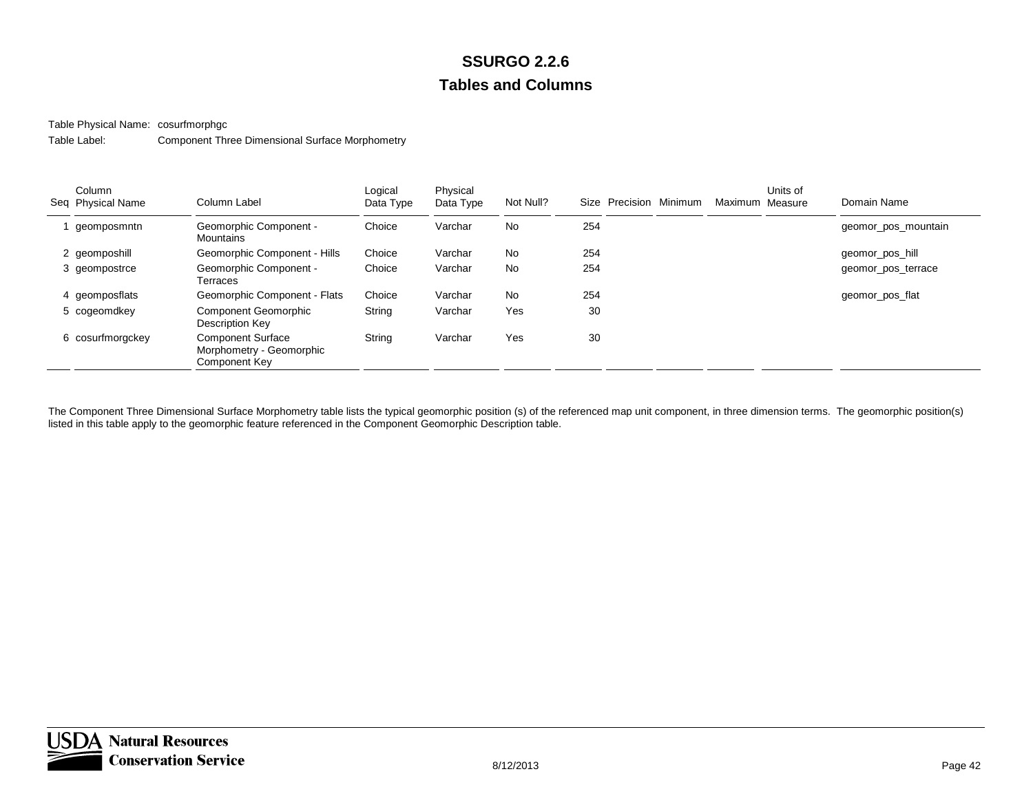# SSURGO 2.2.6

## Tables and Columns

Table Physical Name: cosurfmorphgc

Table Label: Component Three Dimensional Surface Morphometry

| Seq | Column Physical Name | Column Label | Logical Data Type | Physical Data Type | Not Null? | Size | Precision | Minimum | Maximum | Units of Measure | Domain Name |
|---|---|---|---|---|---|---|---|---|---|---|---|
| 1 | geomposmntn | Geomorphic Component - Mountains | Choice | Varchar | No | 254 | | | | | geomor_pos_mountain |
| 2 | geomposhill | Geomorphic Component - Hills | Choice | Varchar | No | 254 | | | | | geomor_pos_hill |
| 3 | geompostrce | Geomorphic Component - Terraces | Choice | Varchar | No | 254 | | | | | geomor_pos_terrace |
| 4 | geomposflats | Geomorphic Component - Flats | Choice | Varchar | No | 254 | | | | | geomor_pos_flat |
| 5 | cogeomdkey | Component Geomorphic Description Key | String | Varchar | Yes | 30 | | | | | |
| 6 | cosurfmorgckey | Component Surface Morphometry - Geomorphic Component Key | String | Varchar | Yes | 30 | | | | | |

The Component Three Dimensional Surface Morphometry table lists the typical geomorphic position (s) of the referenced map unit component, in three dimension terms. The geomorphic position(s) listed in this table apply to the geomorphic feature referenced in the Component Geomorphic Description table.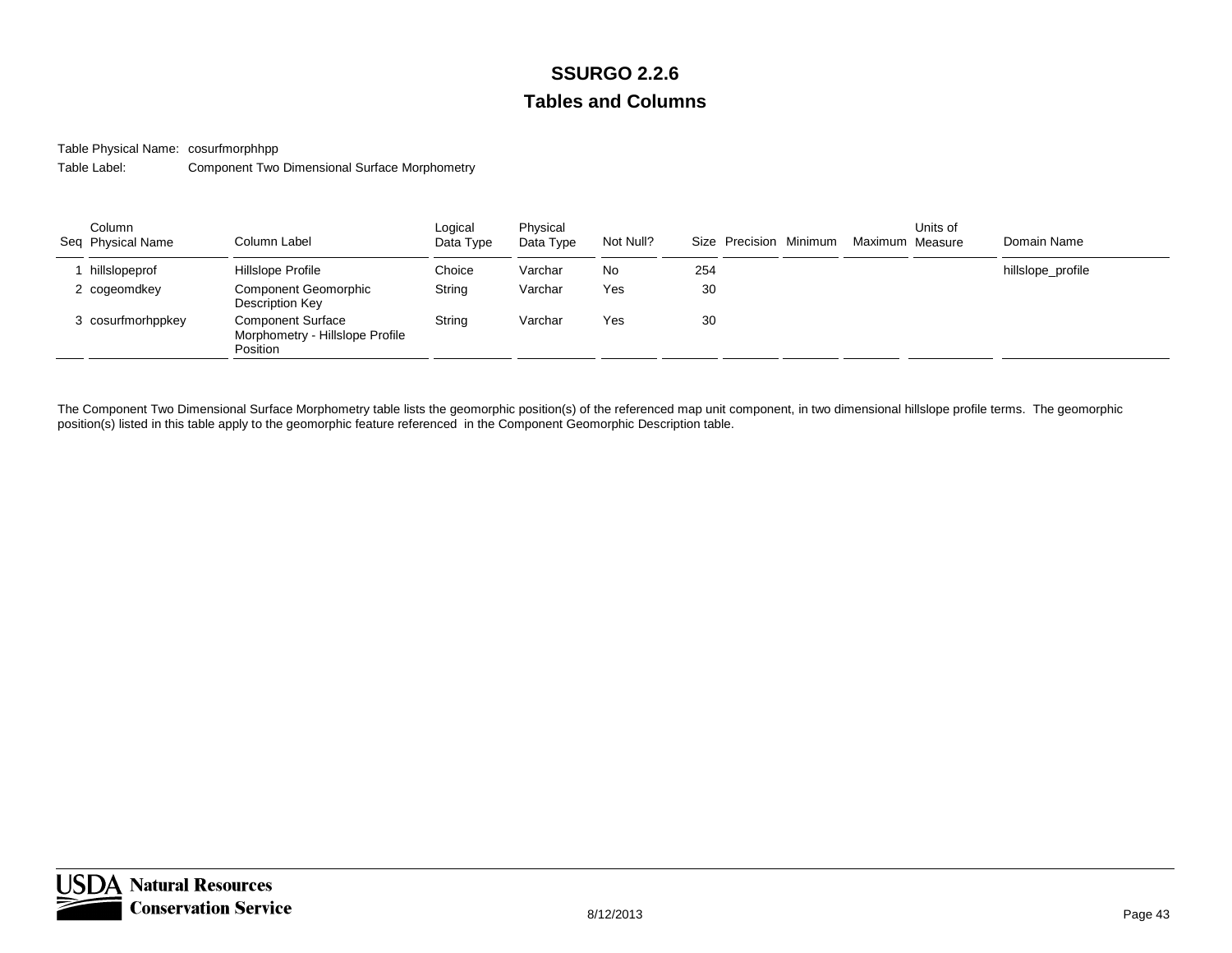# SSURGO 2.2.6

## Tables and Columns

Table Physical Name: cosurfmorphhpp

Table Label: Component Two Dimensional Surface Morphometry

| Seq | Column Physical Name | Column Label | Logical Data Type | Physical Data Type | Not Null? | Size | Precision | Minimum | Maximum | Units of Measure | Domain Name |
|---|---|---|---|---|---|---|---|---|---|---|---|
| 1 | hillslopeprof | Hillslope Profile | Choice | Varchar | No | 254 | | | | | hillslope_profile |
| 2 | cogeomdkey | Component Geomorphic Description Key | String | Varchar | Yes | 30 | | | | | |
| 3 | cosurfmorhppkey | Component Surface Morphometry - Hillslope Profile Position | String | Varchar | Yes | 30 | | | | | |

The Component Two Dimensional Surface Morphometry table lists the geomorphic position(s) of the referenced map unit component, in two dimensional hillslope profile terms. The geomorphic position(s) listed in this table apply to the geomorphic feature referenced in the Component Geomorphic Description table.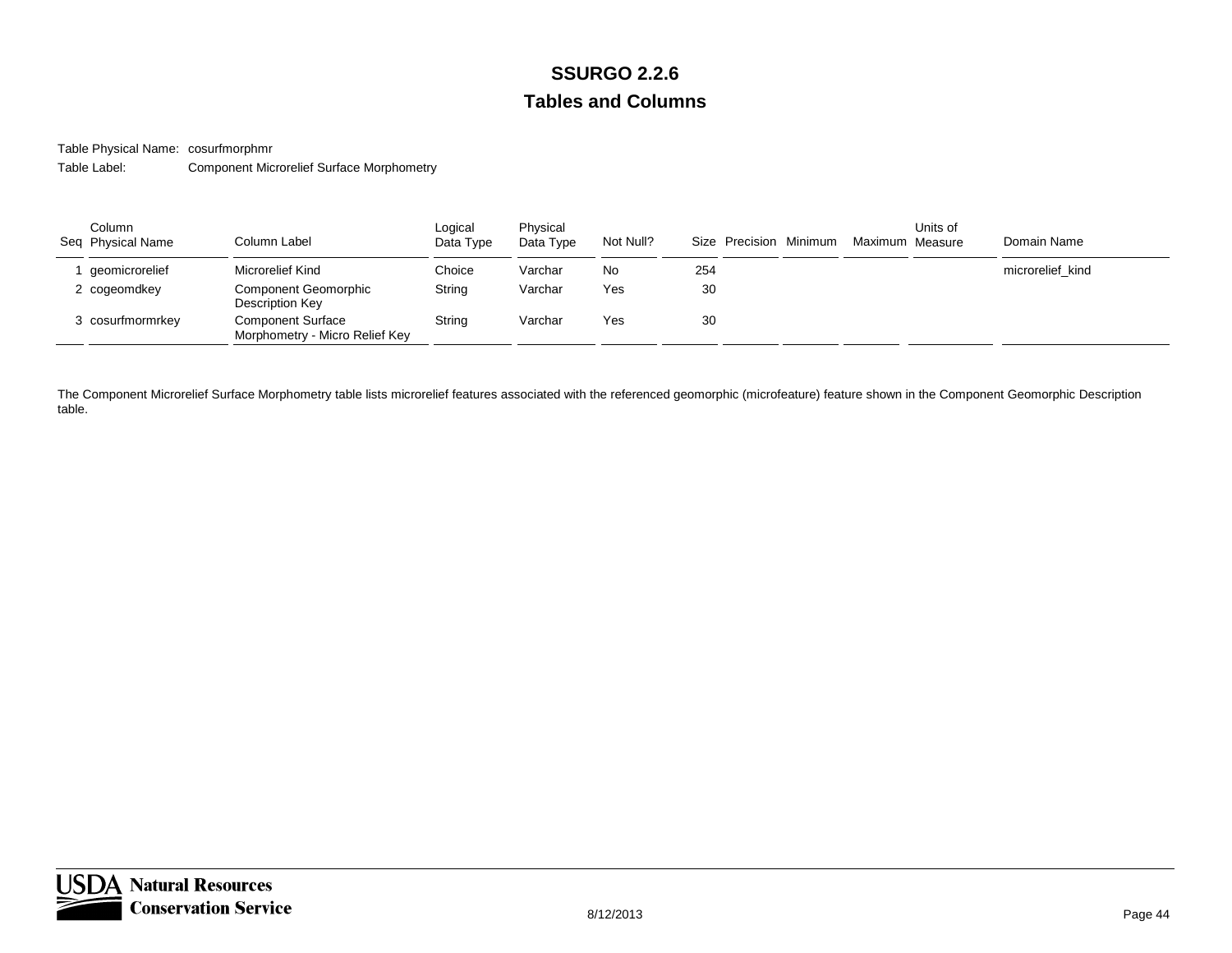# SSURGO 2.2.6

## Tables and Columns

Table Physical Name: cosurfmorphmr

Table Label: Component Microrelief Surface Morphometry

| Seq | Column Physical Name | Column Label | Logical Data Type | Physical Data Type | Not Null? | Size | Precision | Minimum | Maximum | Units of Measure | Domain Name |
|---|---|---|---|---|---|---|---|---|---|---|---|
| 1 | geomicrorelief | Microrelief Kind | Choice | Varchar | No | 254 | | | | | microrelief_kind |
| 2 | cogeomdkey | Component Geomorphic Description Key | String | Varchar | Yes | 30 | | | | | |
| 3 | cosurfmormrkey | Component Surface Morphometry - Micro Relief Key | String | Varchar | Yes | 30 | | | | | |

The Component Microrelief Surface Morphometry table lists microrelief features associated with the referenced geomorphic (microfeature) feature shown in the Component Geomorphic Description table.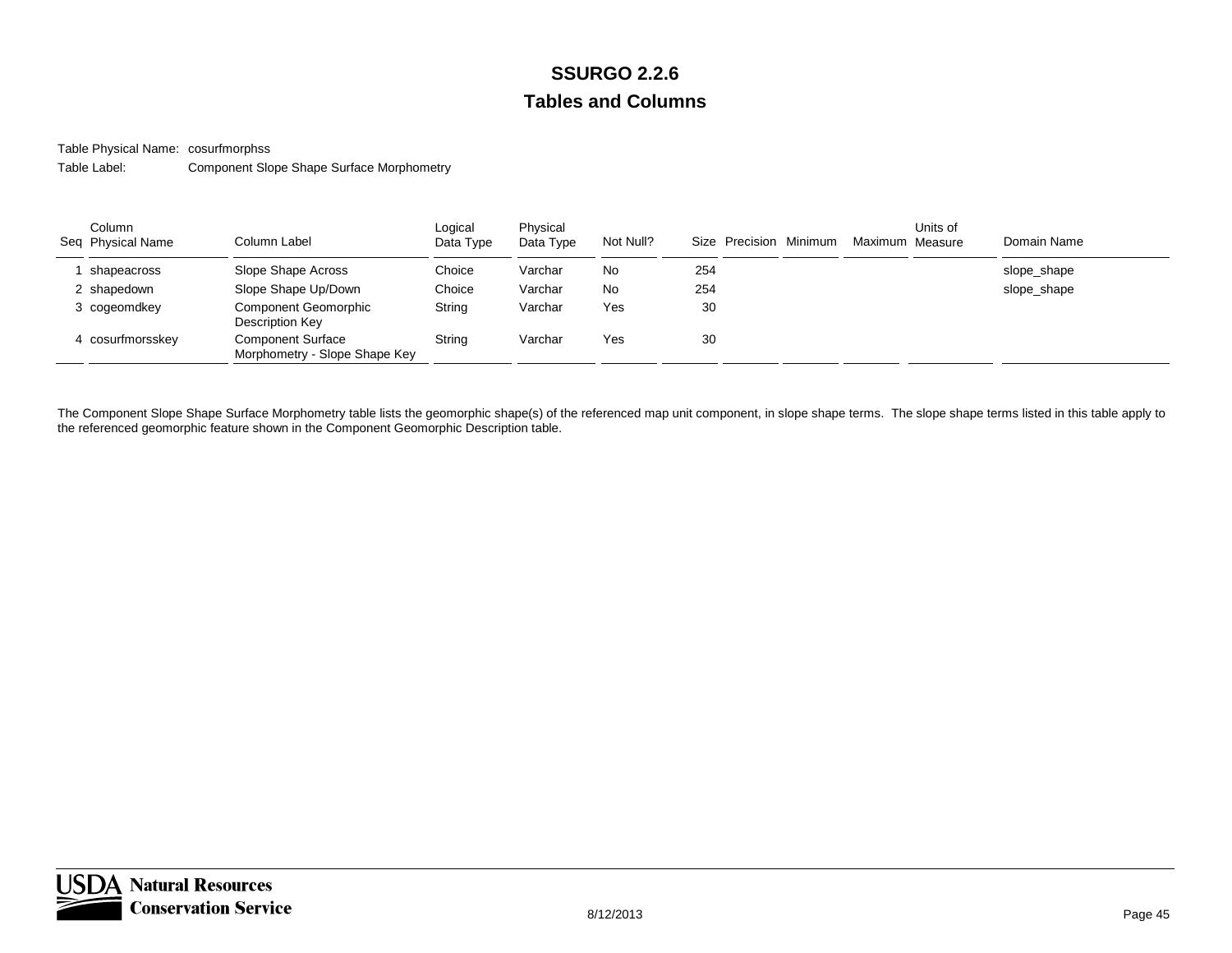# SSURGO 2.2.6

## Tables and Columns

Table Physical Name: cosurfmorphss

Table Label: Component Slope Shape Surface Morphometry

| Seq | Column Physical Name | Column Label | Logical Data Type | Physical Data Type | Not Null? | Size | Precision | Minimum | Maximum | Units of Measure | Domain Name |
|---|---|---|---|---|---|---|---|---|---|---|---|
| 1 | shapeacross | Slope Shape Across | Choice | Varchar | No | 254 | | | | | slope_shape |
| 2 | shapedown | Slope Shape Up/Down | Choice | Varchar | No | 254 | | | | | slope_shape |
| 3 | cogeomdkey | Component Geomorphic Description Key | String | Varchar | Yes | 30 | | | | | |
| 4 | cosurfmorsskey | Component Surface Morphometry - Slope Shape Key | String | Varchar | Yes | 30 | | | | | |

The Component Slope Shape Surface Morphometry table lists the geomorphic shape(s) of the referenced map unit component, in slope shape terms. The slope shape terms listed in this table apply to the referenced geomorphic feature shown in the Component Geomorphic Description table.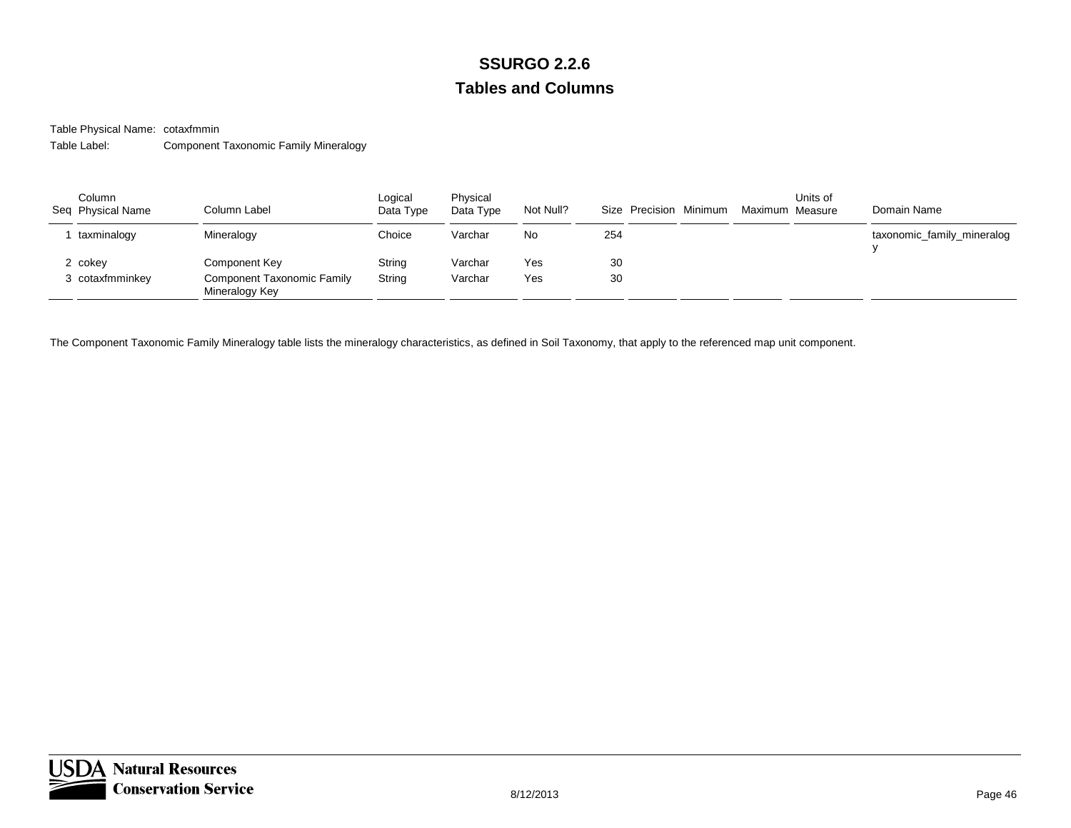# SSURGO 2.2.6

## Tables and Columns

Table Physical Name: cotaxfmmin

Table Label: Component Taxonomic Family Mineralogy

| Seq | Column Physical Name | Column Label | Logical Data Type | Physical Data Type | Not Null? | Size | Precision | Minimum | Maximum | Units of Measure | Domain Name |
|---|---|---|---|---|---|---|---|---|---|---|---|
| 1 | taxminalogy | Mineralogy | Choice | Varchar | No | 254 | | | | | taxonomic_family_mineralogy |
| 2 | cokey | Component Key | String | Varchar | Yes | 30 | | | | | |
| 3 | cotaxfmminkey | Component Taxonomic Family Mineralogy Key | String | Varchar | Yes | 30 | | | | | |

The Component Taxonomic Family Mineralogy table lists the mineralogy characteristics, as defined in Soil Taxonomy, that apply to the referenced map unit component.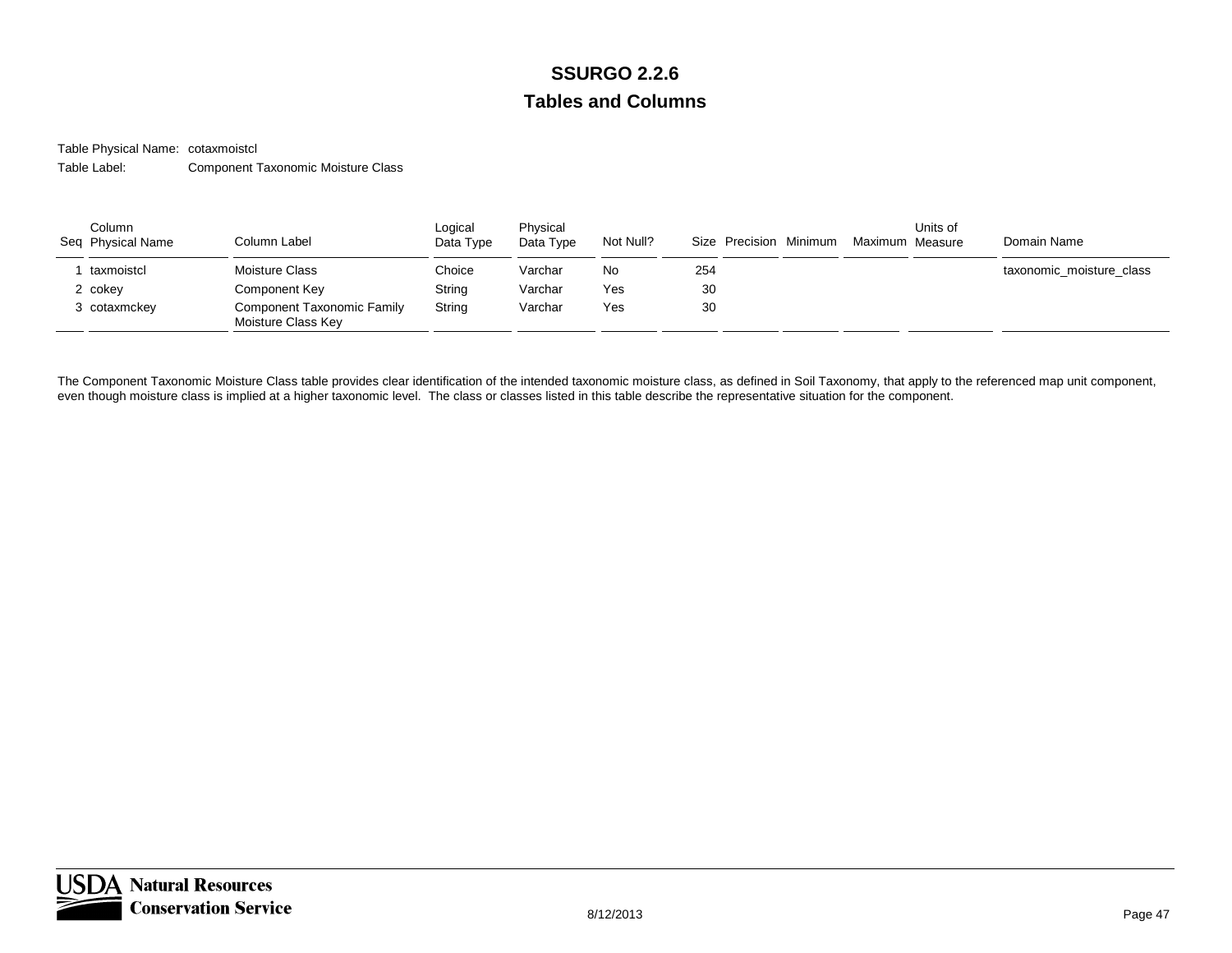# SSURGO 2.2.6

## Tables and Columns

Table Physical Name: cotaxmoistcl

Table Label: Component Taxonomic Moisture Class

| Seq | Column Physical Name | Column Label | Logical Data Type | Physical Data Type | Not Null? | Size | Precision | Minimum | Maximum | Units of Measure | Domain Name |
|---|---|---|---|---|---|---|---|---|---|---|---|
| 1 | taxmoistcl | Moisture Class | Choice | Varchar | No | 254 | | | | | taxonomic_moisture_class |
| 2 | cokey | Component Key | String | Varchar | Yes | 30 | | | | | |
| 3 | cotaxmckey | Component Taxonomic Family Moisture Class Key | String | Varchar | Yes | 30 | | | | | |

The Component Taxonomic Moisture Class table provides clear identification of the intended taxonomic moisture class, as defined in Soil Taxonomy, that apply to the referenced map unit component, even though moisture class is implied at a higher taxonomic level. The class or classes listed in this table describe the representative situation for the component.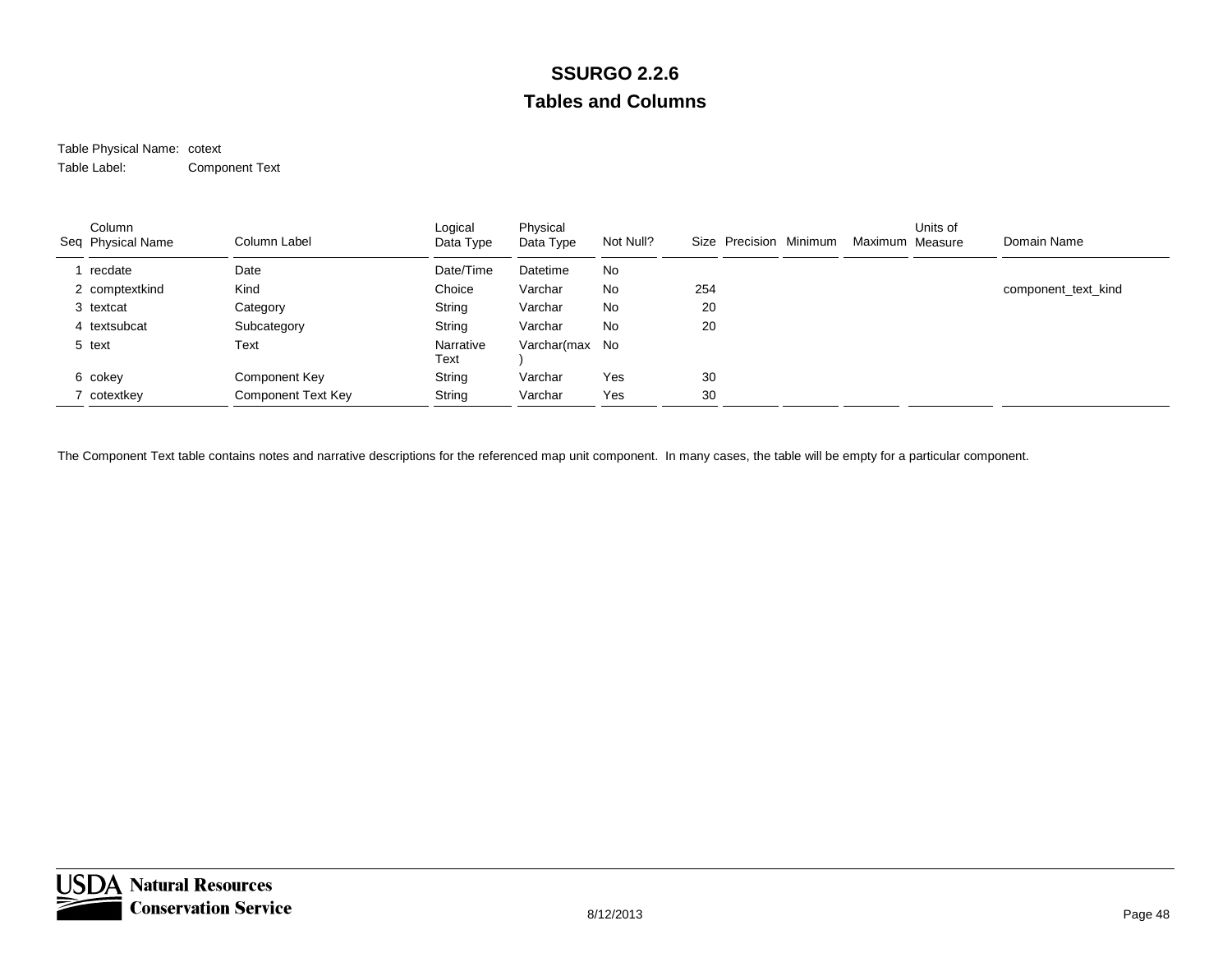# SSURGO 2.2.6

## Tables and Columns

Table Physical Name: cotext

Table Label: Component Text

| Seq | Column Physical Name | Column Label | Logical Data Type | Physical Data Type | Not Null? | Size | Precision | Minimum | Maximum | Units of Measure | Domain Name |
|---|---|---|---|---|---|---|---|---|---|---|---|
| 1 | recdate | Date | Date/Time | Datetime | No | | | | | | |
| 2 | comptextkind | Kind | Choice | Varchar | No | 254 | | | | | component_text_kind |
| 3 | textcat | Category | String | Varchar | No | 20 | | | | | |
| 4 | textsubcat | Subcategory | String | Varchar | No | 20 | | | | | |
| 5 | text | Text | Narrative Text | Varchar(max) | No | | | | | | |
| 6 | cokey | Component Key | String | Varchar | Yes | 30 | | | | | |
| 7 | cotextkey | Component Text Key | String | Varchar | Yes | 30 | | | | | |

The Component Text table contains notes and narrative descriptions for the referenced map unit component. In many cases, the table will be empty for a particular component.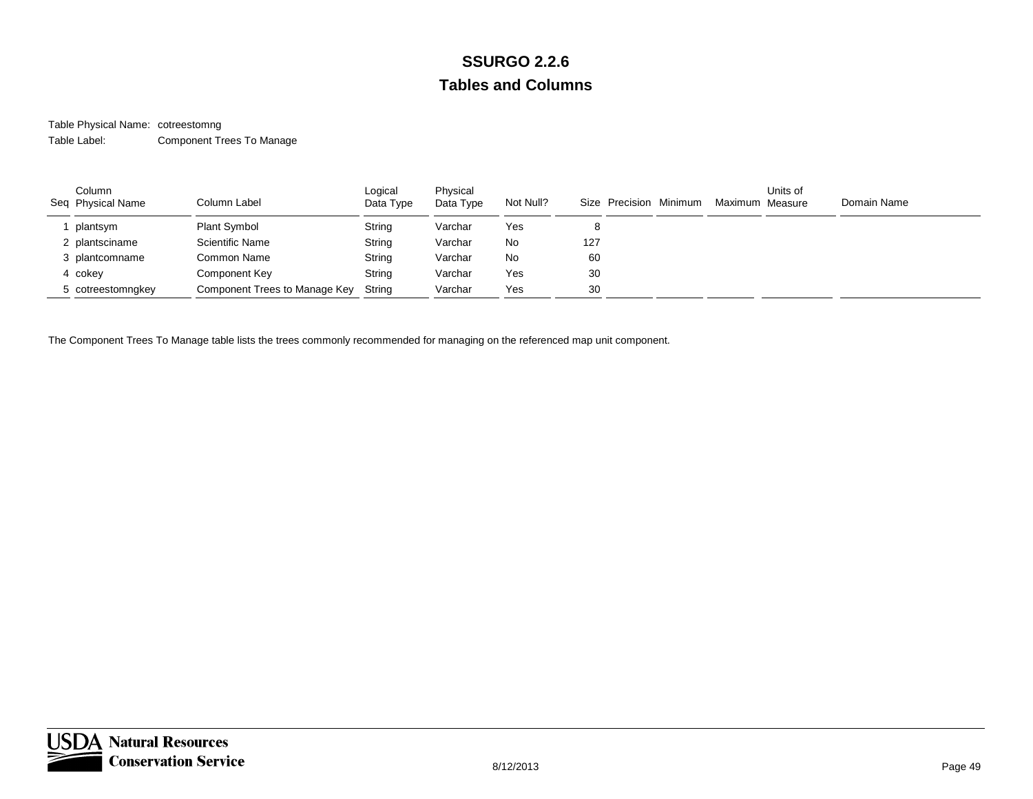# SSURGO 2.2.6

## Tables and Columns

Table Physical Name: cotreestomng

Table Label: Component Trees To Manage

| Seq | Column Physical Name | Column Label | Logical Data Type | Physical Data Type | Not Null? | Size | Precision | Minimum | Maximum | Units of Measure | Domain Name |
|---|---|---|---|---|---|---|---|---|---|---|---|
| 1 | plantsym | Plant Symbol | String | Varchar | Yes | 8 | | | | | |
| 2 | plantsciname | Scientific Name | String | Varchar | No | 127 | | | | | |
| 3 | plantcomname | Common Name | String | Varchar | No | 60 | | | | | |
| 4 | cokey | Component Key | String | Varchar | Yes | 30 | | | | | |
| 5 | cotreestomngkey | Component Trees to Manage Key | String | Varchar | Yes | 30 | | | | | |

The Component Trees To Manage table lists the trees commonly recommended for managing on the referenced map unit component.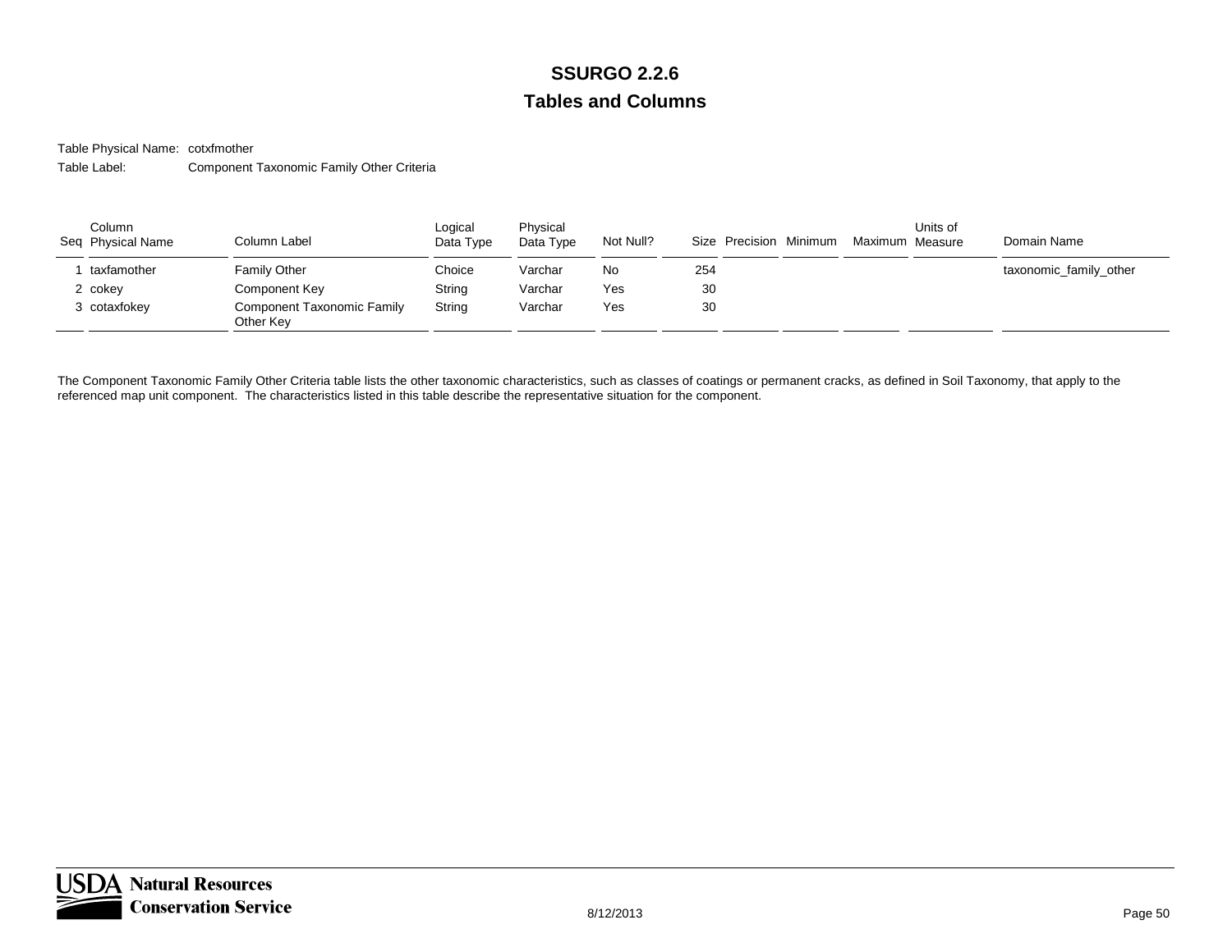# SSURGO 2.2.6

## Tables and Columns

Table Physical Name: cotxfmother

Table Label: Component Taxonomic Family Other Criteria

| Seq | Column Physical Name | Column Label | Logical Data Type | Physical Data Type | Not Null? | Size | Precision | Minimum | Maximum | Units of Measure | Domain Name |
|---|---|---|---|---|---|---|---|---|---|---|---|
| 1 | taxfamother | Family Other | Choice | Varchar | No | 254 | | | | | taxonomic_family_other |
| 2 | cokey | Component Key | String | Varchar | Yes | 30 | | | | | |
| 3 | cotaxfokey | Component Taxonomic Family Other Key | String | Varchar | Yes | 30 | | | | | |

The Component Taxonomic Family Other Criteria table lists the other taxonomic characteristics, such as classes of coatings or permanent cracks, as defined in Soil Taxonomy, that apply to the referenced map unit component. The characteristics listed in this table describe the representative situation for the component.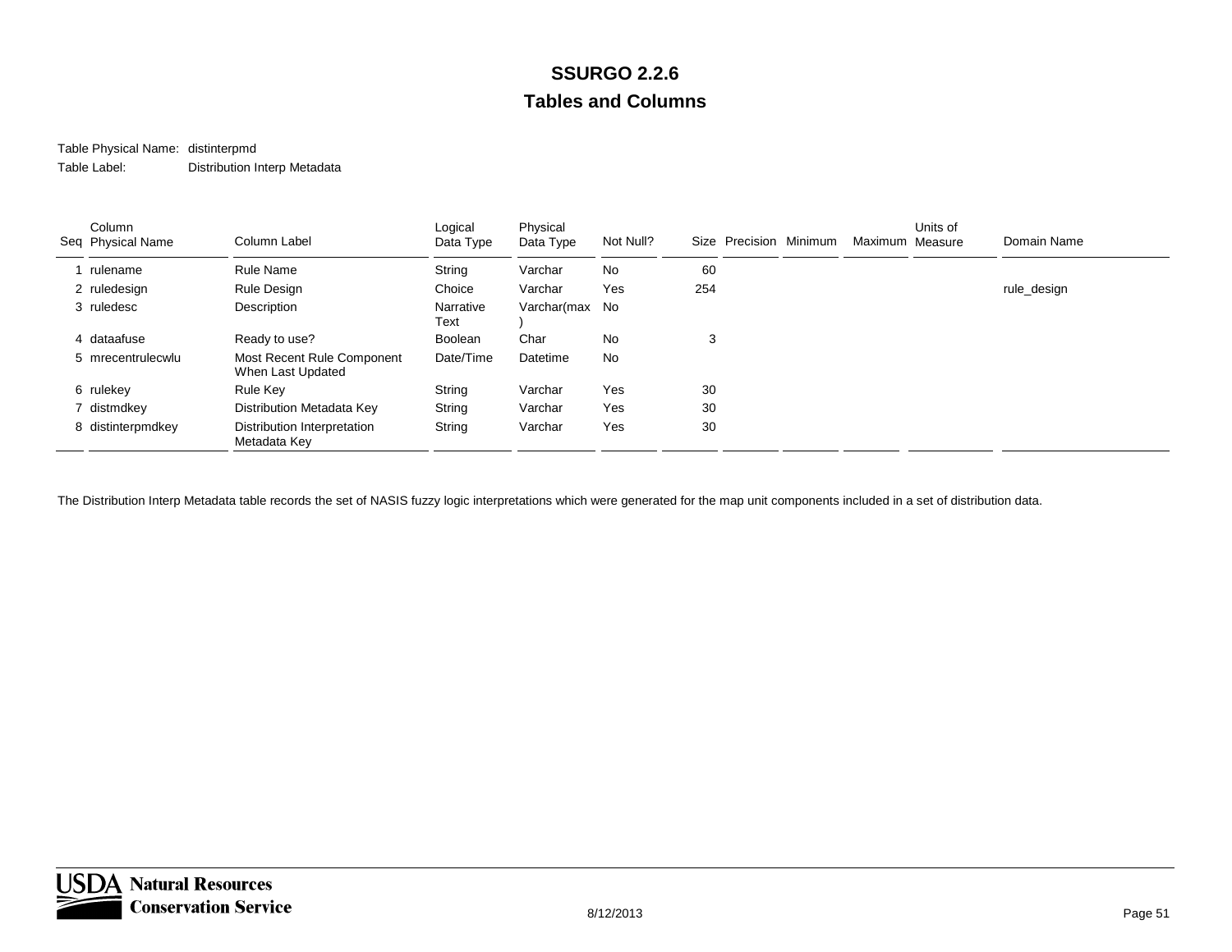# SSURGO 2.2.6

## Tables and Columns

Table Physical Name: distinterpmd

Table Label: Distribution Interp Metadata

| Seq | Column Physical Name | Column Label | Logical Data Type | Physical Data Type | Not Null? | Size | Precision | Minimum | Maximum | Units of Measure | Domain Name |
|---|---|---|---|---|---|---|---|---|---|---|---|
| 1 | rulename | Rule Name | String | Varchar | No | 60 | | | | | |
| 2 | ruledesign | Rule Design | Choice | Varchar | Yes | 254 | | | | | rule_design |
| 3 | ruledesc | Description | Narrative Text | Varchar(max) | No | | | | | | |
| 4 | dataafuse | Ready to use? | Boolean | Char | No | 3 | | | | | |
| 5 | mrecentrulecwlu | Most Recent Rule Component When Last Updated | Date/Time | Datetime | No | | | | | | |
| 6 | rulekey | Rule Key | String | Varchar | Yes | 30 | | | | | |
| 7 | distmdkey | Distribution Metadata Key | String | Varchar | Yes | 30 | | | | | |
| 8 | distinterpmdkey | Distribution Interpretation Metadata Key | String | Varchar | Yes | 30 | | | | | |

The Distribution Interp Metadata table records the set of NASIS fuzzy logic interpretations which were generated for the map unit components included in a set of distribution data.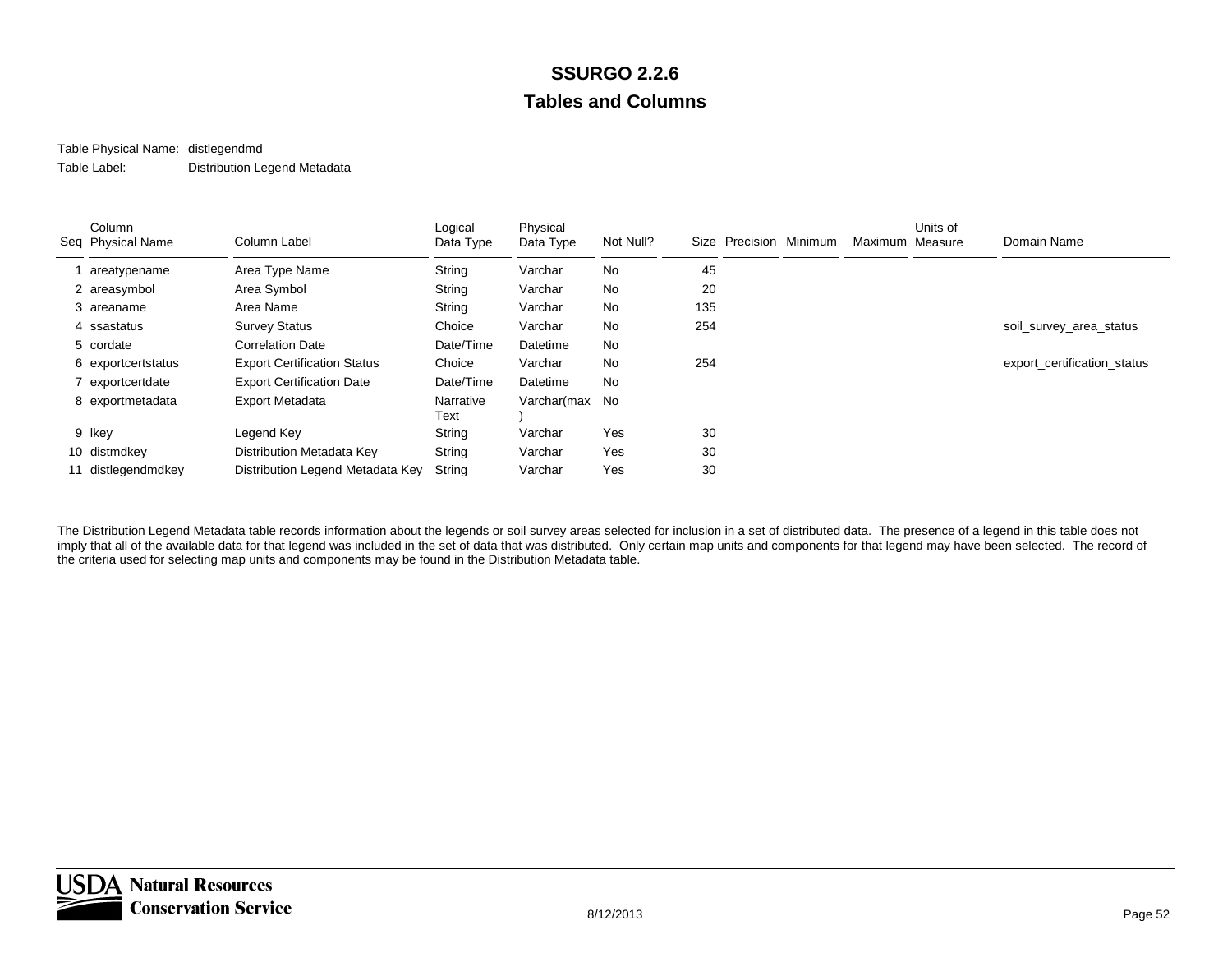# SSURGO 2.2.6

## Tables and Columns

Table Physical Name: distlegendmd

Table Label: Distribution Legend Metadata

| Seq | Column Physical Name | Column Label | Logical Data Type | Physical Data Type | Not Null? | Size | Precision | Minimum | Maximum | Units of Measure | Domain Name |
|---|---|---|---|---|---|---|---|---|---|---|---|
| 1 | areatypename | Area Type Name | String | Varchar | No | 45 | | | | | |
| 2 | areasymbol | Area Symbol | String | Varchar | No | 20 | | | | | |
| 3 | areaname | Area Name | String | Varchar | No | 135 | | | | | |
| 4 | ssastatus | Survey Status | Choice | Varchar | No | 254 | | | | | soil_survey_area_status |
| 5 | cordate | Correlation Date | Date/Time | Datetime | No | | | | | | |
| 6 | exportcertstatus | Export Certification Status | Choice | Varchar | No | 254 | | | | | export_certification_status |
| 7 | exportcertdate | Export Certification Date | Date/Time | Datetime | No | | | | | | |
| 8 | exportmetadata | Export Metadata | Narrative Text | Varchar(max) | No | | | | | | |
| 9 | lkey | Legend Key | String | Varchar | Yes | 30 | | | | | |
| 10 | distmdkey | Distribution Metadata Key | String | Varchar | Yes | 30 | | | | | |
| 11 | distlegendmdkey | Distribution Legend Metadata Key | String | Varchar | Yes | 30 | | | | | |

The Distribution Legend Metadata table records information about the legends or soil survey areas selected for inclusion in a set of distributed data. The presence of a legend in this table does not imply that all of the available data for that legend was included in the set of data that was distributed. Only certain map units and components for that legend may have been selected. The record of the criteria used for selecting map units and components may be found in the Distribution Metadata table.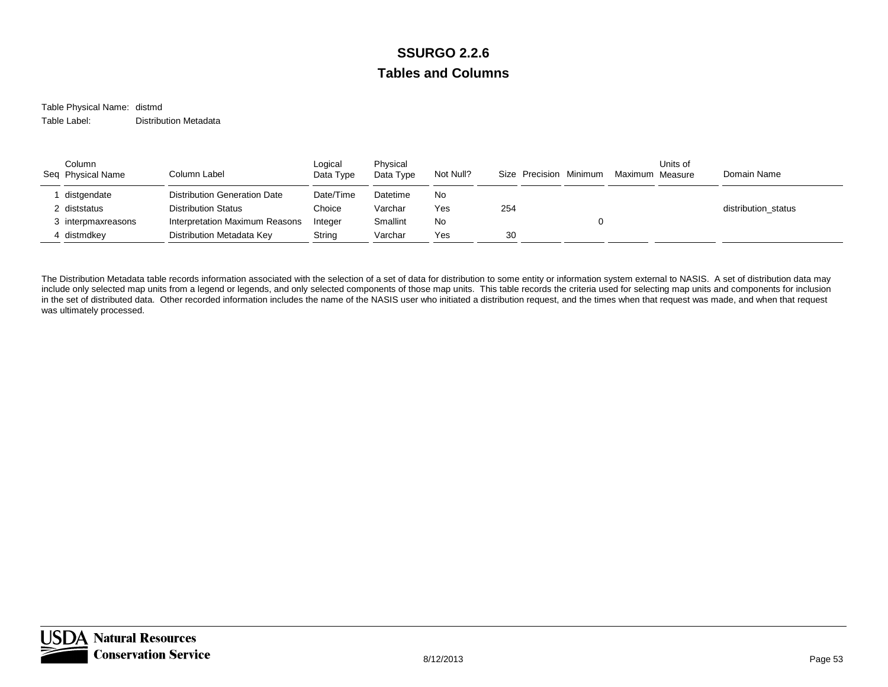# SSURGO 2.2.6
## Tables and Columns

Table Physical Name: distmd

Table Label: Distribution Metadata

| Seq | Column Physical Name | Column Label | Logical Data Type | Physical Data Type | Not Null? | Size | Precision | Minimum | Maximum | Units of Measure | Domain Name |
|---|---|---|---|---|---|---|---|---|---|---|---|
| 1 | distgendate | Distribution Generation Date | Date/Time | Datetime | No | | | | | | |
| 2 | diststatus | Distribution Status | Choice | Varchar | Yes | 254 | | | | | distribution_status |
| 3 | interpmaxreasons | Interpretation Maximum Reasons | Integer | Smallint | No | | | 0 | | | |
| 4 | distmdkey | Distribution Metadata Key | String | Varchar | Yes | 30 | | | | | |

The Distribution Metadata table records information associated with the selection of a set of data for distribution to some entity or information system external to NASIS. A set of distribution data may include only selected map units from a legend or legends, and only selected components of those map units. This table records the criteria used for selecting map units and components for inclusion in the set of distributed data. Other recorded information includes the name of the NASIS user who initiated a distribution request, and the times when that request was made, and when that request was ultimately processed.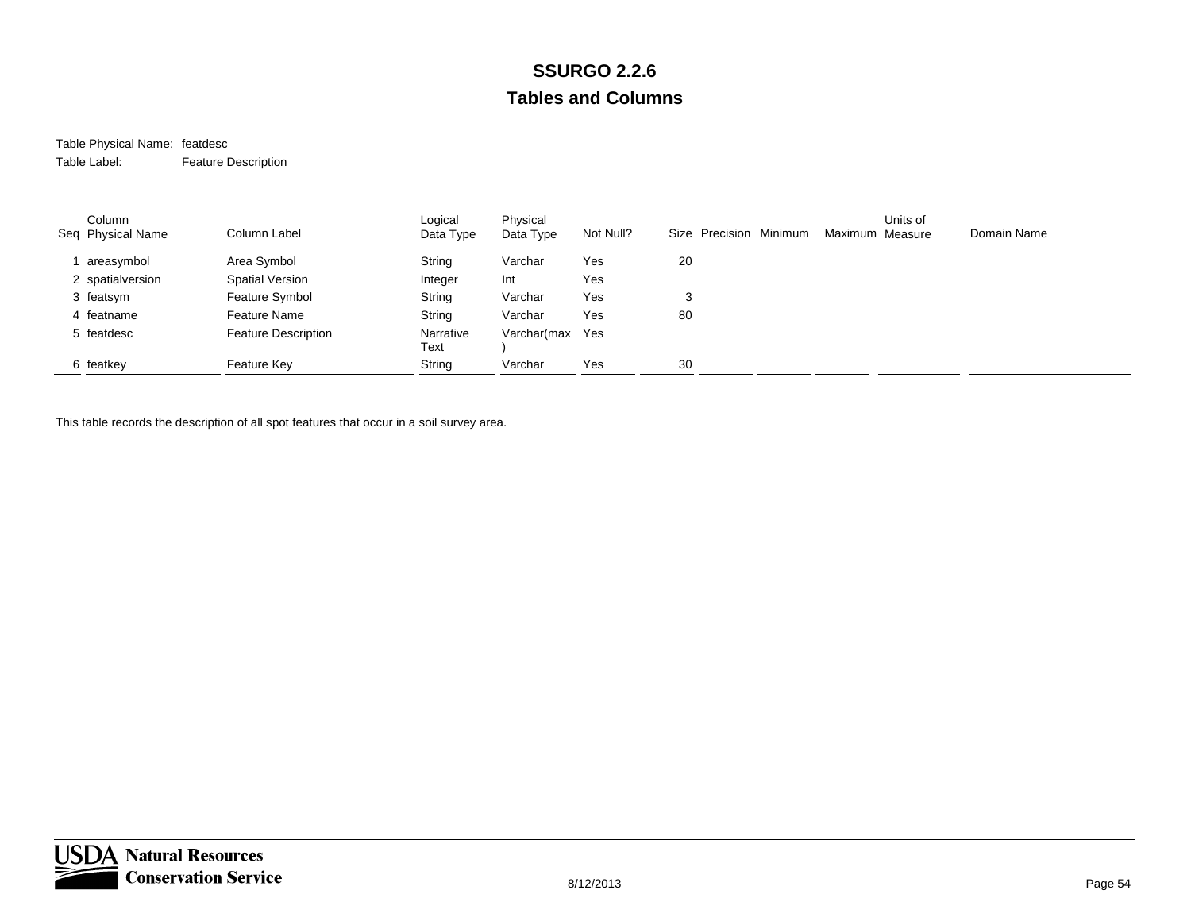# SSURGO 2.2.6

## Tables and Columns

Table Physical Name: featdesc

Table Label: Feature Description

| Seq | Column Physical Name | Column Label | Logical Data Type | Physical Data Type | Not Null? | Size | Precision | Minimum | Maximum | Units of Measure | Domain Name |
|---|---|---|---|---|---|---|---|---|---|---|---|
| 1 | areasymbol | Area Symbol | String | Varchar | Yes | 20 | | | | | |
| 2 | spatialversion | Spatial Version | Integer | Int | Yes | | | | | | |
| 3 | featsym | Feature Symbol | String | Varchar | Yes | 3 | | | | | |
| 4 | featname | Feature Name | String | Varchar | Yes | 80 | | | | | |
| 5 | featdesc | Feature Description | Narrative Text | Varchar(max) | Yes | | | | | | |
| 6 | featkey | Feature Key | String | Varchar | Yes | 30 | | | | | |

This table records the description of all spot features that occur in a soil survey area.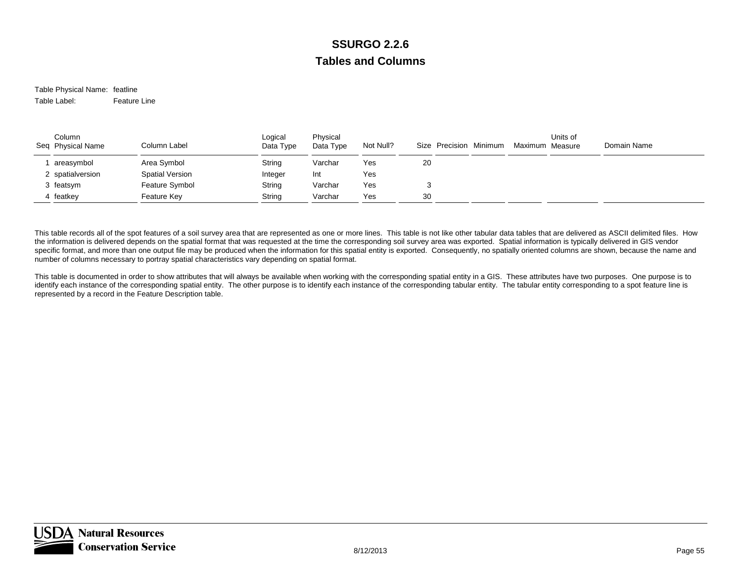# SSURGO 2.2.6

## Tables and Columns

Table Physical Name: featline

Table Label: Feature Line

| Seq | Column Physical Name | Column Label | Logical Data Type | Physical Data Type | Not Null? | Size | Precision | Minimum | Maximum | Units of Measure | Domain Name |
|---|---|---|---|---|---|---|---|---|---|---|---|
| 1 | areasymbol | Area Symbol | String | Varchar | Yes | 20 | | | | | |
| 2 | spatialversion | Spatial Version | Integer | Int | Yes | | | | | | |
| 3 | featsym | Feature Symbol | String | Varchar | Yes | 3 | | | | | |
| 4 | featkey | Feature Key | String | Varchar | Yes | 30 | | | | | |

This table records all of the spot features of a soil survey area that are represented as one or more lines. This table is not like other tabular data tables that are delivered as ASCII delimited files. How the information is delivered depends on the spatial format that was requested at the time the corresponding soil survey area was exported. Spatial information is typically delivered in GIS vendor specific format, and more than one output file may be produced when the information for this spatial entity is exported. Consequently, no spatially oriented columns are shown, because the name and number of columns necessary to portray spatial characteristics vary depending on spatial format.

This table is documented in order to show attributes that will always be available when working with the corresponding spatial entity in a GIS. These attributes have two purposes. One purpose is to identify each instance of the corresponding spatial entity. The other purpose is to identify each instance of the corresponding tabular entity. The tabular entity corresponding to a spot feature line is represented by a record in the Feature Description table.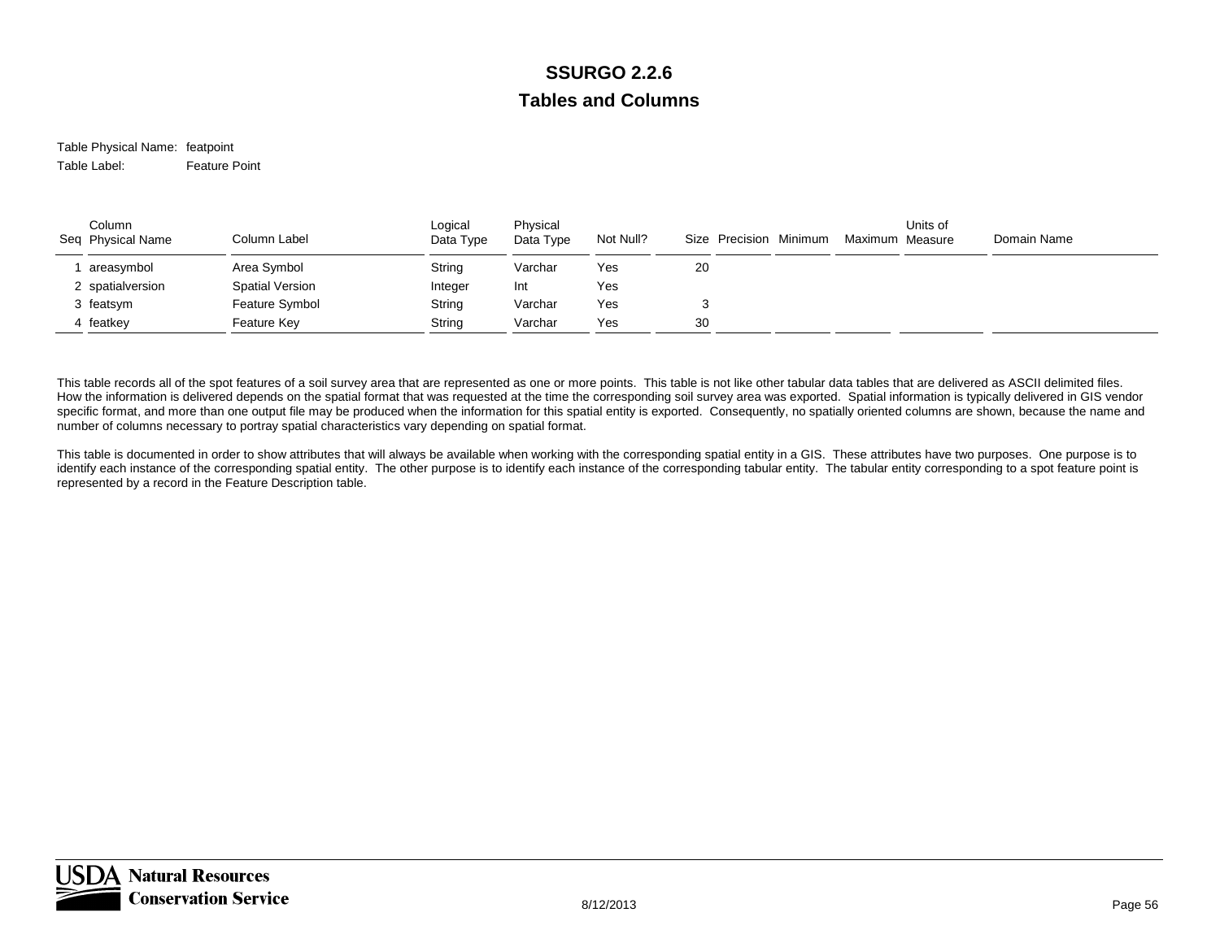# SSURGO 2.2.6

## Tables and Columns

Table Physical Name: featpoint

Table Label: Feature Point

| Seq | Column Physical Name | Column Label | Logical Data Type | Physical Data Type | Not Null? | Size | Precision | Minimum | Maximum | Units of Measure | Domain Name |
|---|---|---|---|---|---|---|---|---|---|---|---|
| 1 | areasymbol | Area Symbol | String | Varchar | Yes | 20 | | | | | |
| 2 | spatialversion | Spatial Version | Integer | Int | Yes | | | | | | |
| 3 | featsym | Feature Symbol | String | Varchar | Yes | 3 | | | | | |
| 4 | featkey | Feature Key | String | Varchar | Yes | 30 | | | | | |

This table records all of the spot features of a soil survey area that are represented as one or more points. This table is not like other tabular data tables that are delivered as ASCII delimited files. How the information is delivered depends on the spatial format that was requested at the time the corresponding soil survey area was exported. Spatial information is typically delivered in GIS vendor specific format, and more than one output file may be produced when the information for this spatial entity is exported. Consequently, no spatially oriented columns are shown, because the name and number of columns necessary to portray spatial characteristics vary depending on spatial format.

This table is documented in order to show attributes that will always be available when working with the corresponding spatial entity in a GIS. These attributes have two purposes. One purpose is to identify each instance of the corresponding spatial entity. The other purpose is to identify each instance of the corresponding tabular entity. The tabular entity corresponding to a spot feature point is represented by a record in the Feature Description table.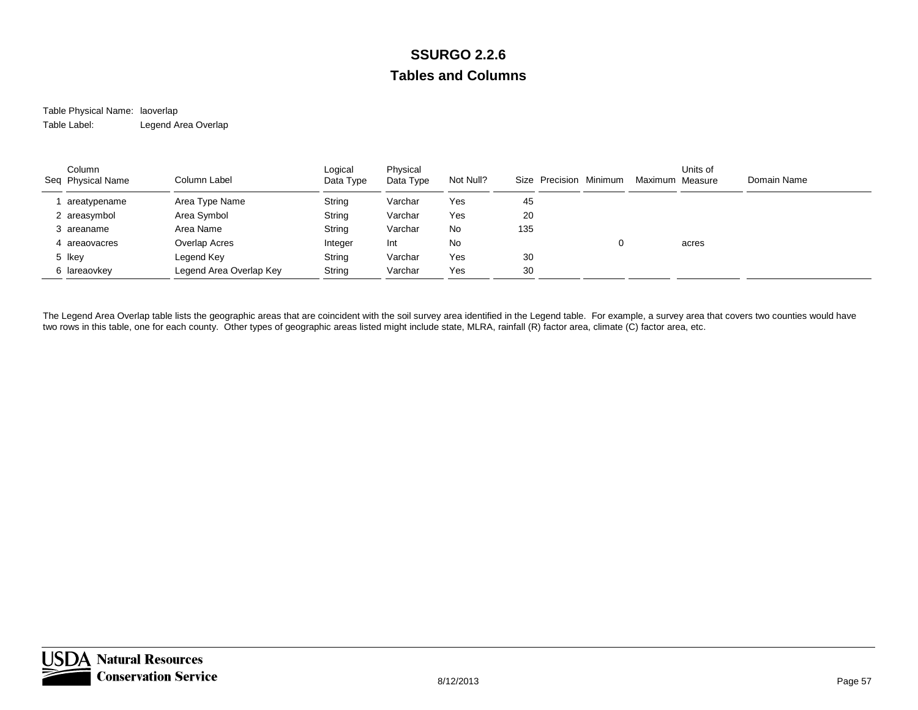# SSURGO 2.2.6

## Tables and Columns

Table Physical Name: laoverlap

Table Label: Legend Area Overlap

| Seq | Column Physical Name | Column Label | Logical Data Type | Physical Data Type | Not Null? | Size | Precision | Minimum | Maximum | Units of Measure | Domain Name |
|---|---|---|---|---|---|---|---|---|---|---|---|
| 1 | areatypename | Area Type Name | String | Varchar | Yes | 45 | | | | | |
| 2 | areasymbol | Area Symbol | String | Varchar | Yes | 20 | | | | | |
| 3 | areaname | Area Name | String | Varchar | No | 135 | | | | | |
| 4 | areaovacres | Overlap Acres | Integer | Int | No | | | 0 | | acres | |
| 5 | lkey | Legend Key | String | Varchar | Yes | 30 | | | | | |
| 6 | lareaovkey | Legend Area Overlap Key | String | Varchar | Yes | 30 | | | | | |

The Legend Area Overlap table lists the geographic areas that are coincident with the soil survey area identified in the Legend table. For example, a survey area that covers two counties would have two rows in this table, one for each county. Other types of geographic areas listed might include state, MLRA, rainfall (R) factor area, climate (C) factor area, etc.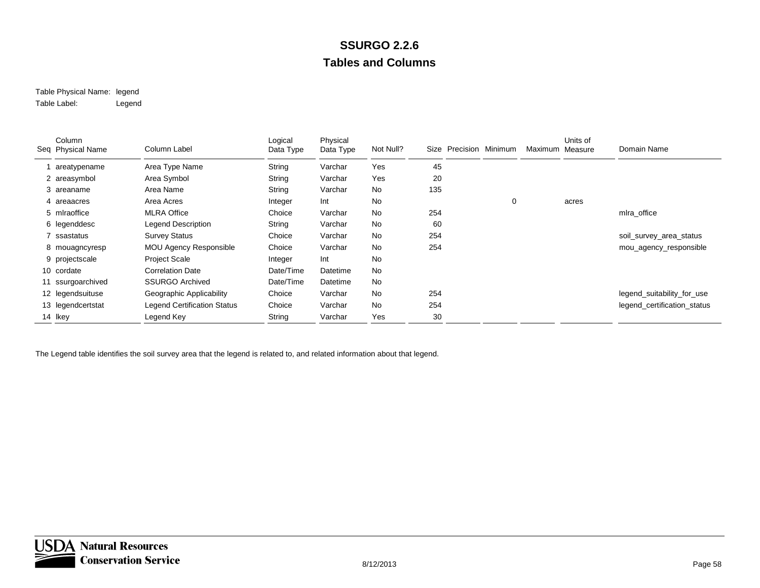# SSURGO 2.2.6

## Tables and Columns

Table Physical Name: legend
Table Label: Legend

| Seq | Column Physical Name | Column Label | Logical Data Type | Physical Data Type | Not Null? | Size | Precision | Minimum | Maximum | Units of Measure | Domain Name |
|---|---|---|---|---|---|---|---|---|---|---|---|
| 1 | areatypename | Area Type Name | String | Varchar | Yes | 45 | | | | | |
| 2 | areasymbol | Area Symbol | String | Varchar | Yes | 20 | | | | | |
| 3 | areaname | Area Name | String | Varchar | No | 135 | | | | | |
| 4 | areaacres | Area Acres | Integer | Int | No | | | 0 | | acres | |
| 5 | mlraoffice | MLRA Office | Choice | Varchar | No | 254 | | | | | mlra_office |
| 6 | legenddesc | Legend Description | String | Varchar | No | 60 | | | | | |
| 7 | ssastatus | Survey Status | Choice | Varchar | No | 254 | | | | | soil_survey_area_status |
| 8 | mouagncyresp | MOU Agency Responsible | Choice | Varchar | No | 254 | | | | | mou_agency_responsible |
| 9 | projectscale | Project Scale | Integer | Int | No | | | | | | |
| 10 | cordate | Correlation Date | Date/Time | Datetime | No | | | | | | |
| 11 | ssurgoarchived | SSURGO Archived | Date/Time | Datetime | No | | | | | | |
| 12 | legendsuituse | Geographic Applicability | Choice | Varchar | No | 254 | | | | | legend_suitability_for_use |
| 13 | legendcertstat | Legend Certification Status | Choice | Varchar | No | 254 | | | | | legend_certification_status |
| 14 | lkey | Legend Key | String | Varchar | Yes | 30 | | | | | |

The Legend table identifies the soil survey area that the legend is related to, and related information about that legend.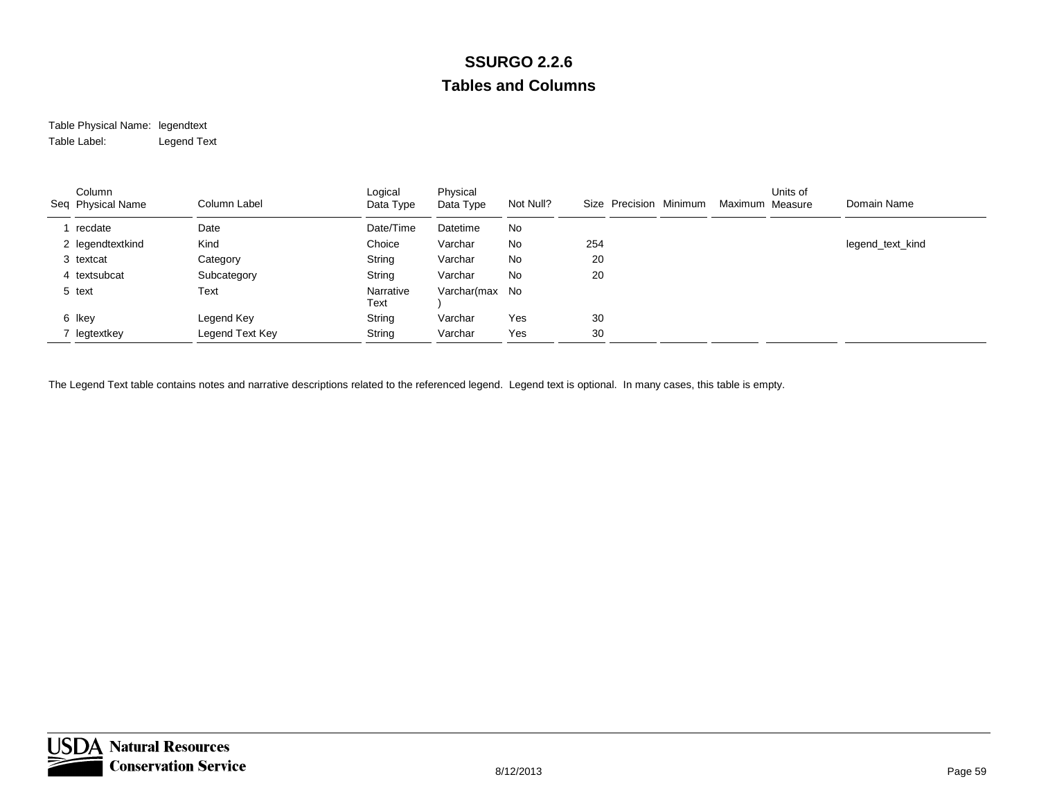# SSURGO 2.2.6
## Tables and Columns

Table Physical Name: legendtext
Table Label: Legend Text

| Seq | Column Physical Name | Column Label | Logical Data Type | Physical Data Type | Not Null? | Size | Precision | Minimum | Maximum | Units of Measure | Domain Name |
|---|---|---|---|---|---|---|---|---|---|---|---|
| 1 | recdate | Date | Date/Time | Datetime | No | | | | | | |
| 2 | legendtextkind | Kind | Choice | Varchar | No | 254 | | | | | legend_text_kind |
| 3 | textcat | Category | String | Varchar | No | 20 | | | | | |
| 4 | textsubcat | Subcategory | String | Varchar | No | 20 | | | | | |
| 5 | text | Text | Narrative Text | Varchar(max) | No | | | | | | |
| 6 | lkey | Legend Key | String | Varchar | Yes | 30 | | | | | |
| 7 | legtextkey | Legend Text Key | String | Varchar | Yes | 30 | | | | | |

The Legend Text table contains notes and narrative descriptions related to the referenced legend. Legend text is optional. In many cases, this table is empty.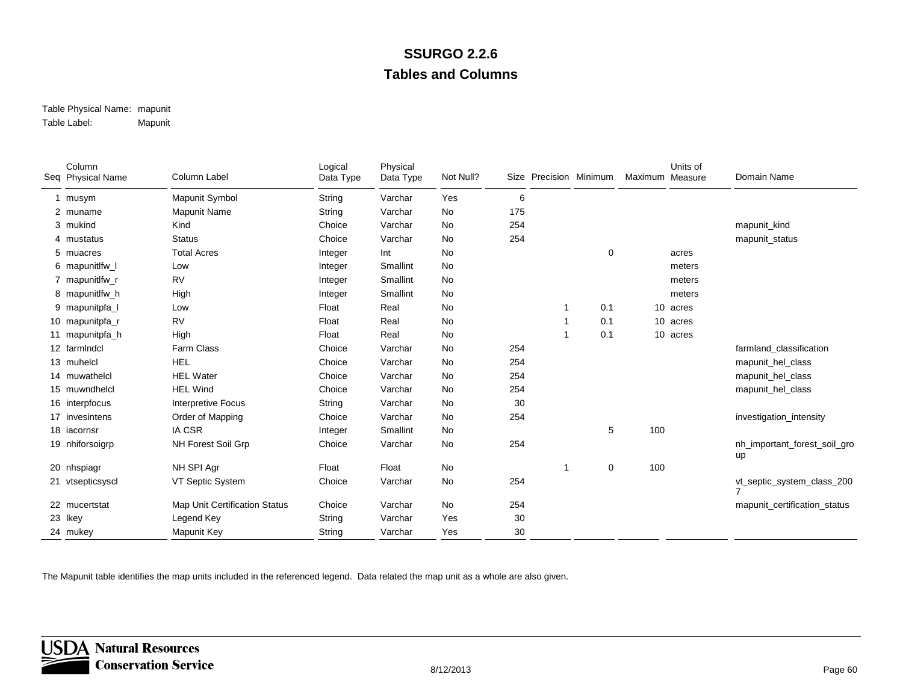# SSURGO 2.2.6

## Tables and Columns

Table Physical Name: mapunit

Table Label: Mapunit

| Seq | Column Physical Name | Column Label | Logical Data Type | Physical Data Type | Not Null? | Size | Precision | Minimum | Maximum | Units of Measure | Domain Name |
|---|---|---|---|---|---|---|---|---|---|---|---|
| 1 | musym | Mapunit Symbol | String | Varchar | Yes | 6 | | | | | |
| 2 | muname | Mapunit Name | String | Varchar | No | 175 | | | | | |
| 3 | mukind | Kind | Choice | Varchar | No | 254 | | | | | mapunit_kind |
| 4 | mustatus | Status | Choice | Varchar | No | 254 | | | | | mapunit_status |
| 5 | muacres | Total Acres | Integer | Int | No | | | 0 | | acres | |
| 6 | mapunitlfw_l | Low | Integer | Smallint | No | | | | | meters | |
| 7 | mapunitlfw_r | RV | Integer | Smallint | No | | | | | meters | |
| 8 | mapunitlfw_h | High | Integer | Smallint | No | | | | | meters | |
| 9 | mapunitpfa_l | Low | Float | Real | No | | 1 | 0.1 | 10 | acres | |
| 10 | mapunitpfa_r | RV | Float | Real | No | | 1 | 0.1 | 10 | acres | |
| 11 | mapunitpfa_h | High | Float | Real | No | | 1 | 0.1 | 10 | acres | |
| 12 | farmlndcl | Farm Class | Choice | Varchar | No | 254 | | | | | farmland_classification |
| 13 | muhelcl | HEL | Choice | Varchar | No | 254 | | | | | mapunit_hel_class |
| 14 | muwathelcl | HEL Water | Choice | Varchar | No | 254 | | | | | mapunit_hel_class |
| 15 | muwndhelcl | HEL Wind | Choice | Varchar | No | 254 | | | | | mapunit_hel_class |
| 16 | interpfocus | Interpretive Focus | String | Varchar | No | 30 | | | | | |
| 17 | invesintens | Order of Mapping | Choice | Varchar | No | 254 | | | | | investigation_intensity |
| 18 | iacornsr | IA CSR | Integer | Smallint | No | | | 5 | 100 | | |
| 19 | nhiforsoigrp | NH Forest Soil Grp | Choice | Varchar | No | 254 | | | | | nh_important_forest_soil_group |
| 20 | nhspiagr | NH SPI Agr | Float | Float | No | | 1 | 0 | 100 | | |
| 21 | vtsepticsyscl | VT Septic System | Choice | Varchar | No | 254 | | | | | vt_septic_system_class_2007 |
| 22 | mucertstat | Map Unit Certification Status | Choice | Varchar | No | 254 | | | | | mapunit_certification_status |
| 23 | lkey | Legend Key | String | Varchar | Yes | 30 | | | | | |
| 24 | mukey | Mapunit Key | String | Varchar | Yes | 30 | | | | | |

The Mapunit table identifies the map units included in the referenced legend. Data related the map unit as a whole are also given.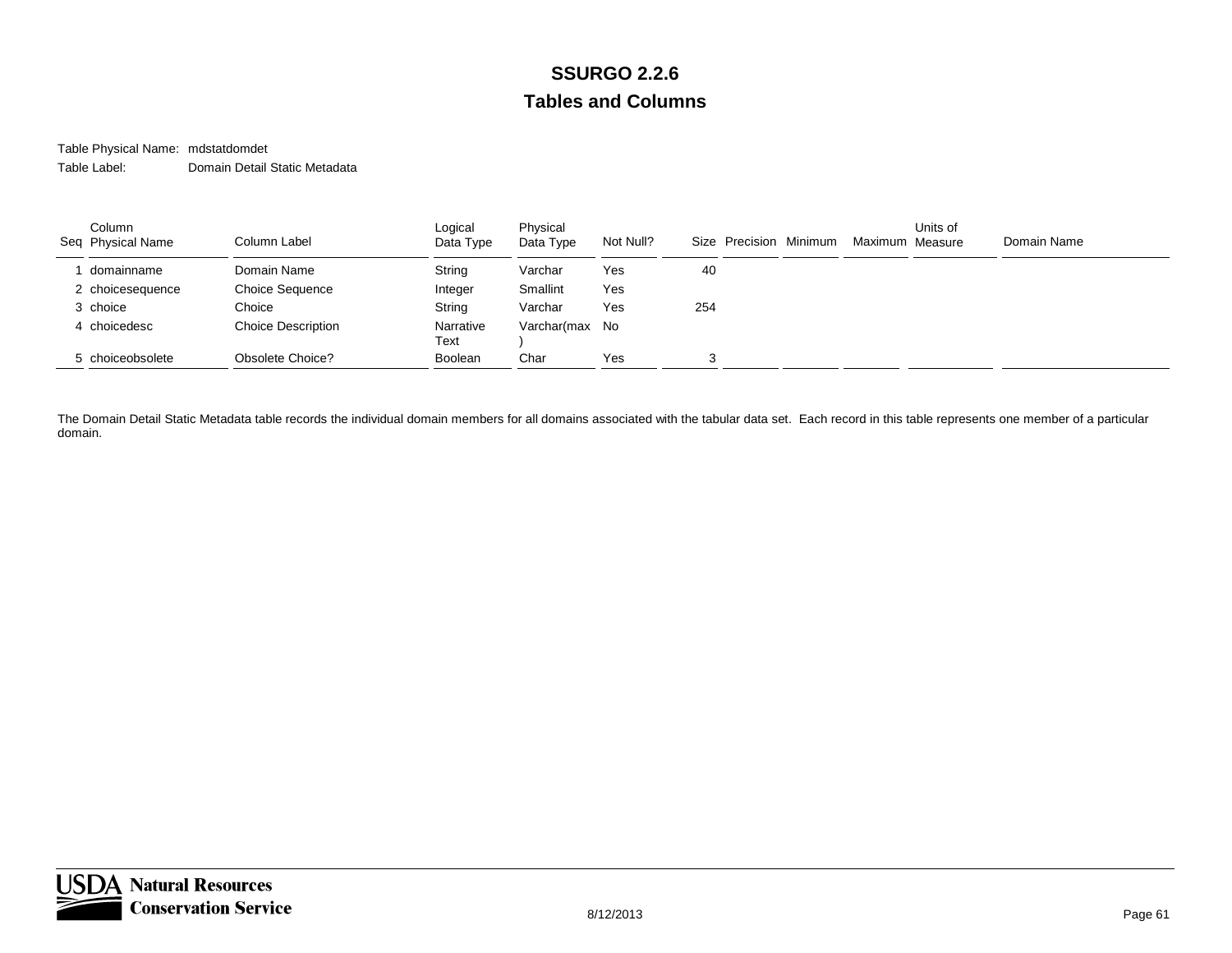# SSURGO 2.2.6

## Tables and Columns

Table Physical Name: mdstatdomdet

Table Label: Domain Detail Static Metadata

| Seq | Column Physical Name | Column Label | Logical Data Type | Physical Data Type | Not Null? | Size | Precision | Minimum | Maximum | Units of Measure | Domain Name |
|---|---|---|---|---|---|---|---|---|---|---|---|
| 1 | domainname | Domain Name | String | Varchar | Yes | 40 | | | | | |
| 2 | choicesequence | Choice Sequence | Integer | Smallint | Yes | | | | | | |
| 3 | choice | Choice | String | Varchar | Yes | 254 | | | | | |
| 4 | choicedesc | Choice Description | Narrative Text | Varchar(max) | No | | | | | | |
| 5 | choiceobsolete | Obsolete Choice? | Boolean | Char | Yes | 3 | | | | | |

The Domain Detail Static Metadata table records the individual domain members for all domains associated with the tabular data set. Each record in this table represents one member of a particular domain.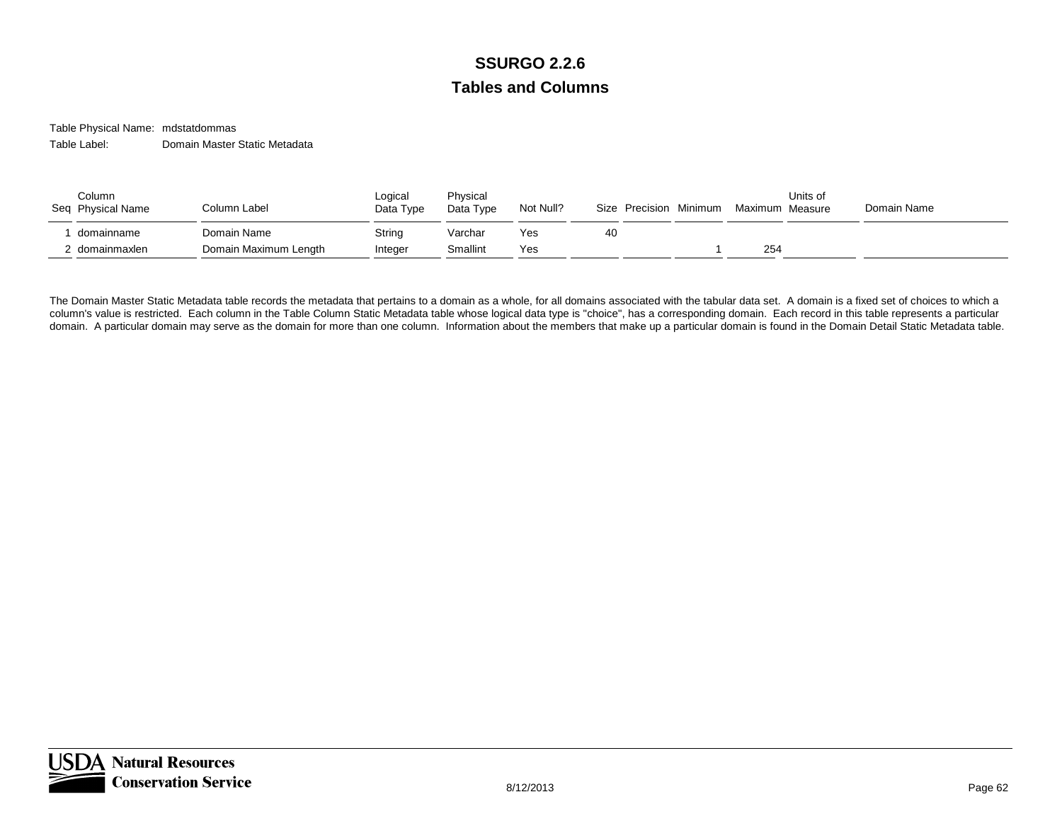# SSURGO 2.2.6

## Tables and Columns

Table Physical Name: mdstatdommas

Table Label: Domain Master Static Metadata

| Seq | Column Physical Name | Column Label | Logical Data Type | Physical Data Type | Not Null? | Size | Precision | Minimum | Maximum | Units of Measure | Domain Name |
|---|---|---|---|---|---|---|---|---|---|---|---|
| 1 | domainname | Domain Name | String | Varchar | Yes | 40 | | | | | |
| 2 | domainmaxlen | Domain Maximum Length | Integer | Smallint | Yes | | | 1 | 254 | | |

The Domain Master Static Metadata table records the metadata that pertains to a domain as a whole, for all domains associated with the tabular data set. A domain is a fixed set of choices to which a column's value is restricted. Each column in the Table Column Static Metadata table whose logical data type is "choice", has a corresponding domain. Each record in this table represents a particular domain. A particular domain may serve as the domain for more than one column. Information about the members that make up a particular domain is found in the Domain Detail Static Metadata table.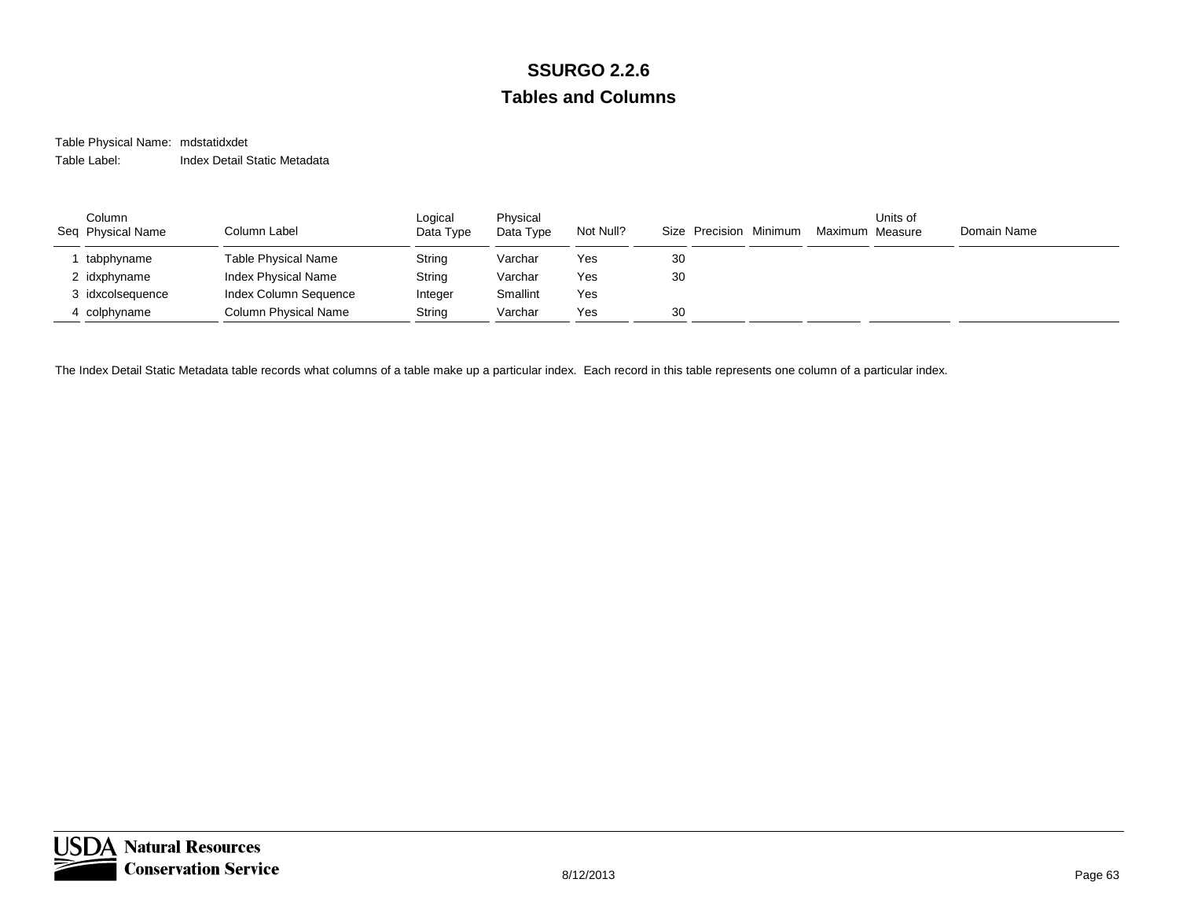# SSURGO 2.2.6

## Tables and Columns

Table Physical Name: mdstatidxdet

Table Label: Index Detail Static Metadata

| Seq | Column Physical Name | Column Label | Logical Data Type | Physical Data Type | Not Null? | Size | Precision | Minimum | Maximum | Units of Measure | Domain Name |
|---|---|---|---|---|---|---|---|---|---|---|---|
| 1 | tabphyname | Table Physical Name | String | Varchar | Yes | 30 | | | | | |
| 2 | idxphyname | Index Physical Name | String | Varchar | Yes | 30 | | | | | |
| 3 | idxcolsequence | Index Column Sequence | Integer | Smallint | Yes | | | | | | |
| 4 | colphyname | Column Physical Name | String | Varchar | Yes | 30 | | | | | |

The Index Detail Static Metadata table records what columns of a table make up a particular index. Each record in this table represents one column of a particular index.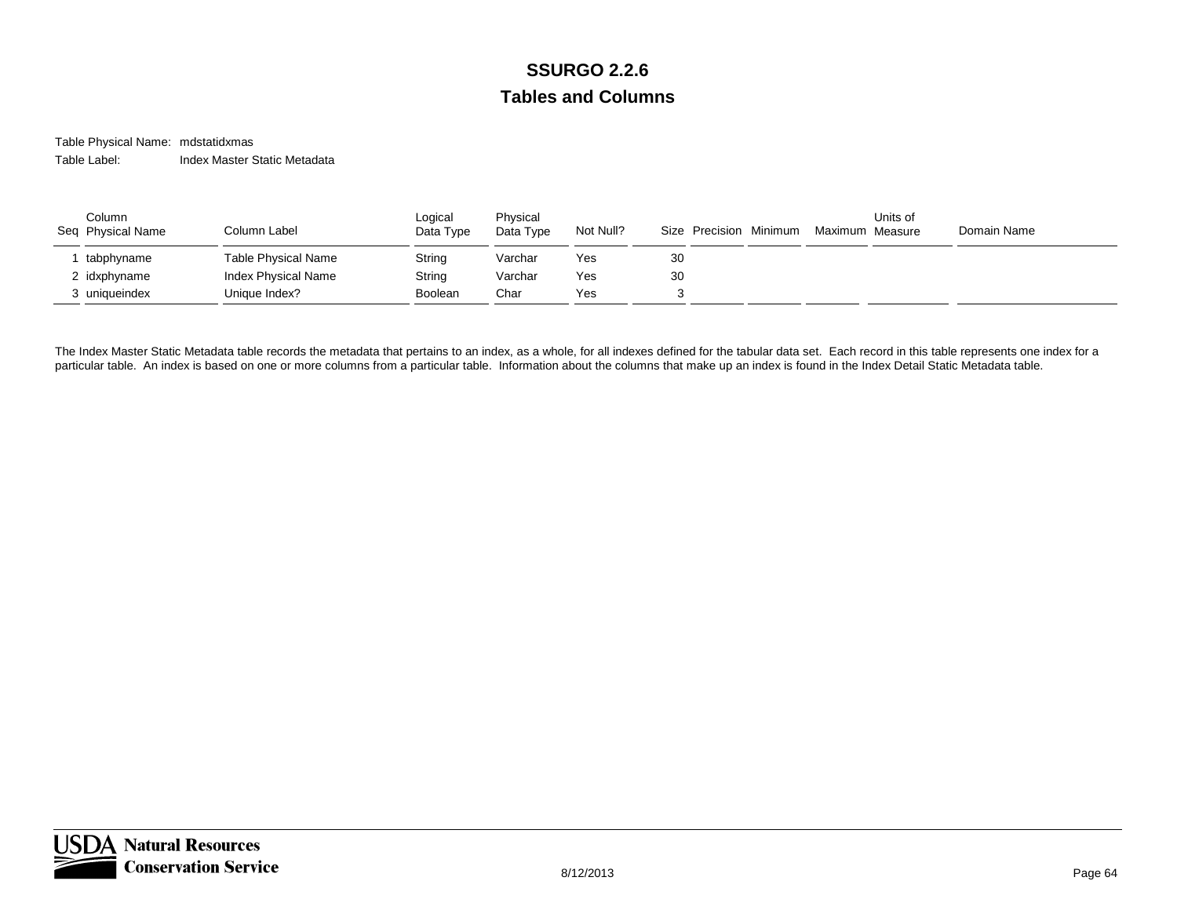# SSURGO 2.2.6

## Tables and Columns

Table Physical Name: mdstatidxmas

Table Label: Index Master Static Metadata

| Seq | Column Physical Name | Column Label | Logical Data Type | Physical Data Type | Not Null? | Size | Precision | Minimum | Maximum | Units of Measure | Domain Name |
|---|---|---|---|---|---|---|---|---|---|---|---|
| 1 | tabphyname | Table Physical Name | String | Varchar | Yes | 30 | | | | | |
| 2 | idxphyname | Index Physical Name | String | Varchar | Yes | 30 | | | | | |
| 3 | uniqueindex | Unique Index? | Boolean | Char | Yes | 3 | | | | | |

The Index Master Static Metadata table records the metadata that pertains to an index, as a whole, for all indexes defined for the tabular data set. Each record in this table represents one index for a particular table. An index is based on one or more columns from a particular table. Information about the columns that make up an index is found in the Index Detail Static Metadata table.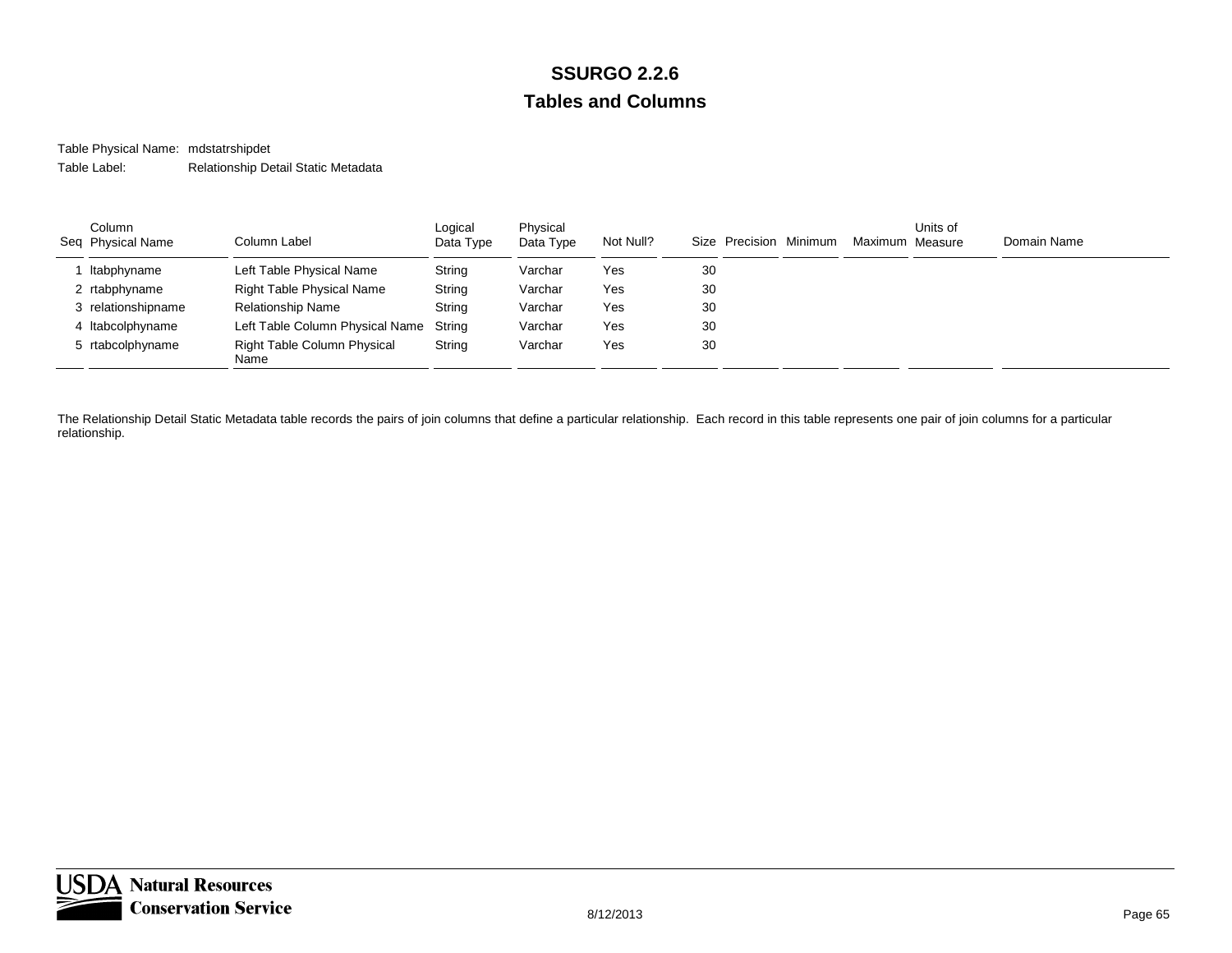# SSURGO 2.2.6

## Tables and Columns

Table Physical Name: mdstatrshipdet

Table Label: Relationship Detail Static Metadata

| Seq | Column Physical Name | Column Label | Logical Data Type | Physical Data Type | Not Null? | Size | Precision | Minimum | Maximum | Units of Measure | Domain Name |
|---|---|---|---|---|---|---|---|---|---|---|---|
| 1 | ltabphyname | Left Table Physical Name | String | Varchar | Yes | 30 | | | | | |
| 2 | rtabphyname | Right Table Physical Name | String | Varchar | Yes | 30 | | | | | |
| 3 | relationshipname | Relationship Name | String | Varchar | Yes | 30 | | | | | |
| 4 | ltabcolphyname | Left Table Column Physical Name | String | Varchar | Yes | 30 | | | | | |
| 5 | rtabcolphyname | Right Table Column Physical Name | String | Varchar | Yes | 30 | | | | | |

The Relationship Detail Static Metadata table records the pairs of join columns that define a particular relationship. Each record in this table represents one pair of join columns for a particular relationship.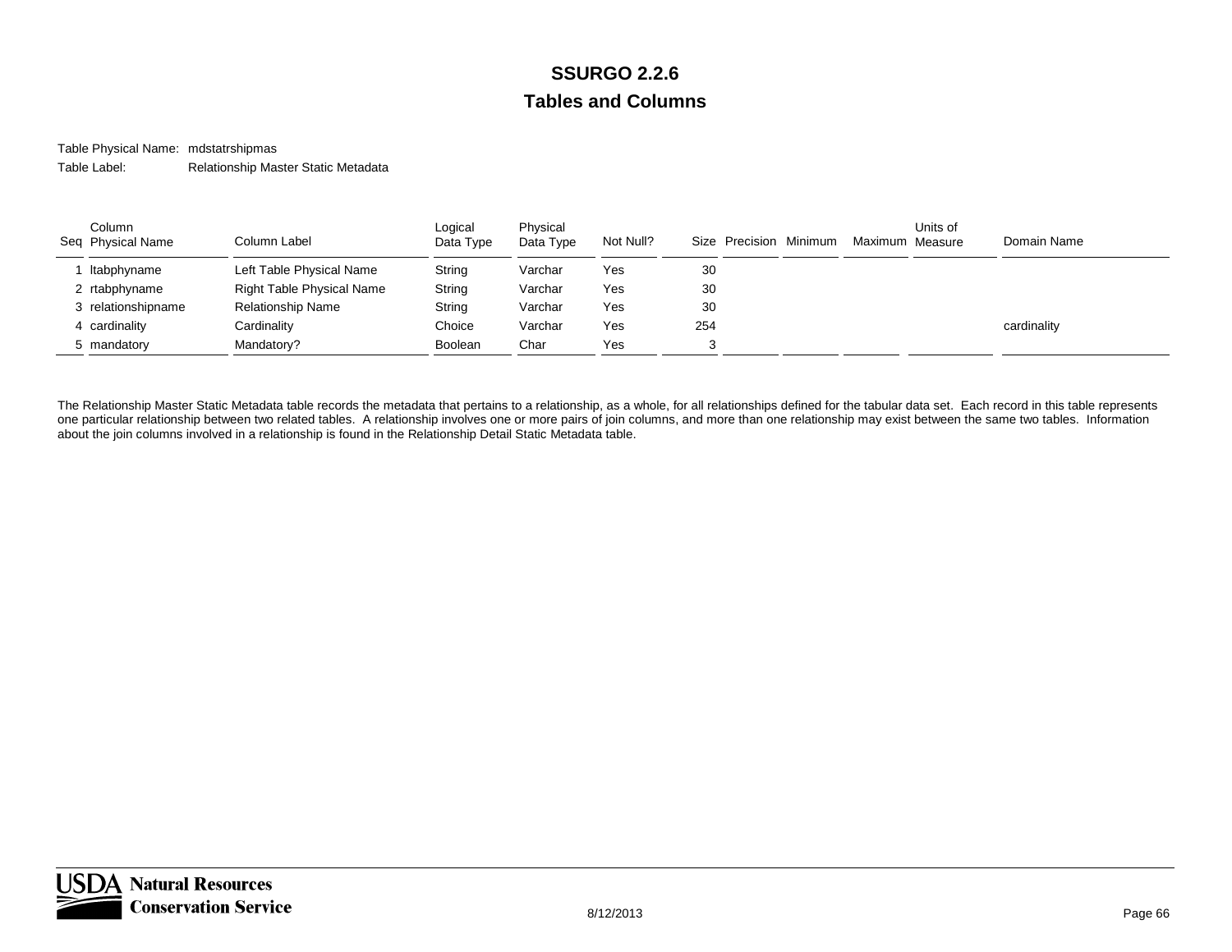# SSURGO 2.2.6

## Tables and Columns

Table Physical Name: mdstatrshipmas

Table Label: Relationship Master Static Metadata

| Seq | Column Physical Name | Column Label | Logical Data Type | Physical Data Type | Not Null? | Size | Precision | Minimum | Maximum | Units of Measure | Domain Name |
|---|---|---|---|---|---|---|---|---|---|---|---|
| 1 | ltabphyname | Left Table Physical Name | String | Varchar | Yes | 30 | | | | | |
| 2 | rtabphyname | Right Table Physical Name | String | Varchar | Yes | 30 | | | | | |
| 3 | relationshipname | Relationship Name | String | Varchar | Yes | 30 | | | | | |
| 4 | cardinality | Cardinality | Choice | Varchar | Yes | 254 | | | | | cardinality |
| 5 | mandatory | Mandatory? | Boolean | Char | Yes | 3 | | | | | |

The Relationship Master Static Metadata table records the metadata that pertains to a relationship, as a whole, for all relationships defined for the tabular data set. Each record in this table represents one particular relationship between two related tables. A relationship involves one or more pairs of join columns, and more than one relationship may exist between the same two tables. Information about the join columns involved in a relationship is found in the Relationship Detail Static Metadata table.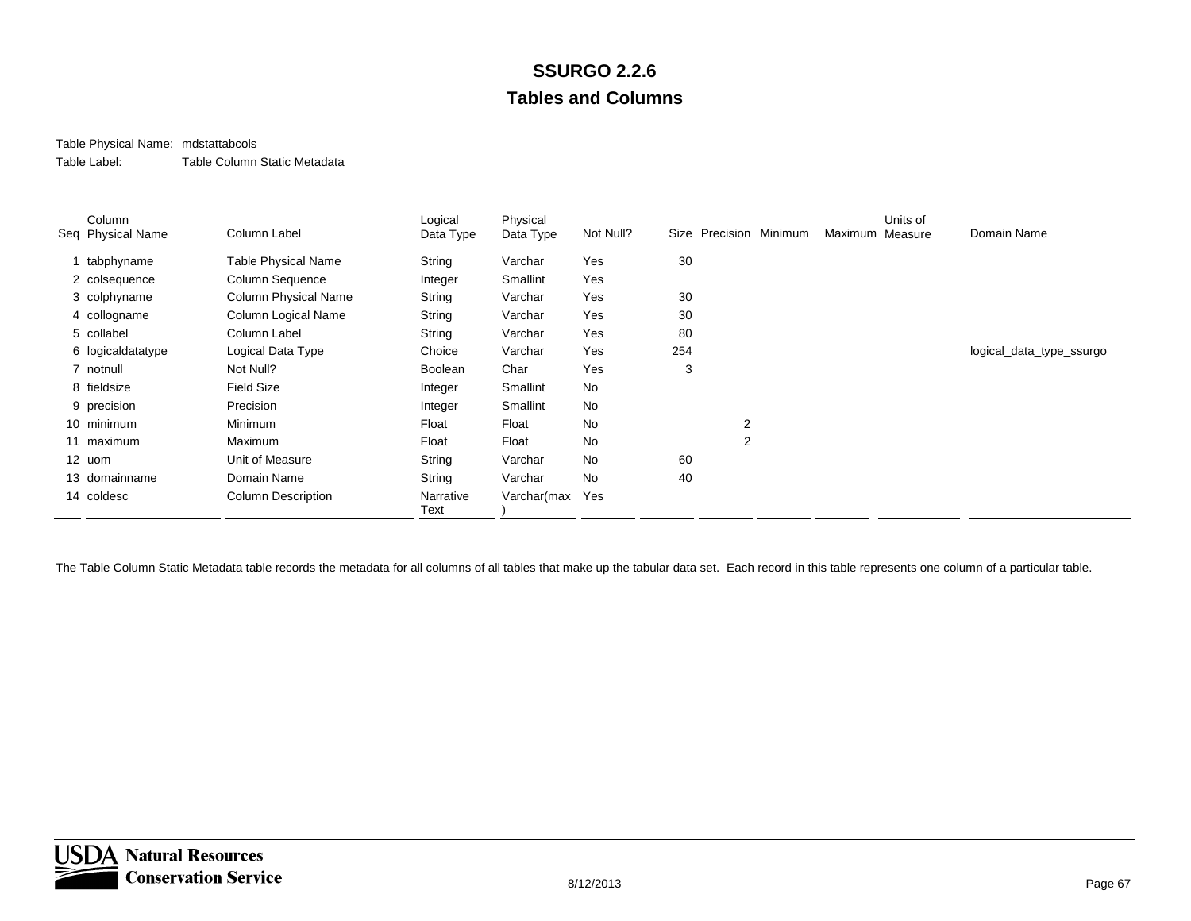# SSURGO 2.2.6

## Tables and Columns

Table Physical Name: mdstattabcols

Table Label: Table Column Static Metadata

| Seq | Column Physical Name | Column Label | Logical Data Type | Physical Data Type | Not Null? | Size | Precision | Minimum | Maximum | Units of Measure | Domain Name |
|---|---|---|---|---|---|---|---|---|---|---|---|
| 1 | tabphyname | Table Physical Name | String | Varchar | Yes | 30 | | | | | |
| 2 | colsequence | Column Sequence | Integer | Smallint | Yes | | | | | | |
| 3 | colphyname | Column Physical Name | String | Varchar | Yes | 30 | | | | | |
| 4 | collogname | Column Logical Name | String | Varchar | Yes | 30 | | | | | |
| 5 | collabel | Column Label | String | Varchar | Yes | 80 | | | | | |
| 6 | logicaldatatype | Logical Data Type | Choice | Varchar | Yes | 254 | | | | | logical_data_type_ssurgo |
| 7 | notnull | Not Null? | Boolean | Char | Yes | 3 | | | | | |
| 8 | fieldsize | Field Size | Integer | Smallint | No | | | | | | |
| 9 | precision | Precision | Integer | Smallint | No | | | | | | |
| 10 | minimum | Minimum | Float | Float | No | | 2 | | | | |
| 11 | maximum | Maximum | Float | Float | No | | 2 | | | | |
| 12 | uom | Unit of Measure | String | Varchar | No | 60 | | | | | |
| 13 | domainname | Domain Name | String | Varchar | No | 40 | | | | | |
| 14 | coldesc | Column Description | Narrative Text | Varchar(max) | Yes | | | | | | |

The Table Column Static Metadata table records the metadata for all columns of all tables that make up the tabular data set. Each record in this table represents one column of a particular table.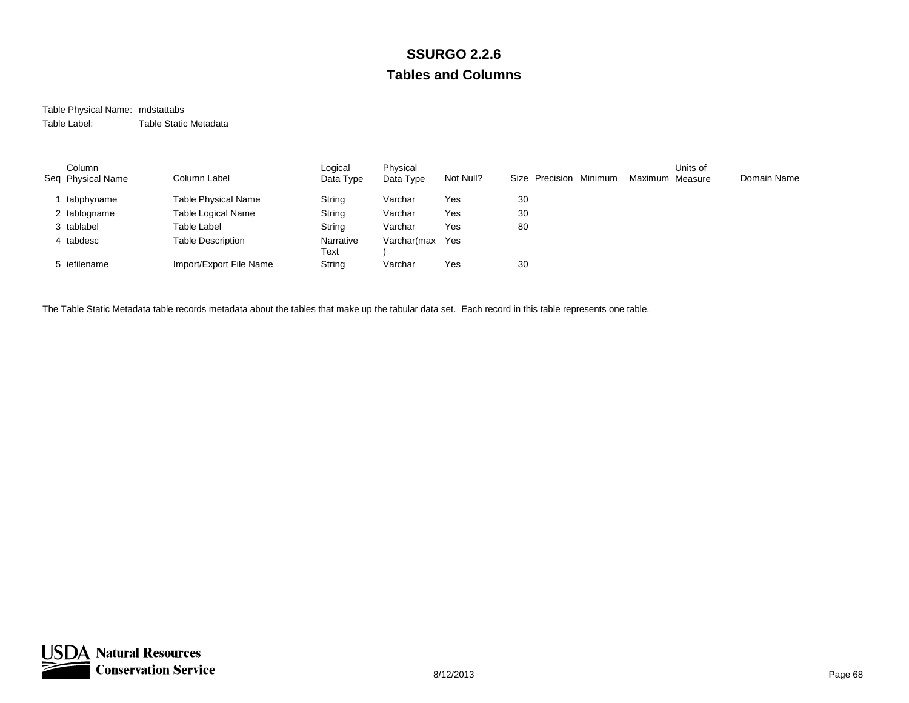# SSURGO 2.2.6

## Tables and Columns

Table Physical Name: mdstattabs

Table Label: Table Static Metadata

| Seq | Column Physical Name | Column Label | Logical Data Type | Physical Data Type | Not Null? | Size | Precision | Minimum | Maximum | Units of Measure | Domain Name |
|---|---|---|---|---|---|---|---|---|---|---|---|
| 1 | tabphyname | Table Physical Name | String | Varchar | Yes | 30 | | | | | |
| 2 | tablogname | Table Logical Name | String | Varchar | Yes | 30 | | | | | |
| 3 | tablabel | Table Label | String | Varchar | Yes | 80 | | | | | |
| 4 | tabdesc | Table Description | Narrative Text | Varchar(max) | Yes | | | | | | |
| 5 | iefilename | Import/Export File Name | String | Varchar | Yes | 30 | | | | | |

The Table Static Metadata table records metadata about the tables that make up the tabular data set. Each record in this table represents one table.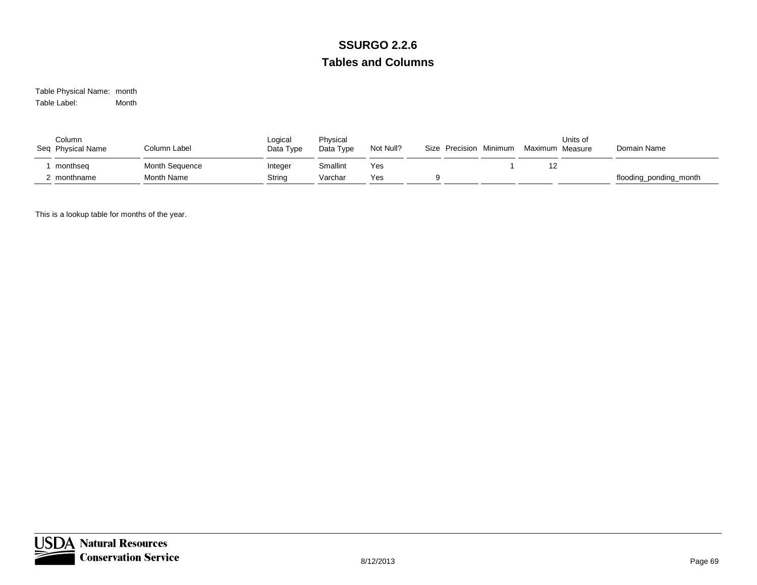# SSURGO 2.2.6

## Tables and Columns

Table Physical Name: month

Table Label: Month

| Seq | Column Physical Name | Column Label | Logical Data Type | Physical Data Type | Not Null? | Size | Precision | Minimum | Maximum | Units of Measure | Domain Name |
|---|---|---|---|---|---|---|---|---|---|---|---|
| 1 | monthseq | Month Sequence | Integer | Smallint | Yes | | | 1 | 12 | | |
| 2 | monthname | Month Name | String | Varchar | Yes | 9 | | | | | flooding_ponding_month |

This is a lookup table for months of the year.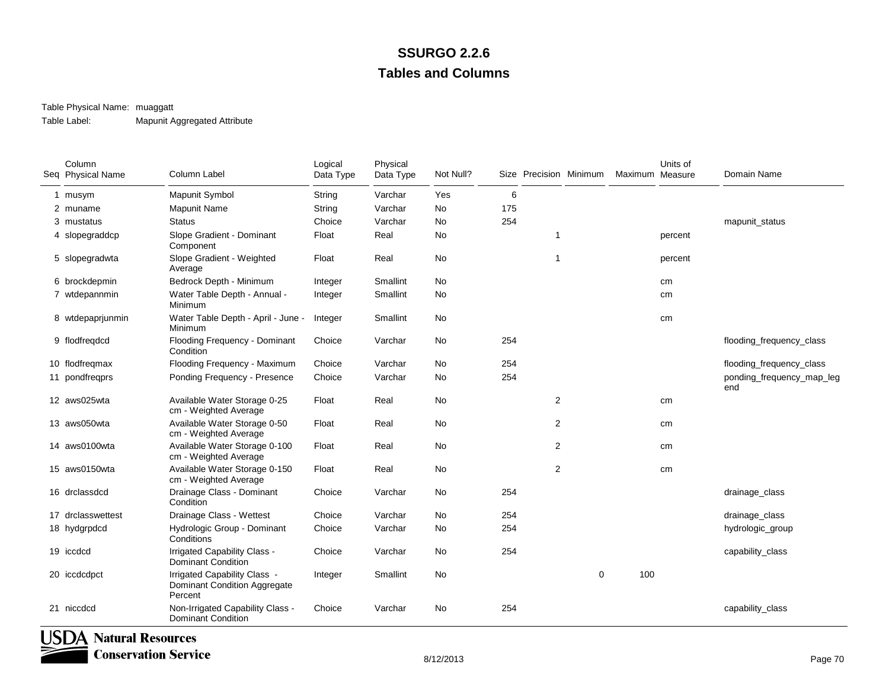# SSURGO 2.2.6

## Tables and Columns

Table Physical Name: muaggatt

Table Label: Mapunit Aggregated Attribute

| Seq | Column Physical Name | Column Label | Logical Data Type | Physical Data Type | Not Null? | Size | Precision | Minimum | Maximum | Units of Measure | Domain Name |
|---|---|---|---|---|---|---|---|---|---|---|---|
| 1 | musym | Mapunit Symbol | String | Varchar | Yes | 6 | | | | | |
| 2 | muname | Mapunit Name | String | Varchar | No | 175 | | | | | |
| 3 | mustatus | Status | Choice | Varchar | No | 254 | | | | | mapunit_status |
| 4 | slopegraddcp | Slope Gradient - Dominant Component | Float | Real | No | | 1 | | | percent | |
| 5 | slopegradwta | Slope Gradient - Weighted Average | Float | Real | No | | 1 | | | percent | |
| 6 | brockdepmin | Bedrock Depth - Minimum | Integer | Smallint | No | | | | | cm | |
| 7 | wtdepannmin | Water Table Depth - Annual - Minimum | Integer | Smallint | No | | | | | cm | |
| 8 | wtdepaprjunmin | Water Table Depth - April - June - Minimum | Integer | Smallint | No | | | | | cm | |
| 9 | flodfreqdcd | Flooding Frequency - Dominant Condition | Choice | Varchar | No | 254 | | | | | flooding_frequency_class |
| 10 | flodfreqmax | Flooding Frequency - Maximum | Choice | Varchar | No | 254 | | | | | flooding_frequency_class |
| 11 | pondfreqprs | Ponding Frequency - Presence | Choice | Varchar | No | 254 | | | | | ponding_frequency_map_legend |
| 12 | aws025wta | Available Water Storage 0-25 cm - Weighted Average | Float | Real | No | | 2 | | | cm | |
| 13 | aws050wta | Available Water Storage 0-50 cm - Weighted Average | Float | Real | No | | 2 | | | cm | |
| 14 | aws0100wta | Available Water Storage 0-100 cm - Weighted Average | Float | Real | No | | 2 | | | cm | |
| 15 | aws0150wta | Available Water Storage 0-150 cm - Weighted Average | Float | Real | No | | 2 | | | cm | |
| 16 | drclassdcd | Drainage Class - Dominant Condition | Choice | Varchar | No | 254 | | | | | drainage_class |
| 17 | drclasswettest | Drainage Class - Wettest | Choice | Varchar | No | 254 | | | | | drainage_class |
| 18 | hydgrpdcd | Hydrologic Group - Dominant Conditions | Choice | Varchar | No | 254 | | | | | hydrologic_group |
| 19 | iccdcd | Irrigated Capability Class - Dominant Condition | Choice | Varchar | No | 254 | | | | | capability_class |
| 20 | iccdcdpct | Irrigated Capability Class - Dominant Condition Aggregate Percent | Integer | Smallint | No | | | 0 | 100 | | |
| 21 | niccdcd | Non-Irrigated Capability Class - Dominant Condition | Choice | Varchar | No | 254 | | | | | capability_class |

USDA Natural Resources Conservation Service

8/12/2013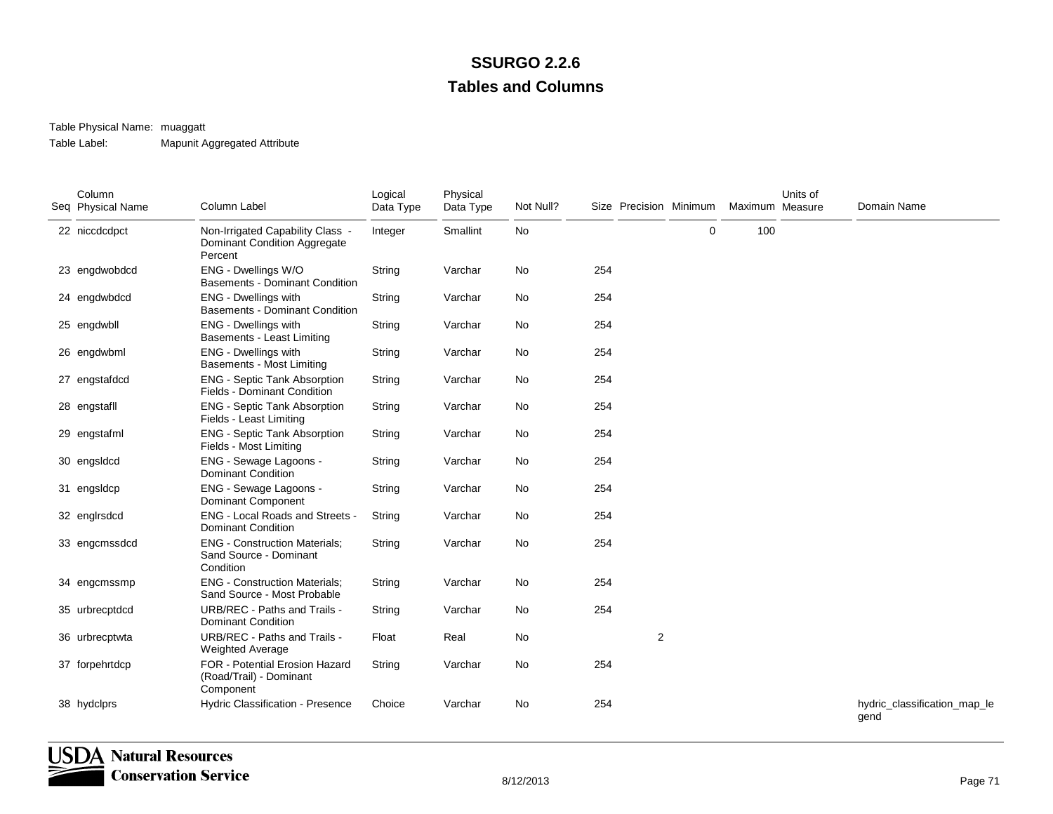# SSURGO 2.2.6

## Tables and Columns

Table Physical Name: muaggatt

Table Label: Mapunit Aggregated Attribute

| Seq | Column Physical Name | Column Label | Logical Data Type | Physical Data Type | Not Null? | Size | Precision | Minimum | Maximum | Units of Measure | Domain Name |
|---|---|---|---|---|---|---|---|---|---|---|---|
| 22 | niccdcdpct | Non-Irrigated Capability Class - Dominant Condition Aggregate Percent | Integer | Smallint | No | | | 0 | 100 | | |
| 23 | engdwobdcd | ENG - Dwellings W/O Basements - Dominant Condition | String | Varchar | No | 254 | | | | | |
| 24 | engdwbdcd | ENG - Dwellings with Basements - Dominant Condition | String | Varchar | No | 254 | | | | | |
| 25 | engdwbll | ENG - Dwellings with Basements - Least Limiting | String | Varchar | No | 254 | | | | | |
| 26 | engdwbml | ENG - Dwellings with Basements - Most Limiting | String | Varchar | No | 254 | | | | | |
| 27 | engstafdcd | ENG - Septic Tank Absorption Fields - Dominant Condition | String | Varchar | No | 254 | | | | | |
| 28 | engstafll | ENG - Septic Tank Absorption Fields - Least Limiting | String | Varchar | No | 254 | | | | | |
| 29 | engstafml | ENG - Septic Tank Absorption Fields - Most Limiting | String | Varchar | No | 254 | | | | | |
| 30 | engsldcd | ENG - Sewage Lagoons - Dominant Condition | String | Varchar | No | 254 | | | | | |
| 31 | engsldcp | ENG - Sewage Lagoons - Dominant Component | String | Varchar | No | 254 | | | | | |
| 32 | englrsdcd | ENG - Local Roads and Streets - Dominant Condition | String | Varchar | No | 254 | | | | | |
| 33 | engcmssdcd | ENG - Construction Materials; Sand Source - Dominant Condition | String | Varchar | No | 254 | | | | | |
| 34 | engcmssmp | ENG - Construction Materials; Sand Source - Most Probable | String | Varchar | No | 254 | | | | | |
| 35 | urbrecptdcd | URB/REC - Paths and Trails - Dominant Condition | String | Varchar | No | 254 | | | | | |
| 36 | urbrecptwta | URB/REC - Paths and Trails - Weighted Average | Float | Real | No | | 2 | | | | |
| 37 | forpehrtdcp | FOR - Potential Erosion Hazard (Road/Trail) - Dominant Component | String | Varchar | No | 254 | | | | | |
| 38 | hydclprs | Hydric Classification - Presence | Choice | Varchar | No | 254 | | | | | hydric_classification_map_legend |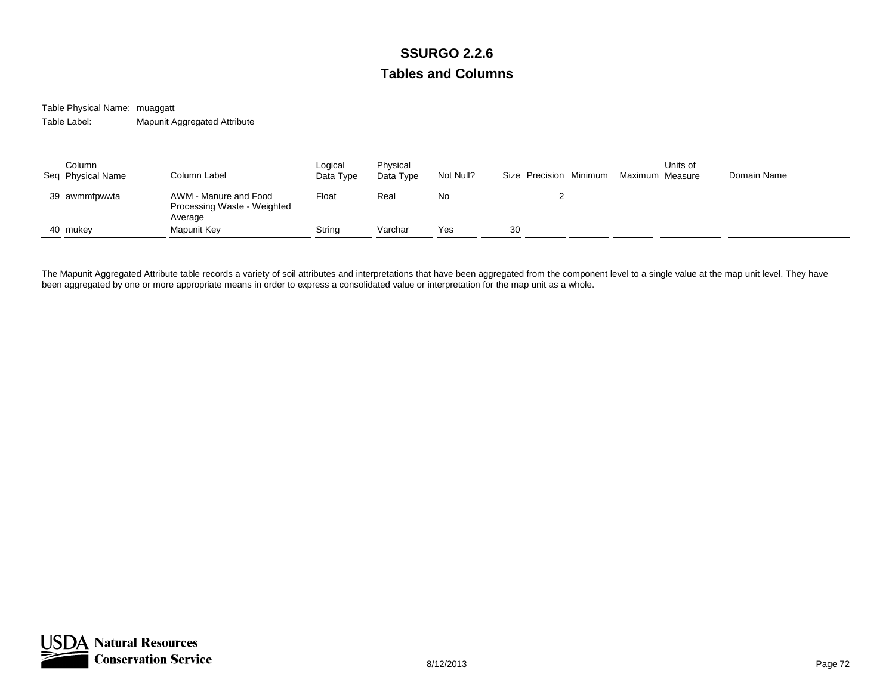# SSURGO 2.2.6

## Tables and Columns

Table Physical Name: muaggatt

Table Label: Mapunit Aggregated Attribute

| Seq | Column Physical Name | Column Label | Logical Data Type | Physical Data Type | Not Null? | Size | Precision | Minimum | Maximum | Units of Measure | Domain Name |
|---|---|---|---|---|---|---|---|---|---|---|---|
| 39 | awmmfpwwta | AWM - Manure and Food Processing Waste - Weighted Average | Float | Real | No | | 2 | | | | |
| 40 | mukey | Mapunit Key | String | Varchar | Yes | 30 | | | | | |

The Mapunit Aggregated Attribute table records a variety of soil attributes and interpretations that have been aggregated from the component level to a single value at the map unit level. They have been aggregated by one or more appropriate means in order to express a consolidated value or interpretation for the map unit as a whole.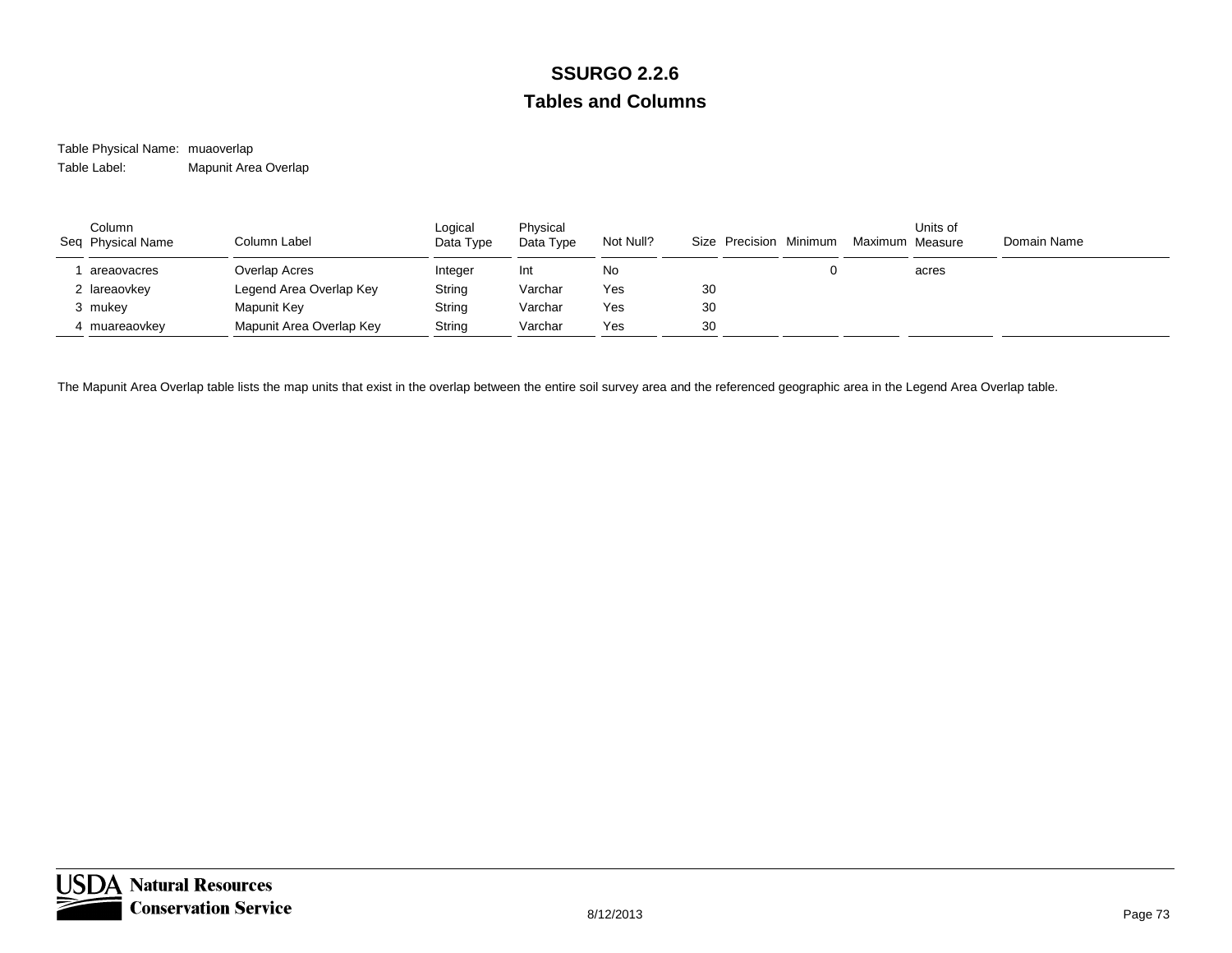# SSURGO 2.2.6

## Tables and Columns

Table Physical Name: muaoverlap

Table Label: Mapunit Area Overlap

| Seq | Column Physical Name | Column Label | Logical Data Type | Physical Data Type | Not Null? | Size | Precision | Minimum | Maximum | Units of Measure | Domain Name |
|---|---|---|---|---|---|---|---|---|---|---|---|
| 1 | areaovacres | Overlap Acres | Integer | Int | No | | | 0 | | acres | |
| 2 | lareaovkey | Legend Area Overlap Key | String | Varchar | Yes | 30 | | | | | |
| 3 | mukey | Mapunit Key | String | Varchar | Yes | 30 | | | | | |
| 4 | muareaovkey | Mapunit Area Overlap Key | String | Varchar | Yes | 30 | | | | | |

The Mapunit Area Overlap table lists the map units that exist in the overlap between the entire soil survey area and the referenced geographic area in the Legend Area Overlap table.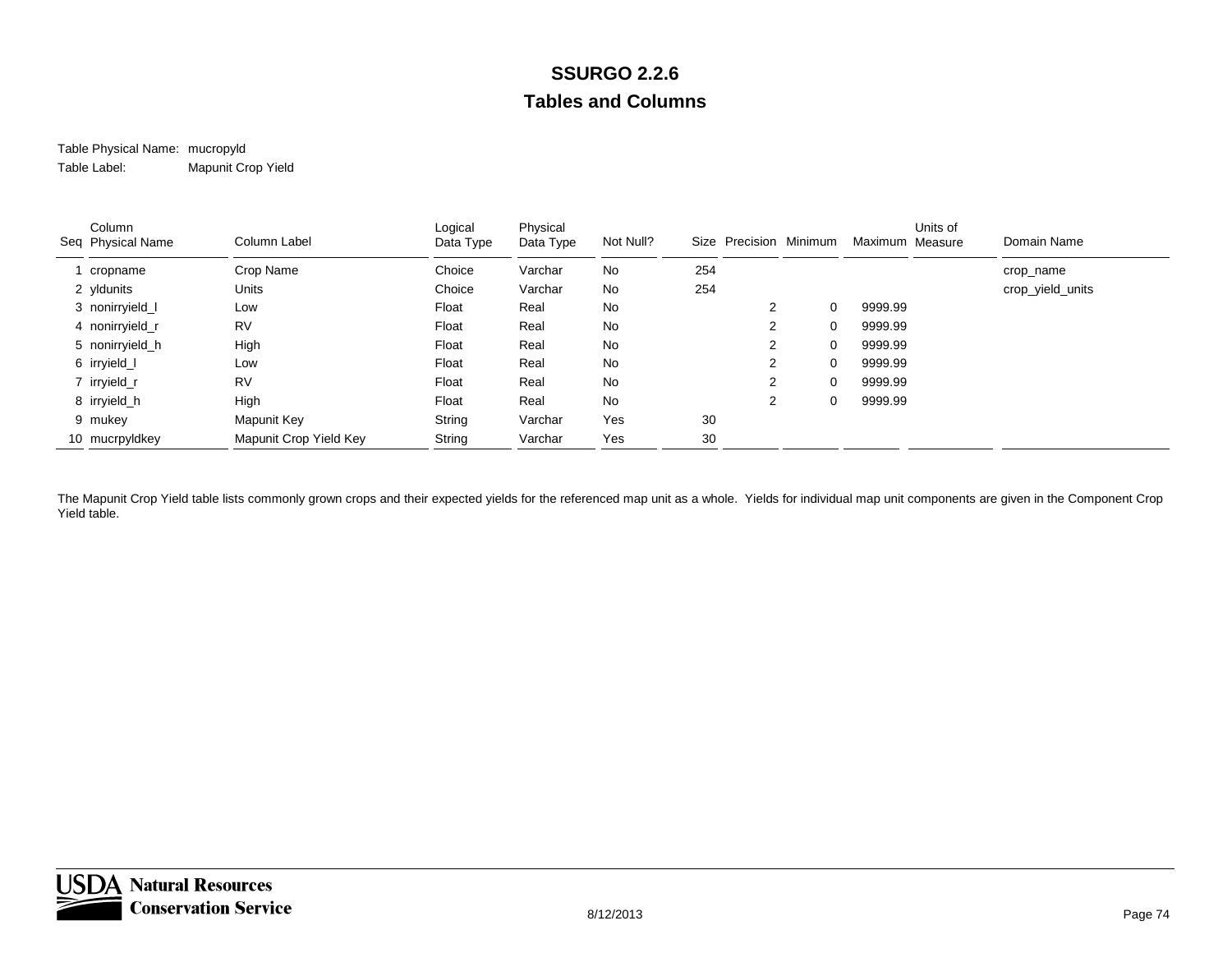# SSURGO 2.2.6

## Tables and Columns

Table Physical Name: mucropyld

Table Label: Mapunit Crop Yield

| Seq | Column Physical Name | Column Label | Logical Data Type | Physical Data Type | Not Null? | Size | Precision | Minimum | Maximum | Units of Measure | Domain Name |
|---|---|---|---|---|---|---|---|---|---|---|---|
| 1 | cropname | Crop Name | Choice | Varchar | No | 254 | | | | | crop_name |
| 2 | yldunits | Units | Choice | Varchar | No | 254 | | | | | crop_yield_units |
| 3 | nonirryield_l | Low | Float | Real | No | | 2 | 0 | 9999.99 | | |
| 4 | nonirryield_r | RV | Float | Real | No | | 2 | 0 | 9999.99 | | |
| 5 | nonirryield_h | High | Float | Real | No | | 2 | 0 | 9999.99 | | |
| 6 | irryield_l | Low | Float | Real | No | | 2 | 0 | 9999.99 | | |
| 7 | irryield_r | RV | Float | Real | No | | 2 | 0 | 9999.99 | | |
| 8 | irryield_h | High | Float | Real | No | | 2 | 0 | 9999.99 | | |
| 9 | mukey | Mapunit Key | String | Varchar | Yes | 30 | | | | | |
| 10 | mucrpyldkey | Mapunit Crop Yield Key | String | Varchar | Yes | 30 | | | | | |

The Mapunit Crop Yield table lists commonly grown crops and their expected yields for the referenced map unit as a whole. Yields for individual map unit components are given in the Component Crop Yield table.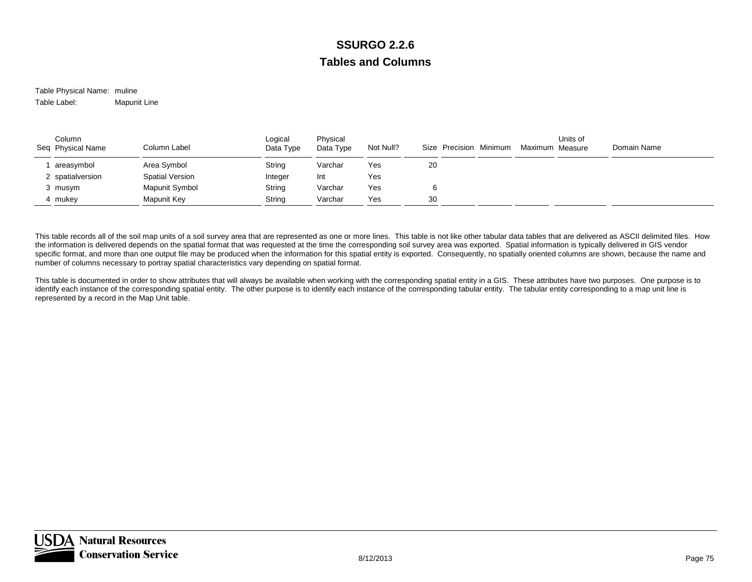# SSURGO 2.2.6

## Tables and Columns

Table Physical Name: muline

Table Label: Mapunit Line

| Seq | Column Physical Name | Column Label | Logical Data Type | Physical Data Type | Not Null? | Size | Precision | Minimum | Maximum | Units of Measure | Domain Name |
|---|---|---|---|---|---|---|---|---|---|---|---|
| 1 | areasymbol | Area Symbol | String | Varchar | Yes | 20 | | | | | |
| 2 | spatialversion | Spatial Version | Integer | Int | Yes | | | | | | |
| 3 | musym | Mapunit Symbol | String | Varchar | Yes | 6 | | | | | |
| 4 | mukey | Mapunit Key | String | Varchar | Yes | 30 | | | | | |

This table records all of the soil map units of a soil survey area that are represented as one or more lines. This table is not like other tabular data tables that are delivered as ASCII delimited files. How the information is delivered depends on the spatial format that was requested at the time the corresponding soil survey area was exported. Spatial information is typically delivered in GIS vendor specific format, and more than one output file may be produced when the information for this spatial entity is exported. Consequently, no spatially oriented columns are shown, because the name and number of columns necessary to portray spatial characteristics vary depending on spatial format.

This table is documented in order to show attributes that will always be available when working with the corresponding spatial entity in a GIS. These attributes have two purposes. One purpose is to identify each instance of the corresponding spatial entity. The other purpose is to identify each instance of the corresponding tabular entity. The tabular entity corresponding to a map unit line is represented by a record in the Map Unit table.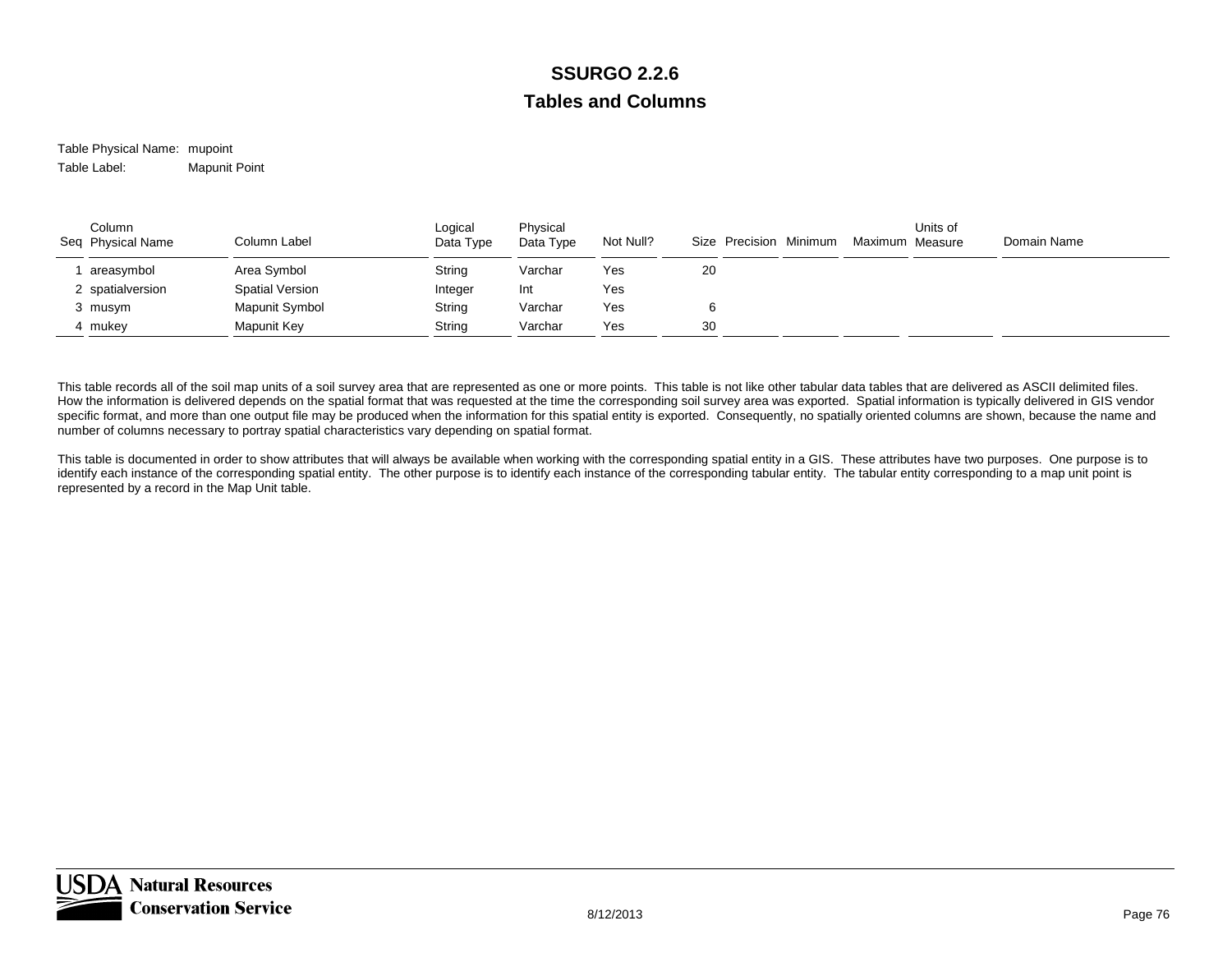# SSURGO 2.2.6

## Tables and Columns

Table Physical Name: mupoint

Table Label: Mapunit Point

| Seq | Column Physical Name | Column Label | Logical Data Type | Physical Data Type | Not Null? | Size | Precision | Minimum | Maximum | Units of Measure | Domain Name |
|---|---|---|---|---|---|---|---|---|---|---|---|
| 1 | areasymbol | Area Symbol | String | Varchar | Yes | 20 | | | | | |
| 2 | spatialversion | Spatial Version | Integer | Int | Yes | | | | | | |
| 3 | musym | Mapunit Symbol | String | Varchar | Yes | 6 | | | | | |
| 4 | mukey | Mapunit Key | String | Varchar | Yes | 30 | | | | | |

This table records all of the soil map units of a soil survey area that are represented as one or more points. This table is not like other tabular data tables that are delivered as ASCII delimited files. How the information is delivered depends on the spatial format that was requested at the time the corresponding soil survey area was exported. Spatial information is typically delivered in GIS vendor specific format, and more than one output file may be produced when the information for this spatial entity is exported. Consequently, no spatially oriented columns are shown, because the name and number of columns necessary to portray spatial characteristics vary depending on spatial format.

This table is documented in order to show attributes that will always be available when working with the corresponding spatial entity in a GIS. These attributes have two purposes. One purpose is to identify each instance of the corresponding spatial entity. The other purpose is to identify each instance of the corresponding tabular entity. The tabular entity corresponding to a map unit point is represented by a record in the Map Unit table.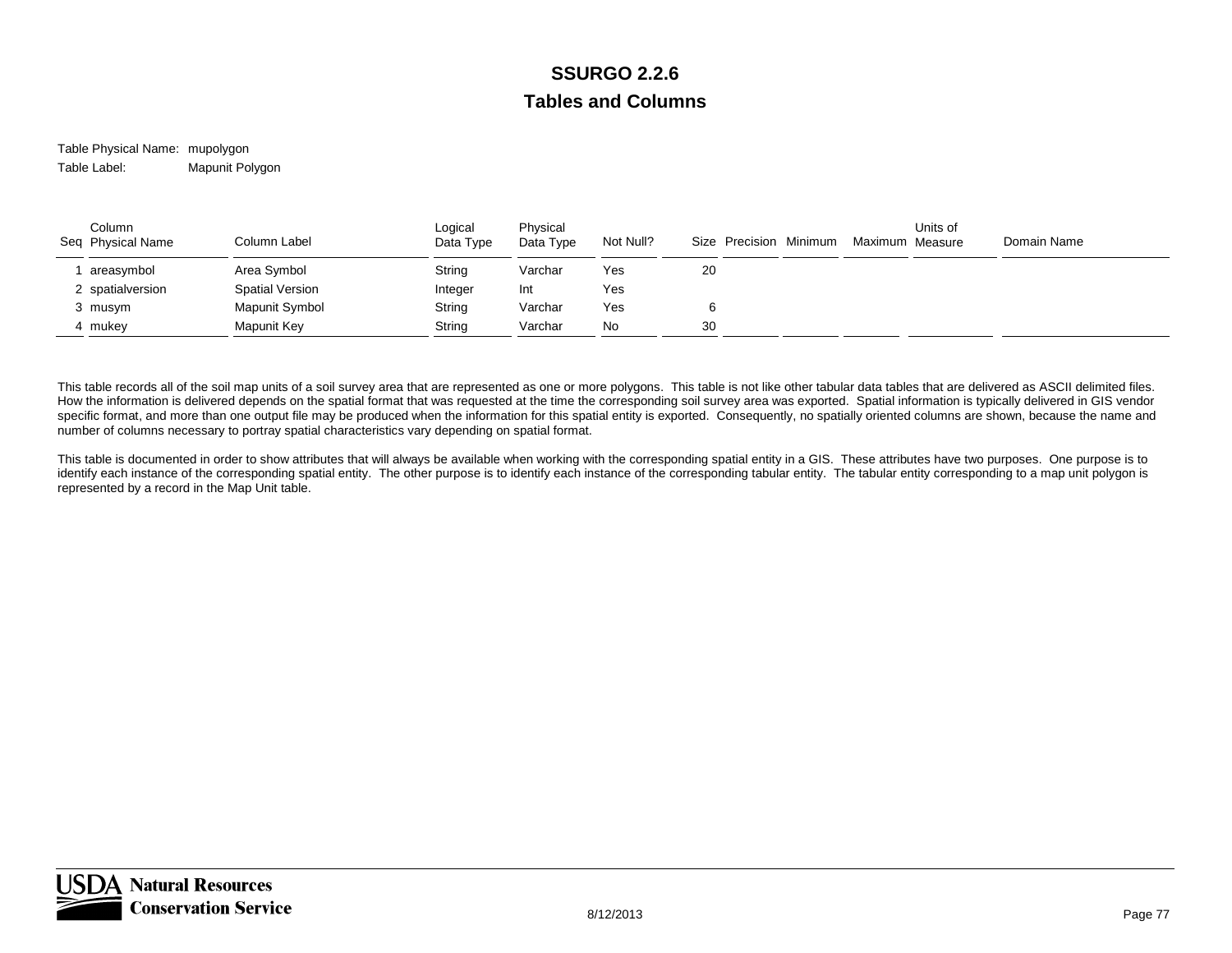# SSURGO 2.2.6

## Tables and Columns

Table Physical Name: mupolygon

Table Label: Mapunit Polygon

| Seq | Column Physical Name | Column Label | Logical Data Type | Physical Data Type | Not Null? | Size | Precision | Minimum | Maximum | Units of Measure | Domain Name |
|---|---|---|---|---|---|---|---|---|---|---|---|
| 1 | areasymbol | Area Symbol | String | Varchar | Yes | 20 | | | | | |
| 2 | spatialversion | Spatial Version | Integer | Int | Yes | | | | | | |
| 3 | musym | Mapunit Symbol | String | Varchar | Yes | 6 | | | | | |
| 4 | mukey | Mapunit Key | String | Varchar | No | 30 | | | | | |

This table records all of the soil map units of a soil survey area that are represented as one or more polygons. This table is not like other tabular data tables that are delivered as ASCII delimited files. How the information is delivered depends on the spatial format that was requested at the time the corresponding soil survey area was exported. Spatial information is typically delivered in GIS vendor specific format, and more than one output file may be produced when the information for this spatial entity is exported. Consequently, no spatially oriented columns are shown, because the name and number of columns necessary to portray spatial characteristics vary depending on spatial format.

This table is documented in order to show attributes that will always be available when working with the corresponding spatial entity in a GIS. These attributes have two purposes. One purpose is to identify each instance of the corresponding spatial entity. The other purpose is to identify each instance of the corresponding tabular entity. The tabular entity corresponding to a map unit polygon is represented by a record in the Map Unit table.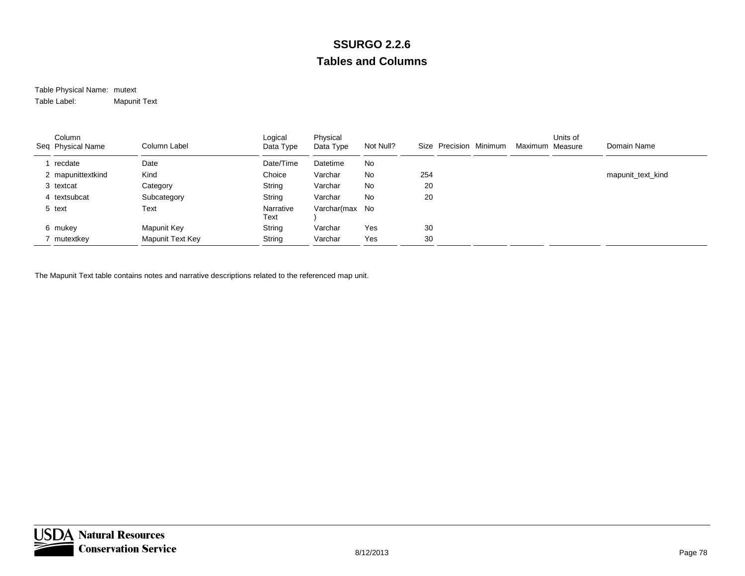# SSURGO 2.2.6

## Tables and Columns

Table Physical Name: mutext

Table Label: Mapunit Text

| Seq | Column Physical Name | Column Label | Logical Data Type | Physical Data Type | Not Null? | Size | Precision | Minimum | Maximum | Units of Measure | Domain Name |
|---|---|---|---|---|---|---|---|---|---|---|---|
| 1 | recdate | Date | Date/Time | Datetime | No | | | | | | |
| 2 | mapunittextkind | Kind | Choice | Varchar | No | 254 | | | | | mapunit_text_kind |
| 3 | textcat | Category | String | Varchar | No | 20 | | | | | |
| 4 | textsubcat | Subcategory | String | Varchar | No | 20 | | | | | |
| 5 | text | Text | Narrative Text | Varchar(max) | No | | | | | | |
| 6 | mukey | Mapunit Key | String | Varchar | Yes | 30 | | | | | |
| 7 | mutextkey | Mapunit Text Key | String | Varchar | Yes | 30 | | | | | |

The Mapunit Text table contains notes and narrative descriptions related to the referenced map unit.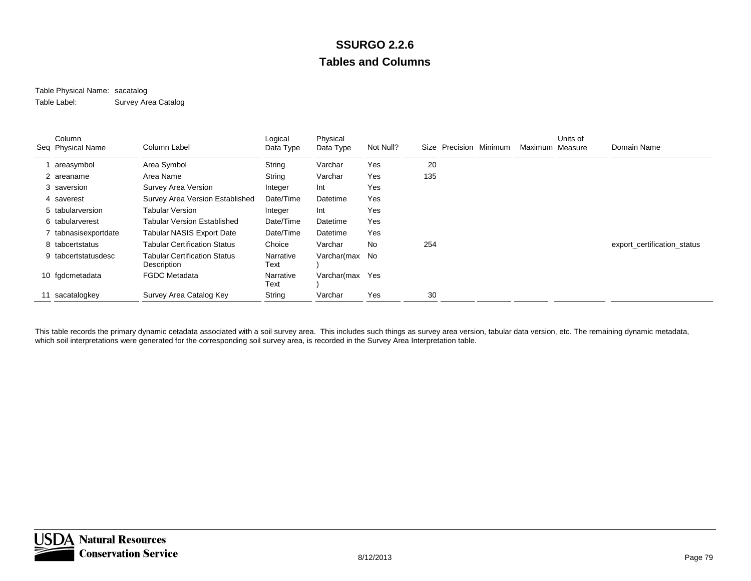# SSURGO 2.2.6

## Tables and Columns

Table Physical Name: sacatalog

Table Label: Survey Area Catalog

| Seq | Column Physical Name | Column Label | Logical Data Type | Physical Data Type | Not Null? | Size | Precision | Minimum | Maximum | Units of Measure | Domain Name |
|---|---|---|---|---|---|---|---|---|---|---|---|
| 1 | areasymbol | Area Symbol | String | Varchar | Yes | 20 | | | | | |
| 2 | areaname | Area Name | String | Varchar | Yes | 135 | | | | | |
| 3 | saversion | Survey Area Version | Integer | Int | Yes | | | | | | |
| 4 | saverest | Survey Area Version Established | Date/Time | Datetime | Yes | | | | | | |
| 5 | tabularversion | Tabular Version | Integer | Int | Yes | | | | | | |
| 6 | tabularverest | Tabular Version Established | Date/Time | Datetime | Yes | | | | | | |
| 7 | tabnasisexportdate | Tabular NASIS Export Date | Date/Time | Datetime | Yes | | | | | | |
| 8 | tabcertstatus | Tabular Certification Status | Choice | Varchar | No | 254 | | | | | export_certification_status |
| 9 | tabcertstatusdesc | Tabular Certification Status Description | Narrative Text | Varchar(max) | No | | | | | | |
| 10 | fgdcmetadata | FGDC Metadata | Narrative Text | Varchar(max) | Yes | | | | | | |
| 11 | sacatalogkey | Survey Area Catalog Key | String | Varchar | Yes | 30 | | | | | |

This table records the primary dynamic cetadata associated with a soil survey area. This includes such things as survey area version, tabular data version, etc. The remaining dynamic metadata, which soil interpretations were generated for the corresponding soil survey area, is recorded in the Survey Area Interpretation table.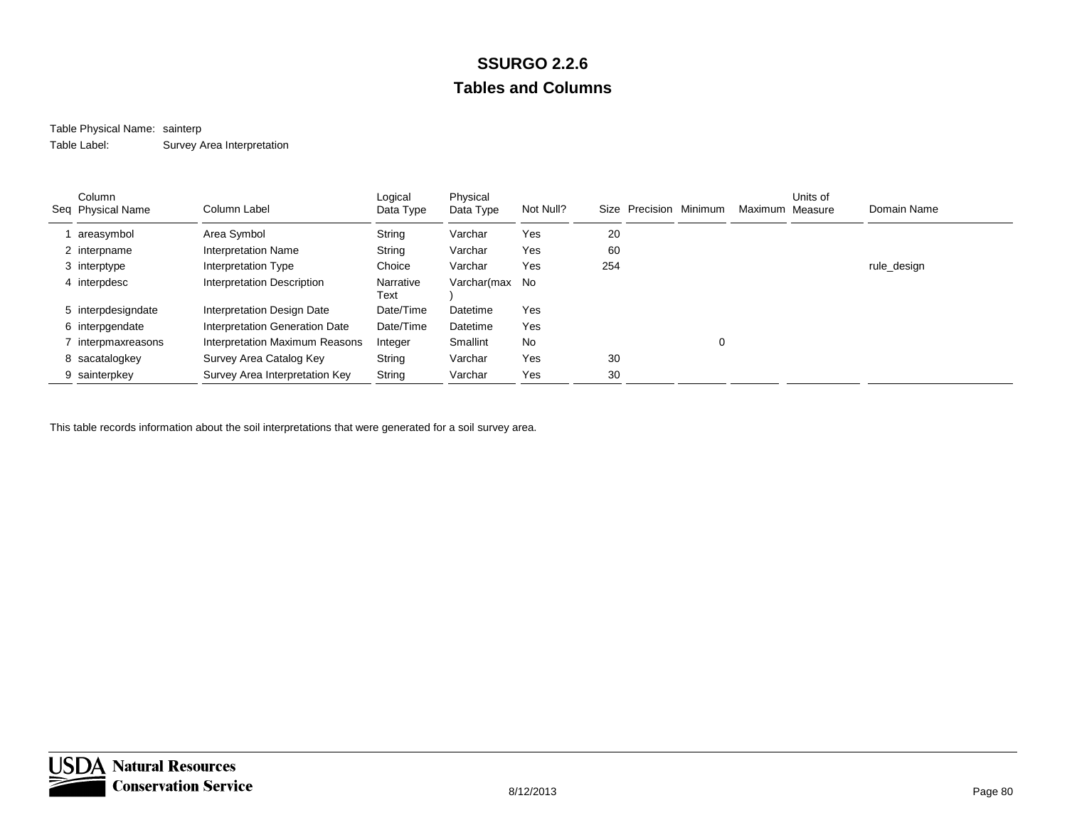# SSURGO 2.2.6

## Tables and Columns

Table Physical Name: sainterp

Table Label: Survey Area Interpretation

| Seq | Column Physical Name | Column Label | Logical Data Type | Physical Data Type | Not Null? | Size | Precision | Minimum | Maximum | Units of Measure | Domain Name |
|---|---|---|---|---|---|---|---|---|---|---|---|
| 1 | areasymbol | Area Symbol | String | Varchar | Yes | 20 | | | | | |
| 2 | interpname | Interpretation Name | String | Varchar | Yes | 60 | | | | | |
| 3 | interptype | Interpretation Type | Choice | Varchar | Yes | 254 | | | | | rule_design |
| 4 | interpdesc | Interpretation Description | Narrative Text | Varchar(max) | No | | | | | | |
| 5 | interpdesigndate | Interpretation Design Date | Date/Time | Datetime | Yes | | | | | | |
| 6 | interpgendate | Interpretation Generation Date | Date/Time | Datetime | Yes | | | | | | |
| 7 | interpmaxreasons | Interpretation Maximum Reasons | Integer | Smallint | No | | | 0 | | | |
| 8 | sacatalogkey | Survey Area Catalog Key | String | Varchar | Yes | 30 | | | | | |
| 9 | sainterpkey | Survey Area Interpretation Key | String | Varchar | Yes | 30 | | | | | |

This table records information about the soil interpretations that were generated for a soil survey area.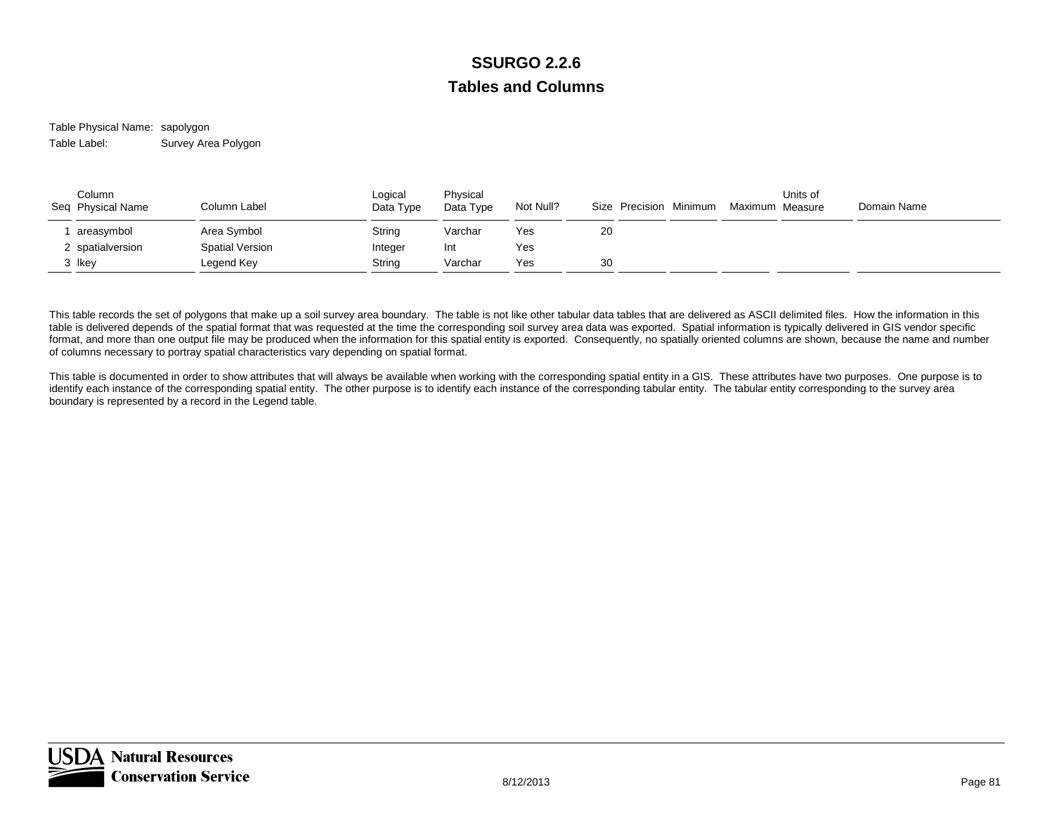# SSURGO 2.2.6

## Tables and Columns

Table Physical Name: sapolygon

Table Label: Survey Area Polygon

| Seq | Column Physical Name | Column Label | Logical Data Type | Physical Data Type | Not Null? | Size | Precision | Minimum | Maximum | Units of Measure | Domain Name |
|---|---|---|---|---|---|---|---|---|---|---|---|
| 1 | areasymbol | Area Symbol | String | Varchar | Yes | 20 | | | | | |
| 2 | spatialversion | Spatial Version | Integer | Int | Yes | | | | | | |
| 3 | lkey | Legend Key | String | Varchar | Yes | 30 | | | | | |

This table records the set of polygons that make up a soil survey area boundary. The table is not like other tabular data tables that are delivered as ASCII delimited files. How the information in this table is delivered depends of the spatial format that was requested at the time the corresponding soil survey area data was exported. Spatial information is typically delivered in GIS vendor specific format, and more than one output file may be produced when the information for this spatial entity is exported. Consequently, no spatially oriented columns are shown, because the name and number of columns necessary to portray spatial characteristics vary depending on spatial format.

This table is documented in order to show attributes that will always be available when working with the corresponding spatial entity in a GIS. These attributes have two purposes. One purpose is to identify each instance of the corresponding spatial entity. The other purpose is to identify each instance of the corresponding tabular entity. The tabular entity corresponding to the survey area boundary is represented by a record in the Legend table.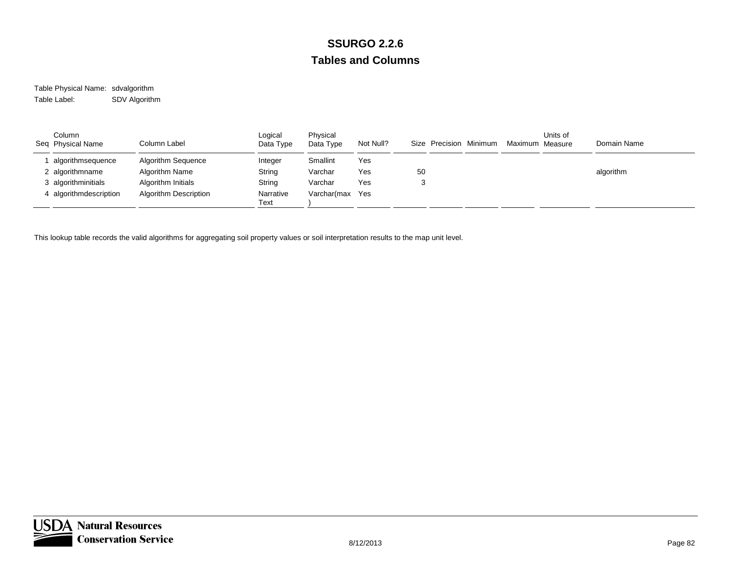# SSURGO 2.2.6

## Tables and Columns

Table Physical Name: sdvalgorithm

Table Label: SDV Algorithm

| Seq | Column Physical Name | Column Label | Logical Data Type | Physical Data Type | Not Null? | Size | Precision | Minimum | Maximum | Units of Measure | Domain Name |
|---|---|---|---|---|---|---|---|---|---|---|---|
| 1 | algorithmsequence | Algorithm Sequence | Integer | Smallint | Yes | | | | | | |
| 2 | algorithmname | Algorithm Name | String | Varchar | Yes | 50 | | | | | algorithm |
| 3 | algorithminitials | Algorithm Initials | String | Varchar | Yes | 3 | | | | | |
| 4 | algorithmdescription | Algorithm Description | Narrative Text | Varchar(max) | Yes | | | | | | |

This lookup table records the valid algorithms for aggregating soil property values or soil interpretation results to the map unit level.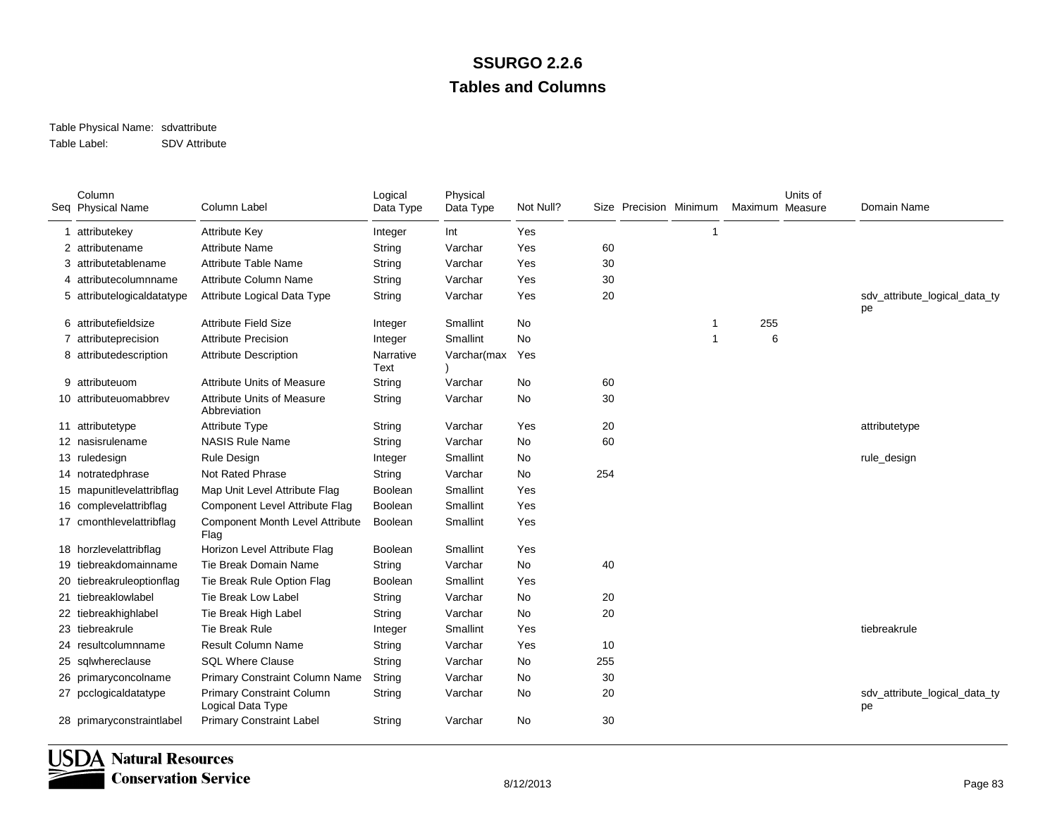# SSURGO 2.2.6

## Tables and Columns

Table Physical Name: sdvattribute

Table Label: SDV Attribute

| Seq | Column Physical Name | Column Label | Logical Data Type | Physical Data Type | Not Null? | Size | Precision | Minimum | Maximum | Units of Measure | Domain Name |
|---|---|---|---|---|---|---|---|---|---|---|---|
| 1 | attributekey | Attribute Key | Integer | Int | Yes | | | 1 | | | |
| 2 | attributename | Attribute Name | String | Varchar | Yes | 60 | | | | | |
| 3 | attributetablename | Attribute Table Name | String | Varchar | Yes | 30 | | | | | |
| 4 | attributecolumnname | Attribute Column Name | String | Varchar | Yes | 30 | | | | | |
| 5 | attributelogicaldatatype | Attribute Logical Data Type | String | Varchar | Yes | 20 | | | | | sdv_attribute_logical_data_type |
| 6 | attributefieldsize | Attribute Field Size | Integer | Smallint | No | | | 1 | 255 | | |
| 7 | attributeprecision | Attribute Precision | Integer | Smallint | No | | | 1 | 6 | | |
| 8 | attributedescription | Attribute Description | Narrative Text | Varchar(max) | Yes | | | | | | |
| 9 | attributeuom | Attribute Units of Measure | String | Varchar | No | 60 | | | | | |
| 10 | attributeuomabbrev | Attribute Units of Measure Abbreviation | String | Varchar | No | 30 | | | | | |
| 11 | attributetype | Attribute Type | String | Varchar | Yes | 20 | | | | | attributetype |
| 12 | nasisrulename | NASIS Rule Name | String | Varchar | No | 60 | | | | | |
| 13 | ruledesign | Rule Design | Integer | Smallint | No | | | | | | rule_design |
| 14 | notratedphrase | Not Rated Phrase | String | Varchar | No | 254 | | | | | |
| 15 | mapunitlevelattribflag | Map Unit Level Attribute Flag | Boolean | Smallint | Yes | | | | | | |
| 16 | complevelattribflag | Component Level Attribute Flag | Boolean | Smallint | Yes | | | | | | |
| 17 | cmonthlevelattribflag | Component Month Level Attribute Flag | Boolean | Smallint | Yes | | | | | | |
| 18 | horzlevelattribflag | Horizon Level Attribute Flag | Boolean | Smallint | Yes | | | | | | |
| 19 | tiebreakdomainname | Tie Break Domain Name | String | Varchar | No | 40 | | | | | |
| 20 | tiebreakruleoptionflag | Tie Break Rule Option Flag | Boolean | Smallint | Yes | | | | | | |
| 21 | tiebreaklowlabel | Tie Break Low Label | String | Varchar | No | 20 | | | | | |
| 22 | tiebreakhighlabel | Tie Break High Label | String | Varchar | No | 20 | | | | | |
| 23 | tiebreakrule | Tie Break Rule | Integer | Smallint | Yes | | | | | | tiebreakrule |
| 24 | resultcolumnname | Result Column Name | String | Varchar | Yes | 10 | | | | | |
| 25 | sqlwhereclause | SQL Where Clause | String | Varchar | No | 255 | | | | | |
| 26 | primaryconcolname | Primary Constraint Column Name | String | Varchar | No | 30 | | | | | |
| 27 | pcclogicaldatatype | Primary Constraint Column Logical Data Type | String | Varchar | No | 20 | | | | | sdv_attribute_logical_data_type |
| 28 | primaryconstraintlabel | Primary Constraint Label | String | Varchar | No | 30 | | | | | |

8/12/2013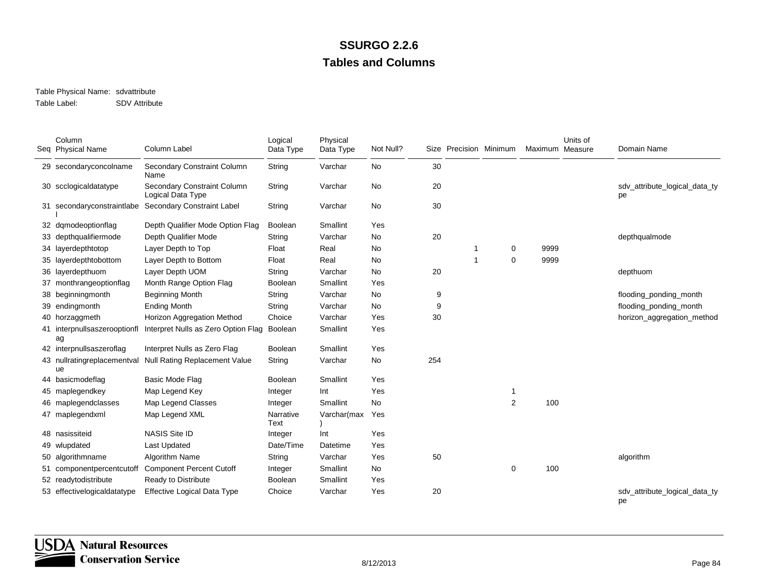# SSURGO 2.2.6

## Tables and Columns

Table Physical Name: sdvattribute

Table Label: SDV Attribute

| Seq | Column Physical Name | Column Label | Logical Data Type | Physical Data Type | Not Null? | Size | Precision | Minimum | Maximum | Units of Measure | Domain Name |
|---|---|---|---|---|---|---|---|---|---|---|---|
| 29 | secondaryconcolname | Secondary Constraint Column Name | String | Varchar | No | 30 | | | | | |
| 30 | scclogicaldatatype | Secondary Constraint Column Logical Data Type | String | Varchar | No | 20 | | | | | sdv_attribute_logical_data_type |
| 31 | secondaryconstraintlabel | Secondary Constraint Label | String | Varchar | No | 30 | | | | | |
| 32 | dqmodeoptionflag | Depth Qualifier Mode Option Flag | Boolean | Smallint | Yes | | | | | | |
| 33 | depthqualifiermode | Depth Qualifier Mode | String | Varchar | No | 20 | | | | | depthqualmode |
| 34 | layerdepthtotop | Layer Depth to Top | Float | Real | No | | 1 | 0 | 9999 | | |
| 35 | layerdepthtobottom | Layer Depth to Bottom | Float | Real | No | | 1 | 0 | 9999 | | |
| 36 | layerdepthuom | Layer Depth UOM | String | Varchar | No | 20 | | | | | depthuom |
| 37 | monthrangeoptionflag | Month Range Option Flag | Boolean | Smallint | Yes | | | | | | |
| 38 | beginningmonth | Beginning Month | String | Varchar | No | 9 | | | | | flooding_ponding_month |
| 39 | endingmonth | Ending Month | String | Varchar | No | 9 | | | | | flooding_ponding_month |
| 40 | horzaggmeth | Horizon Aggregation Method | Choice | Varchar | Yes | 30 | | | | | horizon_aggregation_method |
| 41 | interpnullsaszerooptionflag | Interpret Nulls as Zero Option Flag | Boolean | Smallint | Yes | | | | | | |
| 42 | interpnullsaszeroflag | Interpret Nulls as Zero Flag | Boolean | Smallint | Yes | | | | | | |
| 43 | nullratingreplacementvalue | Null Rating Replacement Value | String | Varchar | No | 254 | | | | | |
| 44 | basicmodeflag | Basic Mode Flag | Boolean | Smallint | Yes | | | | | | |
| 45 | maplegendkey | Map Legend Key | Integer | Int | Yes | | | 1 | | | |
| 46 | maplegendclasses | Map Legend Classes | Integer | Smallint | No | | | 2 | 100 | | |
| 47 | maplegendxml | Map Legend XML | Narrative Text | Varchar(max) | Yes | | | | | | |
| 48 | nasissiteid | NASIS Site ID | Integer | Int | Yes | | | | | | |
| 49 | wlupdated | Last Updated | Date/Time | Datetime | Yes | | | | | | |
| 50 | algorithmname | Algorithm Name | String | Varchar | Yes | 50 | | | | | algorithm |
| 51 | componentpercentcutoff | Component Percent Cutoff | Integer | Smallint | No | | | 0 | 100 | | |
| 52 | readytodistribute | Ready to Distribute | Boolean | Smallint | Yes | | | | | | |
| 53 | effectivelogicaldatatype | Effective Logical Data Type | Choice | Varchar | Yes | 20 | | | | | sdv_attribute_logical_data_type |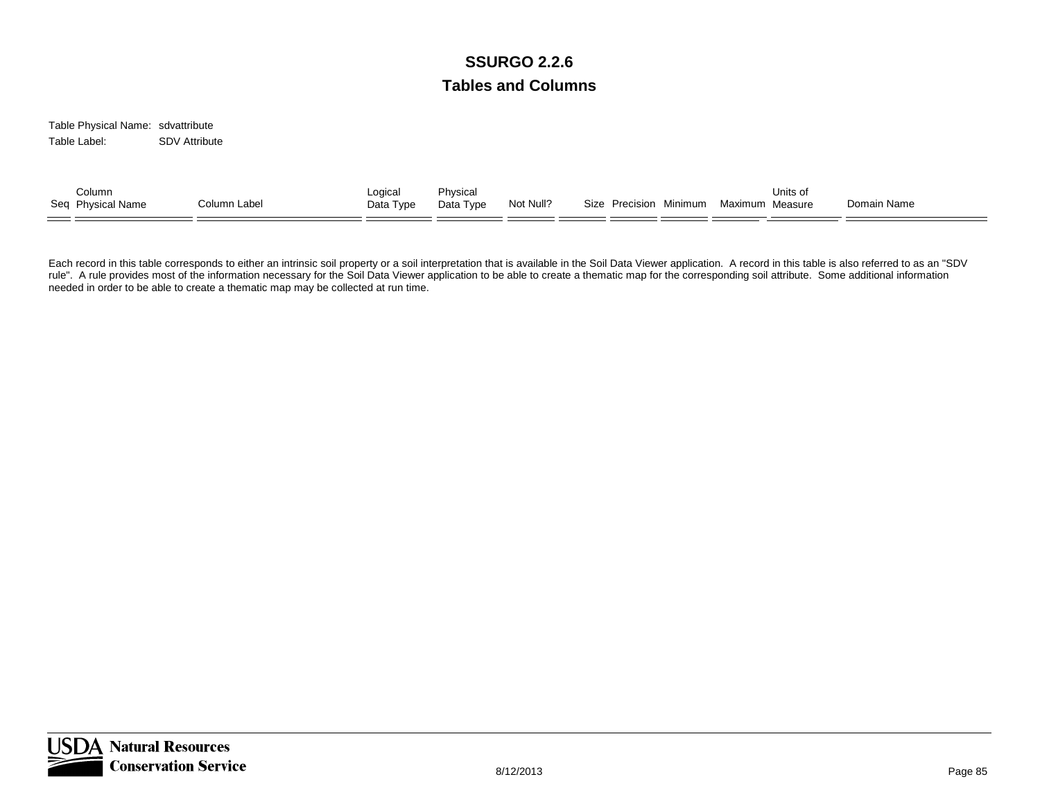# SSURGO 2.2.6

## Tables and Columns

Table Physical Name: sdvattribute

Table Label: SDV Attribute

| Seq | Column Physical Name | Column Label | Logical Data Type | Physical Data Type | Not Null? | Size | Precision | Minimum | Maximum | Units of Measure | Domain Name |
|---|---|---|---|---|---|---|---|---|---|---|---|

Each record in this table corresponds to either an intrinsic soil property or a soil interpretation that is available in the Soil Data Viewer application. A record in this table is also referred to as an "SDV rule". A rule provides most of the information necessary for the Soil Data Viewer application to be able to create a thematic map for the corresponding soil attribute. Some additional information needed in order to be able to create a thematic map may be collected at run time.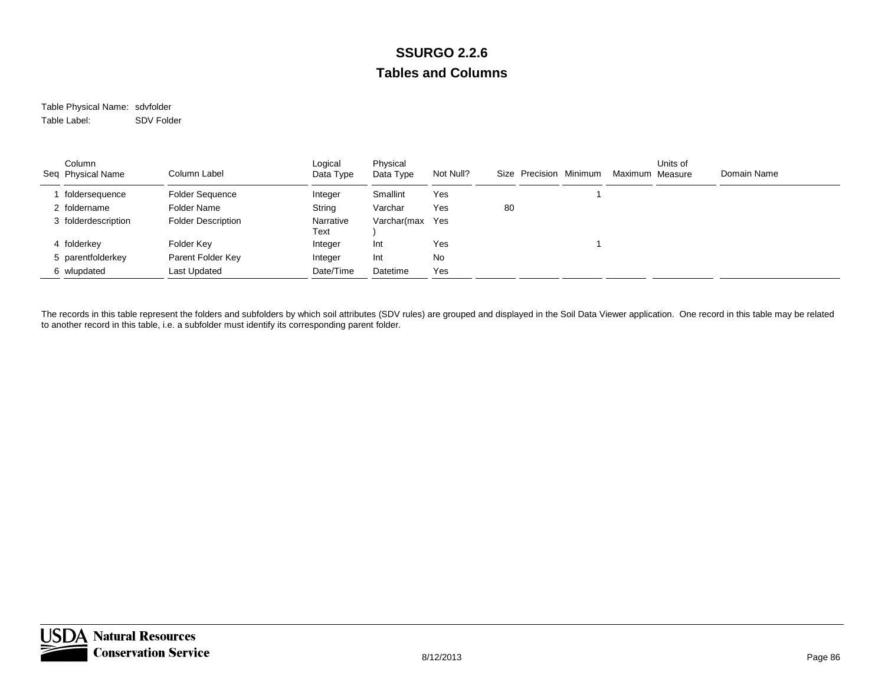# SSURGO 2.2.6

## Tables and Columns

Table Physical Name: sdvfolder

Table Label: SDV Folder

| Seq | Column Physical Name | Column Label | Logical Data Type | Physical Data Type | Not Null? | Size | Precision | Minimum | Maximum | Units of Measure | Domain Name |
|---|---|---|---|---|---|---|---|---|---|---|---|
| 1 | foldersequence | Folder Sequence | Integer | Smallint | Yes | | | 1 | | | |
| 2 | foldername | Folder Name | String | Varchar | Yes | 80 | | | | | |
| 3 | folderdescription | Folder Description | Narrative Text | Varchar(max) | Yes | | | | | | |
| 4 | folderkey | Folder Key | Integer | Int | Yes | | | 1 | | | |
| 5 | parentfolderkey | Parent Folder Key | Integer | Int | No | | | | | | |
| 6 | wlupdated | Last Updated | Date/Time | Datetime | Yes | | | | | | |

The records in this table represent the folders and subfolders by which soil attributes (SDV rules) are grouped and displayed in the Soil Data Viewer application. One record in this table may be related to another record in this table, i.e. a subfolder must identify its corresponding parent folder.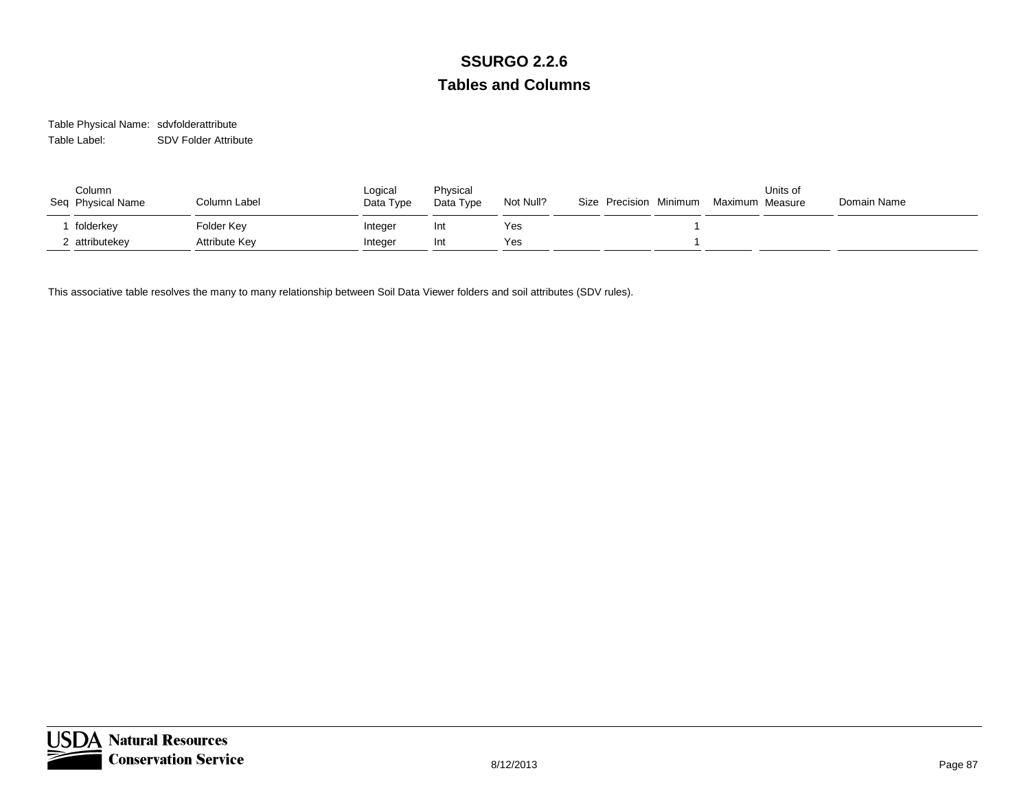# SSURGO 2.2.6

## Tables and Columns

Table Physical Name: sdvfolderattribute

Table Label: SDV Folder Attribute

| Seq | Column Physical Name | Column Label | Logical Data Type | Physical Data Type | Not Null? | Size | Precision | Minimum | Maximum | Units of Measure | Domain Name |
|---|---|---|---|---|---|---|---|---|---|---|---|
| 1 | folderkey | Folder Key | Integer | Int | Yes | | | 1 | | | |
| 2 | attributekey | Attribute Key | Integer | Int | Yes | | | 1 | | | |

This associative table resolves the many to many relationship between Soil Data Viewer folders and soil attributes (SDV rules).